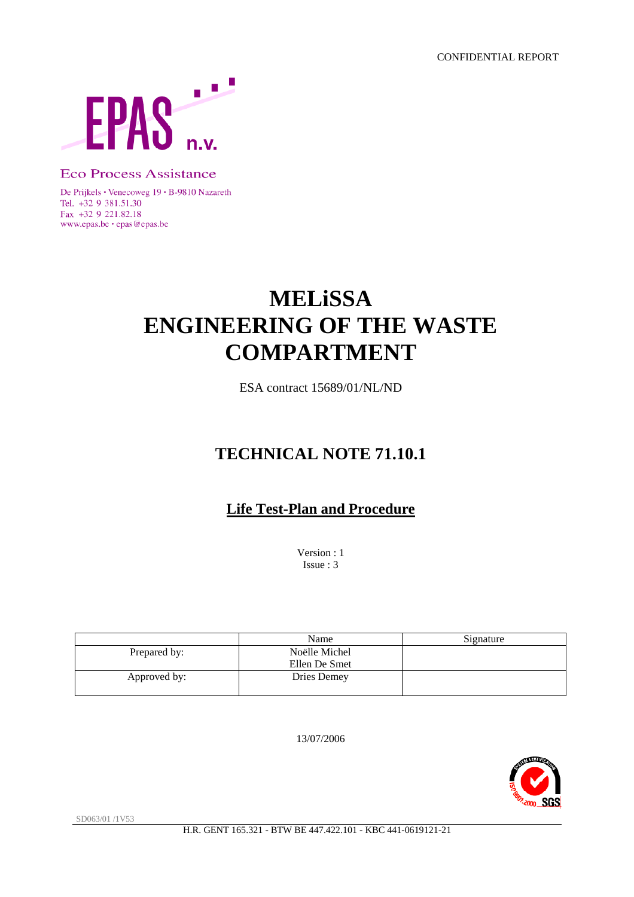CONFIDENTIAL REPORT

EPAS n.v.

Eco Process Assistance

De Prijkels • Venecoweg 19 • B-9810 Nazareth
Tel. +32 9 381.51.30
Fax +32 9 221.82.18
www.epas.be • epas@epas.be

# MELiSSA ENGINEERING OF THE WASTE COMPARTMENT

ESA contract 15689/01/NL/ND

# TECHNICAL NOTE 71.10.1

## Life Test-Plan and Procedure

Version : 1
Issue : 3

| | Name | Signature |
|---|---|---|
| Prepared by: | Noëlle Michel<br>Ellen De Smet | |
| Approved by: | Dries Demey | |

13/07/2006

SD063/01 /1V53

H.R. GENT 165.321 - BTW BE 447.422.101 - KBC 441-0619121-21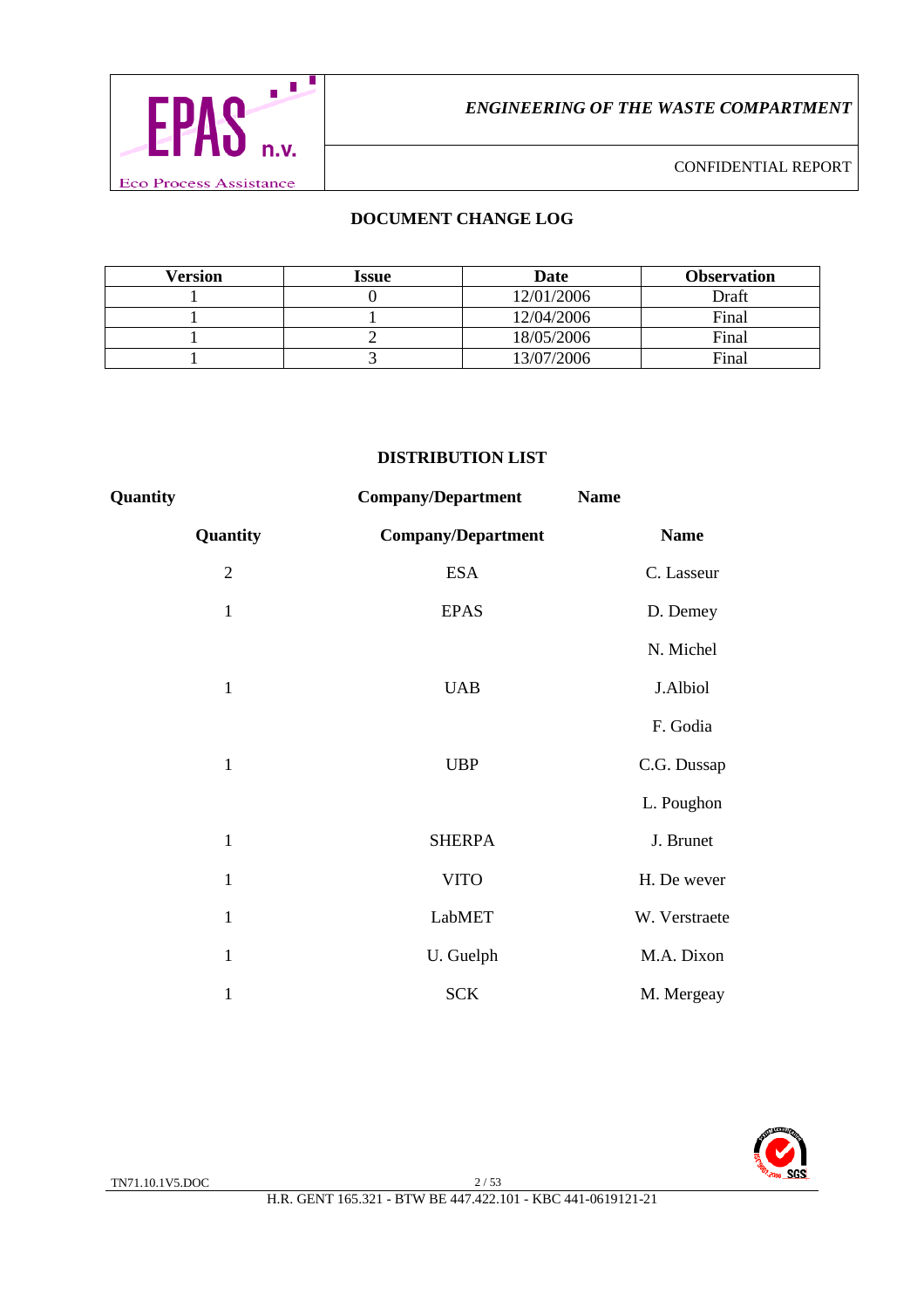## DOCUMENT CHANGE LOG

| Version | Issue | Date | Observation |
|---|---|---|---|
| 1 | 0 | 12/01/2006 | Draft |
| 1 | 1 | 12/04/2006 | Final |
| 1 | 2 | 18/05/2006 | Final |
| 1 | 3 | 13/07/2006 | Final |

## DISTRIBUTION LIST

**Quantity** **Company/Department** **Name**

| Quantity | Company/Department | Name |
|---|---|---|
| 2 | ESA | C. Lasseur |
| 1 | EPAS | D. Demey |
| | | N. Michel |
| 1 | UAB | J.Albiol |
| | | F. Godia |
| 1 | UBP | C.G. Dussap |
| | | L. Poughon |
| 1 | SHERPA | J. Brunet |
| 1 | VITO | H. De wever |
| 1 | LabMET | W. Verstraete |
| 1 | U. Guelph | M.A. Dixon |
| 1 | SCK | M. Mergeay |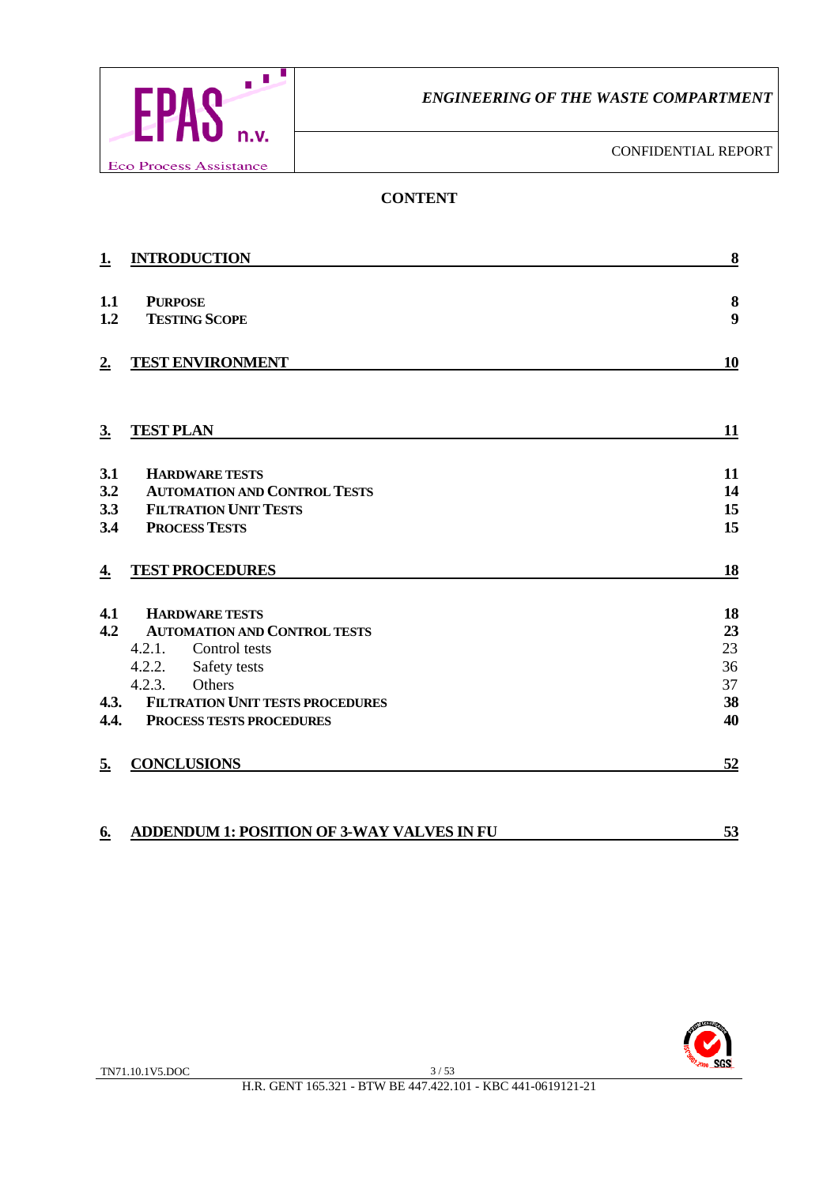## CONTENT

| | | |
|---|---|---|
| **1.** | **INTRODUCTION** | **8** |
| **1.1** | **PURPOSE** | **8** |
| **1.2** | **TESTING SCOPE** | **9** |
| **2.** | **TEST ENVIRONMENT** | **10** |
| **3.** | **TEST PLAN** | **11** |
| **3.1** | **HARDWARE TESTS** | **11** |
| **3.2** | **AUTOMATION AND CONTROL TESTS** | **14** |
| **3.3** | **FILTRATION UNIT TESTS** | **15** |
| **3.4** | **PROCESS TESTS** | **15** |
| **4.** | **TEST PROCEDURES** | **18** |
| **4.1** | **HARDWARE TESTS** | **18** |
| **4.2** | **AUTOMATION AND CONTROL TESTS** | **23** |
| | 4.2.1. Control tests | 23 |
| | 4.2.2. Safety tests | 36 |
| | 4.2.3. Others | 37 |
| **4.3.** | **FILTRATION UNIT TESTS PROCEDURES** | **38** |
| **4.4.** | **PROCESS TESTS PROCEDURES** | **40** |
| **5.** | **CONCLUSIONS** | **52** |
| **6.** | **ADDENDUM 1: POSITION OF 3-WAY VALVES IN FU** | **53** |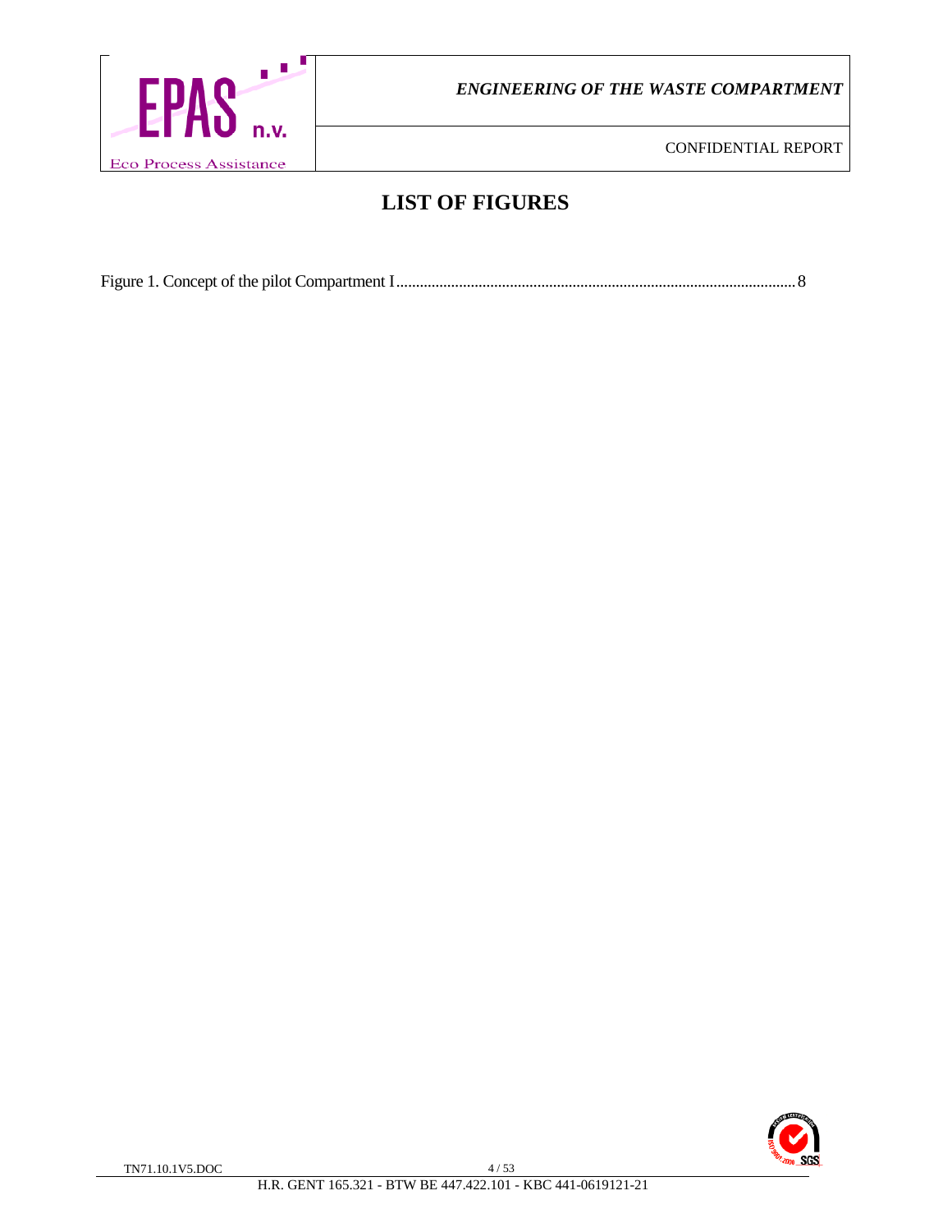# LIST OF FIGURES

Figure 1. Concept of the pilot Compartment I.....................................................................................................8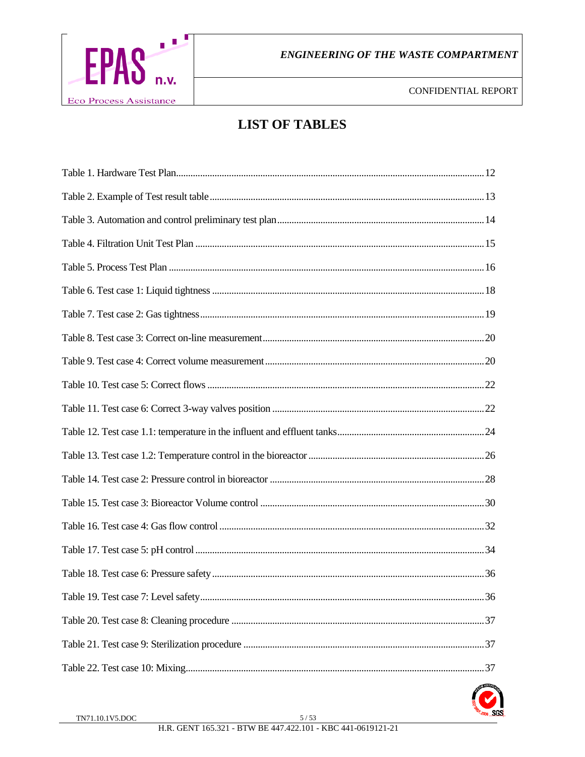# LIST OF TABLES

Table 1. Hardware Test Plan....12

Table 2. Example of Test result table....13

Table 3. Automation and control preliminary test plan....14

Table 4. Filtration Unit Test Plan....15

Table 5. Process Test Plan....16

Table 6. Test case 1: Liquid tightness....18

Table 7. Test case 2: Gas tightness....19

Table 8. Test case 3: Correct on-line measurement....20

Table 9. Test case 4: Correct volume measurement....20

Table 10. Test case 5: Correct flows....22

Table 11. Test case 6: Correct 3-way valves position....22

Table 12. Test case 1.1: temperature in the influent and effluent tanks....24

Table 13. Test case 1.2: Temperature control in the bioreactor....26

Table 14. Test case 2: Pressure control in bioreactor....28

Table 15. Test case 3: Bioreactor Volume control....30

Table 16. Test case 4: Gas flow control....32

Table 17. Test case 5: pH control....34

Table 18. Test case 6: Pressure safety....36

Table 19. Test case 7: Level safety....36

Table 20. Test case 8: Cleaning procedure....37

Table 21. Test case 9: Sterilization procedure....37

Table 22. Test case 10: Mixing....37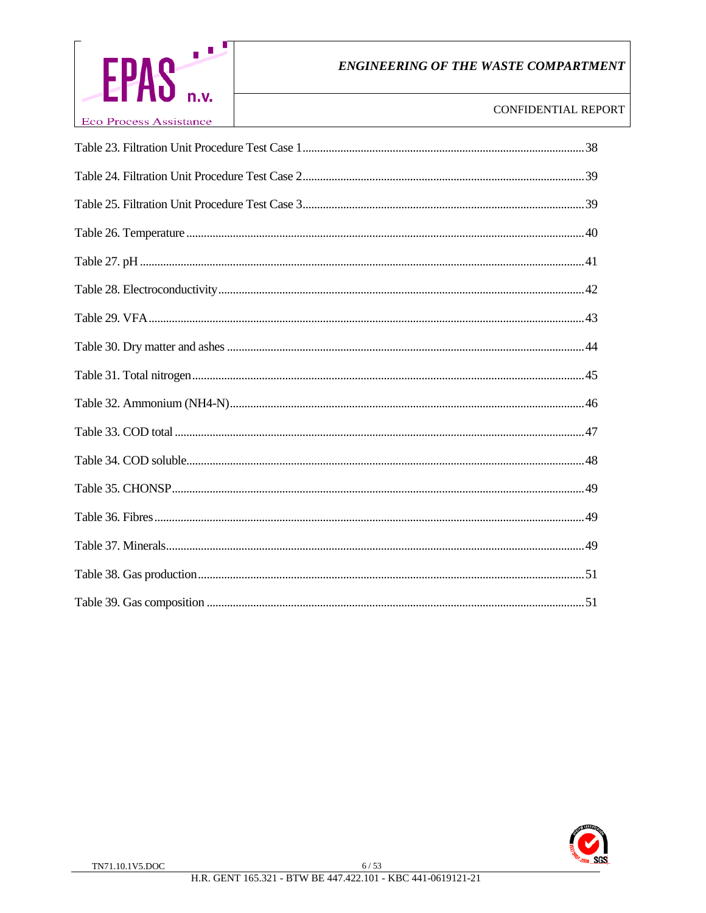Table 23. Filtration Unit Procedure Test Case 1 ........ 38

Table 24. Filtration Unit Procedure Test Case 2 ........ 39

Table 25. Filtration Unit Procedure Test Case 3 ........ 39

Table 26. Temperature ........ 40

Table 27. pH ........ 41

Table 28. Electroconductivity ........ 42

Table 29. VFA ........ 43

Table 30. Dry matter and ashes ........ 44

Table 31. Total nitrogen ........ 45

Table 32. Ammonium (NH4-N) ........ 46

Table 33. COD total ........ 47

Table 34. COD soluble ........ 48

Table 35. CHONSP ........ 49

Table 36. Fibres ........ 49

Table 37. Minerals ........ 49

Table 38. Gas production ........ 51

Table 39. Gas composition ........ 51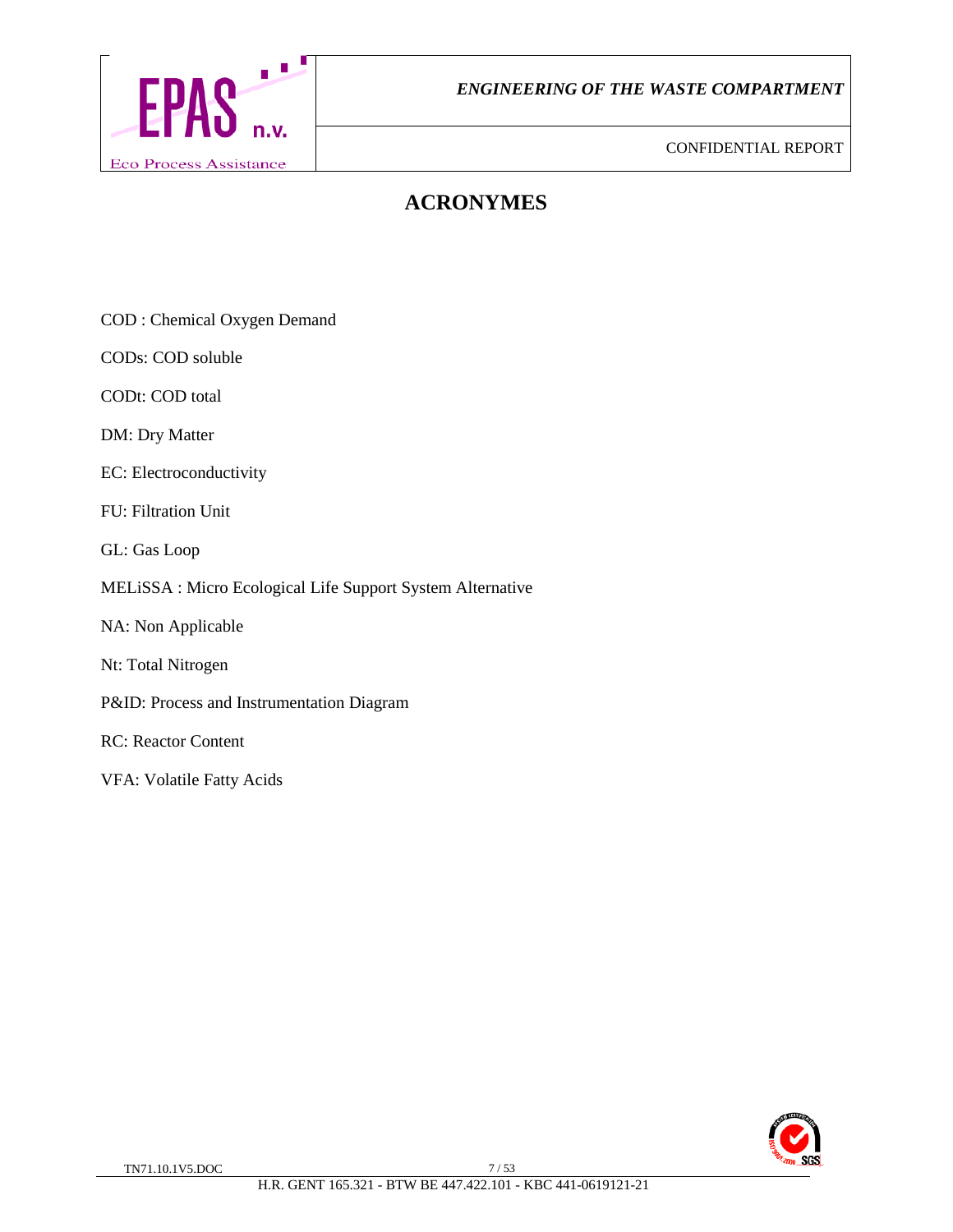# ACRONYMES

COD : Chemical Oxygen Demand

CODs: COD soluble

CODt: COD total

DM: Dry Matter

EC: Electroconductivity

FU: Filtration Unit

GL: Gas Loop

MELiSSA : Micro Ecological Life Support System Alternative

NA: Non Applicable

Nt: Total Nitrogen

P&ID: Process and Instrumentation Diagram

RC: Reactor Content

VFA: Volatile Fatty Acids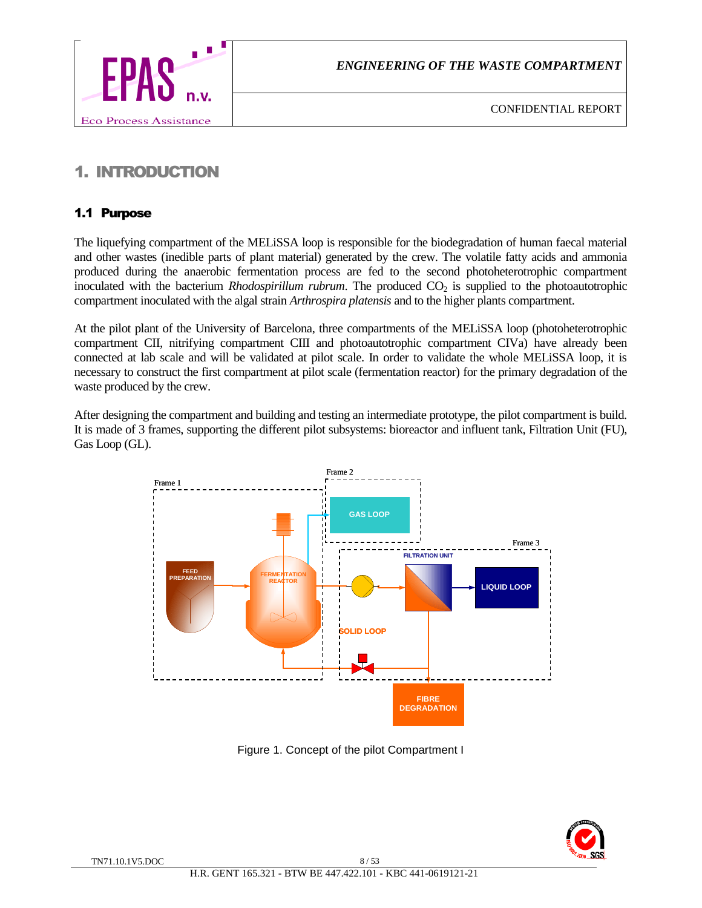# 1. INTRODUCTION

## 1.1 Purpose

The liquefying compartment of the MELiSSA loop is responsible for the biodegradation of human faecal material and other wastes (inedible parts of plant material) generated by the crew. The volatile fatty acids and ammonia produced during the anaerobic fermentation process are fed to the second photoheterotrophic compartment inoculated with the bacterium *Rhodospirillum rubrum*. The produced $CO_2$ is supplied to the photoautotrophic compartment inoculated with the algal strain *Arthrospira platensis* and to the higher plants compartment.

At the pilot plant of the University of Barcelona, three compartments of the MELiSSA loop (photoheterotrophic compartment CII, nitrifying compartment CIII and photoautotrophic compartment CIVa) have already been connected at lab scale and will be validated at pilot scale. In order to validate the whole MELiSSA loop, it is necessary to construct the first compartment at pilot scale (fermentation reactor) for the primary degradation of the waste produced by the crew.

After designing the compartment and building and testing an intermediate prototype, the pilot compartment is build. It is made of 3 frames, supporting the different pilot subsystems: bioreactor and influent tank, Filtration Unit (FU), Gas Loop (GL).

Frame 1 | Frame 2 | Frame 3

FEED PREPARATION | FERMENTATION REACTOR | GAS LOOP | FILTRATION UNIT | LIQUID LOOP | SOLID LOOP | FIBRE DEGRADATION

Figure 1. Concept of the pilot Compartment I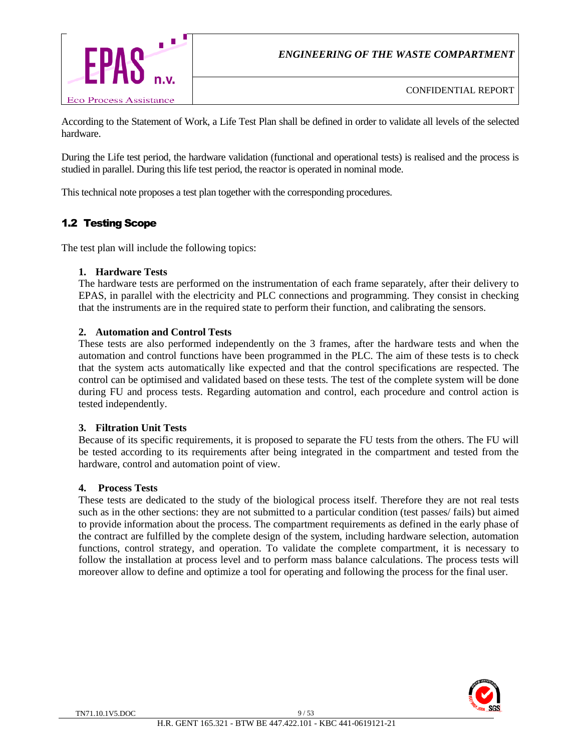According to the Statement of Work, a Life Test Plan shall be defined in order to validate all levels of the selected hardware.

During the Life test period, the hardware validation (functional and operational tests) is realised and the process is studied in parallel. During this life test period, the reactor is operated in nominal mode.

This technical note proposes a test plan together with the corresponding procedures.

## 1.2 Testing Scope

The test plan will include the following topics:

1. **Hardware Tests**
   The hardware tests are performed on the instrumentation of each frame separately, after their delivery to EPAS, in parallel with the electricity and PLC connections and programming. They consist in checking that the instruments are in the required state to perform their function, and calibrating the sensors.

2. **Automation and Control Tests**
   These tests are also performed independently on the 3 frames, after the hardware tests and when the automation and control functions have been programmed in the PLC. The aim of these tests is to check that the system acts automatically like expected and that the control specifications are respected. The control can be optimised and validated based on these tests. The test of the complete system will be done during FU and process tests. Regarding automation and control, each procedure and control action is tested independently.

3. **Filtration Unit Tests**
   Because of its specific requirements, it is proposed to separate the FU tests from the others. The FU will be tested according to its requirements after being integrated in the compartment and tested from the hardware, control and automation point of view.

4. **Process Tests**
   These tests are dedicated to the study of the biological process itself. Therefore they are not real tests such as in the other sections: they are not submitted to a particular condition (test passes/ fails) but aimed to provide information about the process. The compartment requirements as defined in the early phase of the contract are fulfilled by the complete design of the system, including hardware selection, automation functions, control strategy, and operation. To validate the complete compartment, it is necessary to follow the installation at process level and to perform mass balance calculations. The process tests will moreover allow to define and optimize a tool for operating and following the process for the final user.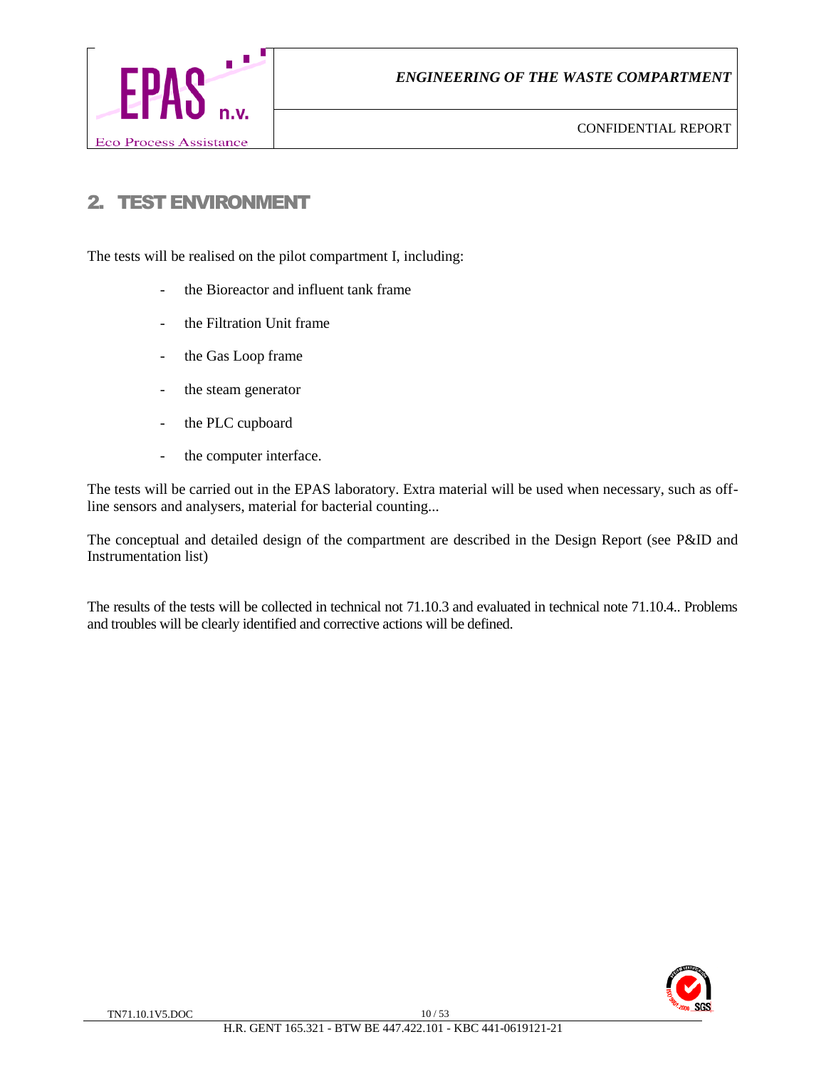## 2. TEST ENVIRONMENT

The tests will be realised on the pilot compartment I, including:

- the Bioreactor and influent tank frame
- the Filtration Unit frame
- the Gas Loop frame
- the steam generator
- the PLC cupboard
- the computer interface.

The tests will be carried out in the EPAS laboratory. Extra material will be used when necessary, such as off-line sensors and analysers, material for bacterial counting...

The conceptual and detailed design of the compartment are described in the Design Report (see P&ID and Instrumentation list)

The results of the tests will be collected in technical not 71.10.3 and evaluated in technical note 71.10.4.. Problems and troubles will be clearly identified and corrective actions will be defined.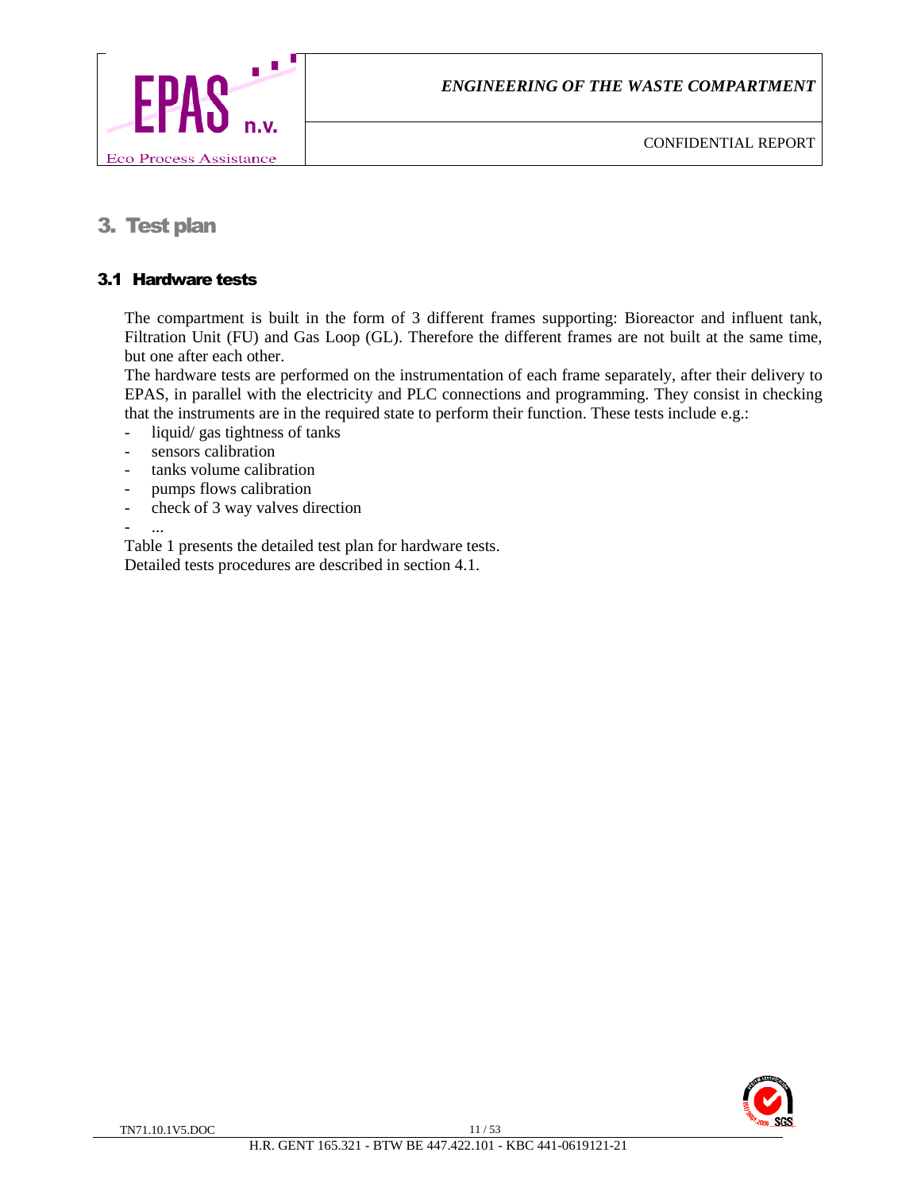# 3. Test plan

## 3.1 Hardware tests

The compartment is built in the form of 3 different frames supporting: Bioreactor and influent tank, Filtration Unit (FU) and Gas Loop (GL). Therefore the different frames are not built at the same time, but one after each other.

The hardware tests are performed on the instrumentation of each frame separately, after their delivery to EPAS, in parallel with the electricity and PLC connections and programming. They consist in checking that the instruments are in the required state to perform their function. These tests include e.g.:

- liquid/ gas tightness of tanks
- sensors calibration
- tanks volume calibration
- pumps flows calibration
- check of 3 way valves direction
- ...

Table 1 presents the detailed test plan for hardware tests.

Detailed tests procedures are described in section 4.1.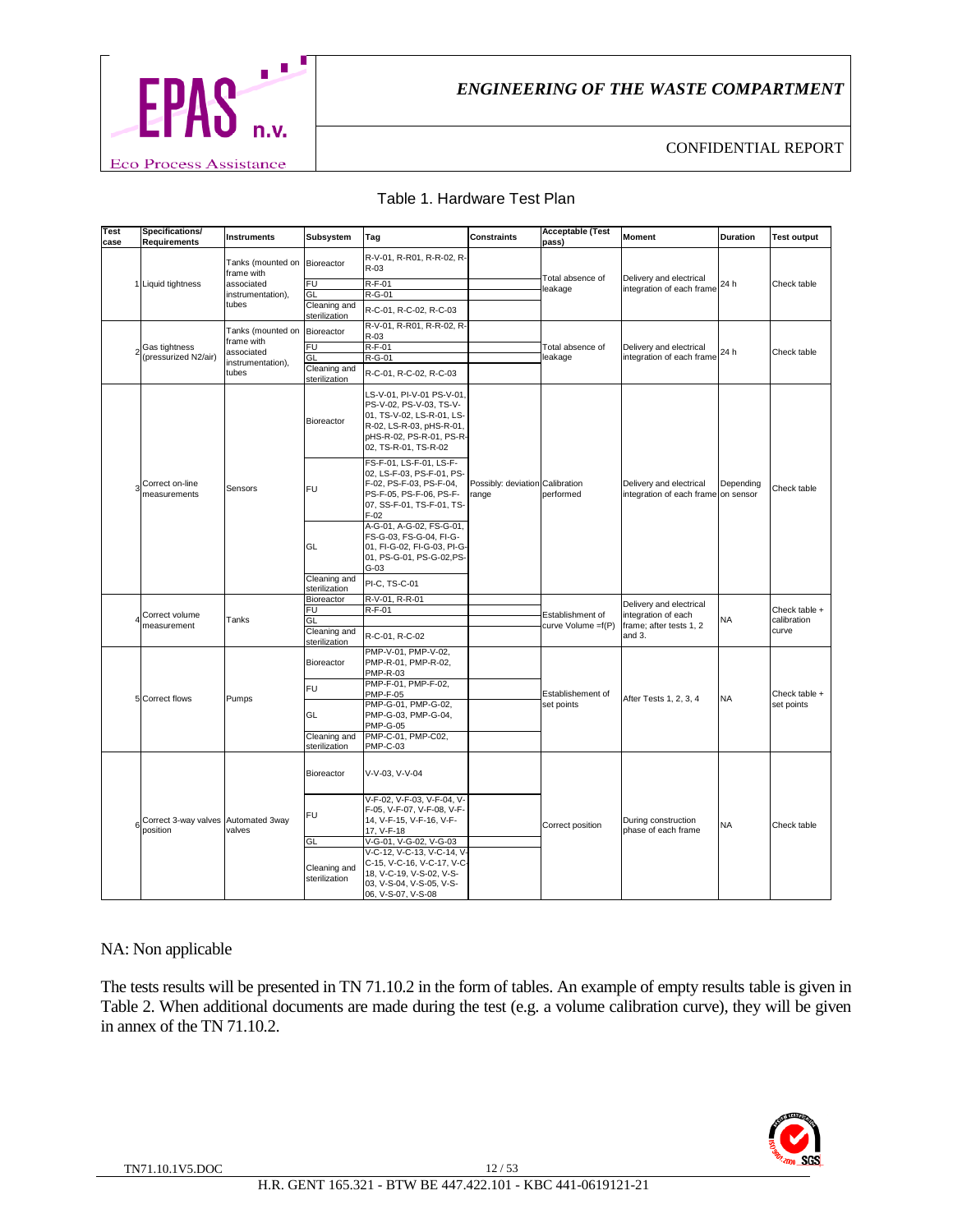Table 1. Hardware Test Plan

| Test case | Specifications/ Requirements | Instruments | Subsystem | Tag | Constraints | Acceptable (Test pass) | Moment | Duration | Test output |
|---|---|---|---|---|---|---|---|---|---|
| 1 | Liquid tightness | Tanks (mounted on frame with associated instrumentation), tubes | Bioreactor | R-V-01, R-R01, R-R-02, R-R-03 | | Total absence of leakage | Delivery and electrical integration of each frame | 24 h | Check table |
| | | | FU | R-F-01 | | | | | |
| | | | GL | R-G-01 | | | | | |
| | | | Cleaning and sterilization | R-C-01, R-C-02, R-C-03 | | | | | |
| 2 | Gas tightness (pressurized N2/air) | Tanks (mounted on frame with associated instrumentation), tubes | Bioreactor | R-V-01, R-R01, R-R-02, R-R-03 | | Total absence of leakage | Delivery and electrical integration of each frame | 24 h | Check table |
| | | | FU | R-F-01 | | | | | |
| | | | GL | R-G-01 | | | | | |
| | | | Cleaning and sterilization | R-C-01, R-C-02, R-C-03 | | | | | |
| 3 | Correct on-line measurements | Sensors | Bioreactor | LS-V-01, PI-V-01 PS-V-01, PS-V-02, PS-V-03, TS-V-01, TS-V-02, LS-R-01, LS-R-02, LS-R-03, pHS-R-01, pHS-R-02, PS-R-01, PS-R-02, TS-R-01, TS-R-02 | Possibly: deviation range | Calibration performed | Delivery and electrical integration of each frame | Depending on sensor | Check table |
| | | | FU | FS-F-01, LS-F-01, LS-F-02, LS-F-03, PS-F-01, PS-F-02, PS-F-03, PS-F-04, PS-F-05, PS-F-06, PS-F-07, SS-F-01, TS-F-01, TS-F-02 | | | | | |
| | | | GL | A-G-01, A-G-02, FS-G-01, FS-G-03, FS-G-04, FI-G-01, FI-G-02, FI-G-03, PI-G-01, PS-G-01, PS-G-02,PS-G-03 | | | | | |
| | | | Cleaning and sterilization | PI-C, TS-C-01 | | | | | |
| 4 | Correct volume measurement | Tanks | Bioreactor | R-V-01, R-R-01 | | Establishment of curve Volume =f(P) | Delivery and electrical integration of each frame; after tests 1, 2 and 3. | NA | Check table + calibration curve |
| | | | FU | R-F-01 | | | | | |
| | | | GL | | | | | | |
| | | | Cleaning and sterilization | R-C-01, R-C-02 | | | | | |
| 5 | Correct flows | Pumps | Bioreactor | PMP-V-01, PMP-V-02, PMP-R-01, PMP-R-02, PMP-R-03 | | Establishement of set points | After Tests 1, 2, 3, 4 | NA | Check table + set points |
| | | | FU | PMP-F-01, PMP-F-02, PMP-F-05 | | | | | |
| | | | GL | PMP-G-01, PMP-G-02, PMP-G-03, PMP-G-04, PMP-G-05 | | | | | |
| | | | Cleaning and sterilization | PMP-C-01, PMP-C02, PMP-C-03 | | | | | |
| 6 | Correct 3-way valves position | Automated 3way valves | Bioreactor | V-V-03, V-V-04 | | Correct position | During construction phase of each frame | NA | Check table |
| | | | FU | V-F-02, V-F-03, V-F-04, V-F-05, V-F-07, V-F-08, V-F-14, V-F-15, V-F-16, V-F-17, V-F-18 | | | | | |
| | | | GL | V-G-01, V-G-02, V-G-03 | | | | | |
| | | | Cleaning and sterilization | V-C-12, V-C-13, V-C-14, V-C-15, V-C-16, V-C-17, V-C-18, V-C-19, V-S-02, V-S-03, V-S-04, V-S-05, V-S-06, V-S-07, V-S-08 | | | | | |

NA: Non applicable

The tests results will be presented in TN 71.10.2 in the form of tables. An example of empty results table is given in Table 2. When additional documents are made during the test (e.g. a volume calibration curve), they will be given in annex of the TN 71.10.2.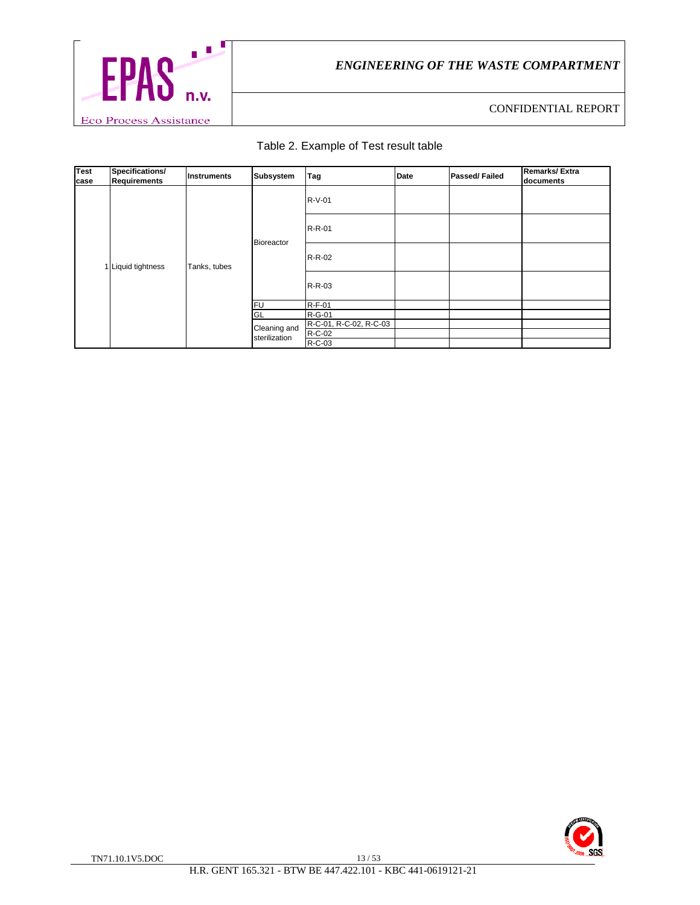Table 2. Example of Test result table

| Test case | Specifications/ Requirements | Instruments | Subsystem | Tag | Date | Passed/ Failed | Remarks/ Extra documents |
|---|---|---|---|---|---|---|---|
| 1 | Liquid tightness | Tanks, tubes | Bioreactor | R-V-01 | | | |
| | | | | R-R-01 | | | |
| | | | | R-R-02 | | | |
| | | | | R-R-03 | | | |
| | | | FU | R-F-01 | | | |
| | | | GL | R-G-01 | | | |
| | | | Cleaning and sterilization | R-C-01, R-C-02, R-C-03 | | | |
| | | | | R-C-02 | | | |
| | | | | R-C-03 | | | |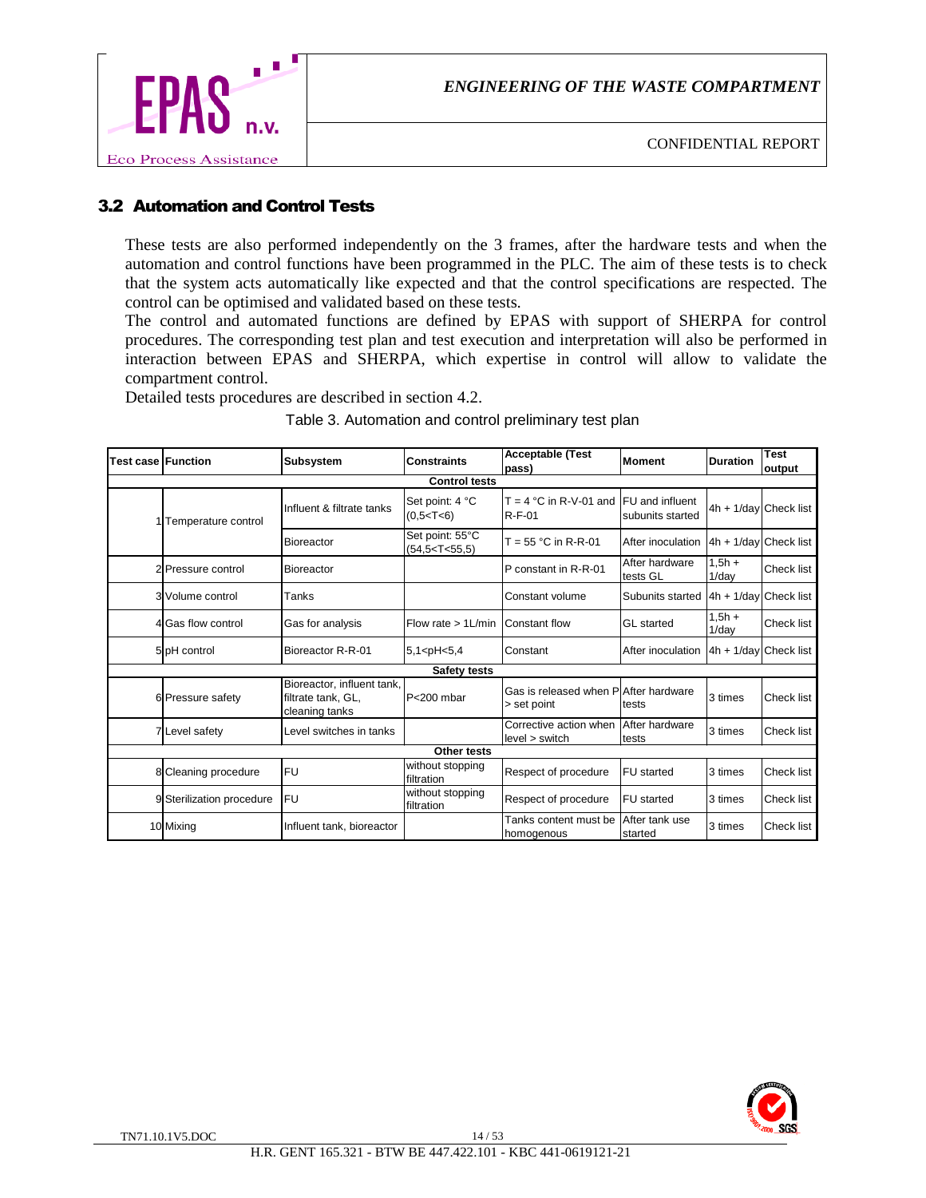## 3.2 Automation and Control Tests

These tests are also performed independently on the 3 frames, after the hardware tests and when the automation and control functions have been programmed in the PLC. The aim of these tests is to check that the system acts automatically like expected and that the control specifications are respected. The control can be optimised and validated based on these tests.

The control and automated functions are defined by EPAS with support of SHERPA for control procedures. The corresponding test plan and test execution and interpretation will also be performed in interaction between EPAS and SHERPA, which expertise in control will allow to validate the compartment control.

Detailed tests procedures are described in section 4.2.

Table 3. Automation and control preliminary test plan

| Test case | Function | Subsystem | Constraints | Acceptable (Test pass) | Moment | Duration | Test output |
|---|---|---|---|---|---|---|---|
| | | | **Control tests** | | | | |
| 1 | Temperature control | Influent & filtrate tanks | Set point: 4 °C (0,5<T<6) | T = 4 °C in R-V-01 and R-F-01 | FU and influent subunits started | 4h + 1/day | Check list |
| | | Bioreactor | Set point: 55°C (54,5<T<55,5) | T = 55 °C in R-R-01 | After inoculation | 4h + 1/day | Check list |
| 2 | Pressure control | Bioreactor | | P constant in R-R-01 | After hardware tests GL | 1,5h + 1/day | Check list |
| 3 | Volume control | Tanks | | Constant volume | Subunits started | 4h + 1/day | Check list |
| 4 | Gas flow control | Gas for analysis | Flow rate > 1L/min | Constant flow | GL started | 1,5h + 1/day | Check list |
| 5 | pH control | Bioreactor R-R-01 | 5,1<pH<5,4 | Constant | After inoculation | 4h + 1/day | Check list |
| | | | **Safety tests** | | | | |
| 6 | Pressure safety | Bioreactor, influent tank, filtrate tank, GL, cleaning tanks | P<200 mbar | Gas is released when P > set point | After hardware tests | 3 times | Check list |
| 7 | Level safety | Level switches in tanks | | Corrective action when level > switch | After hardware tests | 3 times | Check list |
| | | | **Other tests** | | | | |
| 8 | Cleaning procedure | FU | without stopping filtration | Respect of procedure | FU started | 3 times | Check list |
| 9 | Sterilization procedure | FU | without stopping filtration | Respect of procedure | FU started | 3 times | Check list |
| 10 | Mixing | Influent tank, bioreactor | | Tanks content must be homogenous | After tank use started | 3 times | Check list |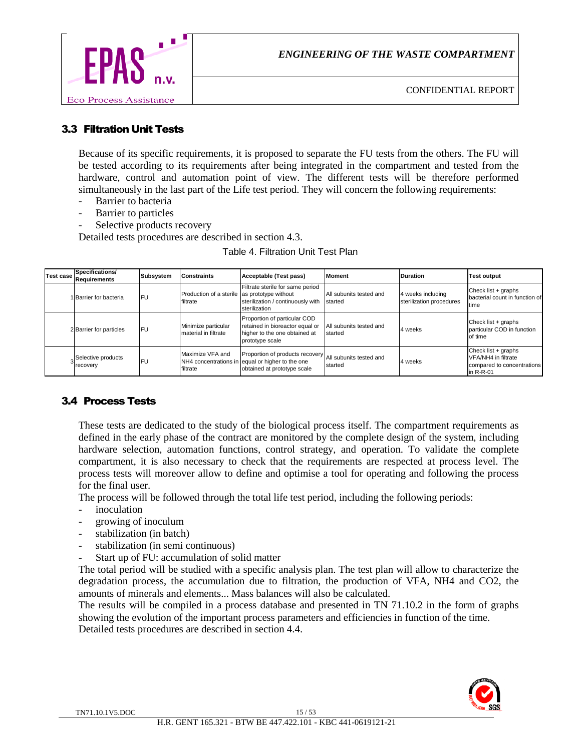## 3.3 Filtration Unit Tests

Because of its specific requirements, it is proposed to separate the FU tests from the others. The FU will be tested according to its requirements after being integrated in the compartment and tested from the hardware, control and automation point of view. The different tests will be therefore performed simultaneously in the last part of the Life test period. They will concern the following requirements:

- Barrier to bacteria
- Barrier to particles
- Selective products recovery

Detailed tests procedures are described in section 4.3.

Table 4. Filtration Unit Test Plan

| Test case | Specifications/ Requirements | Subsystem | Constraints | Acceptable (Test pass) | Moment | Duration | Test output |
|---|---|---|---|---|---|---|---|
| 1 | Barrier for bacteria | FU | Production of a sterile filtrate | Filtrate sterile for same period as prototype without sterilization / continuously with sterilization | All subunits tested and started | 4 weeks including sterilization procedures | Check list + graphs bacterial count in function of time |
| 2 | Barrier for particles | FU | Minimize particular material in filtrate | Proportion of particular COD retained in bioreactor equal or higher to the one obtained at prototype scale | All subunits tested and started | 4 weeks | Check list + graphs particular COD in function of time |
| 3 | Selective products recovery | FU | Maximize VFA and NH4 concentrations in filtrate | Proportion of products recovery equal or higher to the one obtained at prototype scale | All subunits tested and started | 4 weeks | Check list + graphs VFA/NH4 in filtrate compared to concentrations in R-R-01 |

## 3.4 Process Tests

These tests are dedicated to the study of the biological process itself. The compartment requirements as defined in the early phase of the contract are monitored by the complete design of the system, including hardware selection, automation functions, control strategy, and operation. To validate the complete compartment, it is also necessary to check that the requirements are respected at process level. The process tests will moreover allow to define and optimise a tool for operating and following the process for the final user.

The process will be followed through the total life test period, including the following periods:

- inoculation
- growing of inoculum
- stabilization (in batch)
- stabilization (in semi continuous)
- Start up of FU: accumulation of solid matter

The total period will be studied with a specific analysis plan. The test plan will allow to characterize the degradation process, the accumulation due to filtration, the production of VFA, $NH_4$ and $CO_2$, the amounts of minerals and elements... Mass balances will also be calculated.

The results will be compiled in a process database and presented in TN 71.10.2 in the form of graphs showing the evolution of the important process parameters and efficiencies in function of the time.

Detailed tests procedures are described in section 4.4.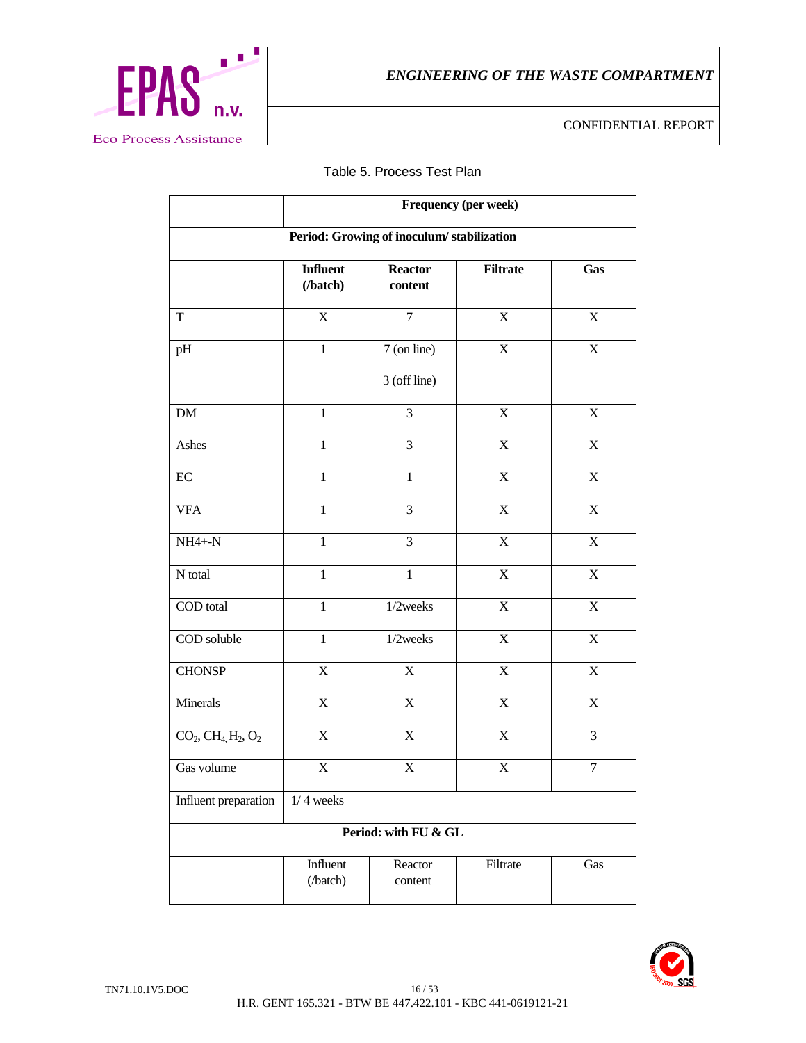Table 5. Process Test Plan

| | **Frequency (per week)** | | | |
|---|---|---|---|---|
| **Period: Growing of inoculum/ stabilization** | | | | |
| | **Influent (/batch)** | **Reactor content** | **Filtrate** | **Gas** |
| T | X | 7 | X | X |
| pH | 1 | 7 (on line)<br>3 (off line) | X | X |
| DM | 1 | 3 | X | X |
| Ashes | 1 | 3 | X | X |
| EC | 1 | 1 | X | X |
| VFA | 1 | 3 | X | X |
| NH4+-N | 1 | 3 | X | X |
| N total | 1 | 1 | X | X |
| COD total | 1 | 1/2weeks | X | X |
| COD soluble | 1 | 1/2weeks | X | X |
| CHONSP | X | X | X | X |
| Minerals | X | X | X | X |
| $CO_2$, $CH_4$, $H_2$, $O_2$ | X | X | X | 3 |
| Gas volume | X | X | X | 7 |
| Influent preparation | 1/ 4 weeks | | | |
| **Period: with FU & GL** | | | | |
| | Influent (/batch) | Reactor content | Filtrate | Gas |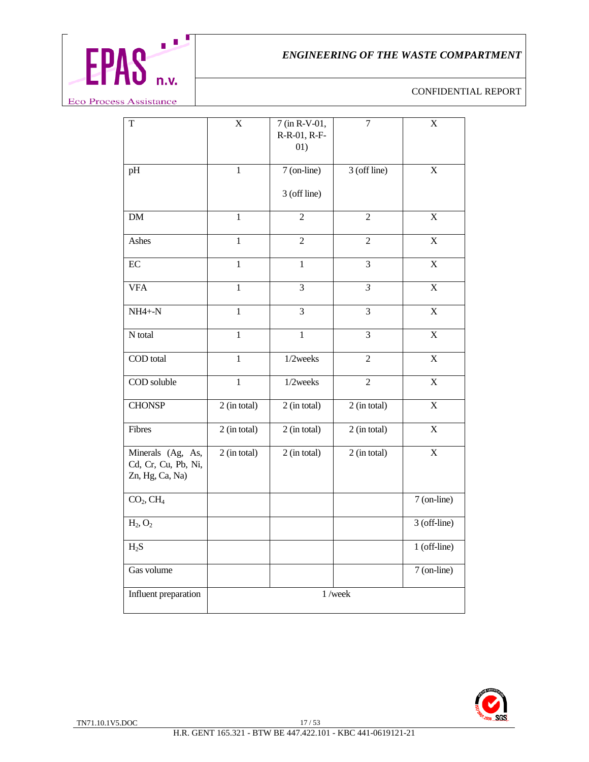| T | X | 7 (in R-V-01, R-R-01, R-F-01) | 7 | X |
|---|---|---|---|---|
| pH | 1 | 7 (on-line)<br><br>3 (off line) | 3 (off line) | X |
| DM | 1 | 2 | 2 | X |
| Ashes | 1 | 2 | 2 | X |
| EC | 1 | 1 | 3 | X |
| VFA | 1 | 3 | *3* | X |
| NH4+-N | 1 | 3 | 3 | X |
| N total | 1 | 1 | 3 | X |
| COD total | 1 | 1/2weeks | 2 | X |
| COD soluble | 1 | 1/2weeks | 2 | X |
| CHONSP | 2 (in total) | 2 (in total) | 2 (in total) | X |
| Fibres | 2 (in total) | 2 (in total) | 2 (in total) | X |
| Minerals (Ag, As, Cd, Cr, Cu, Pb, Ni, Zn, Hg, Ca, Na) | 2 (in total) | 2 (in total) | 2 (in total) | X |
| $CO_2$, $CH_4$ | | | | 7 (on-line) |
| $H_2$, $O_2$ | | | | 3 (off-line) |
| $H_2S$ | | | | 1 (off-line) |
| Gas volume | | | | 7 (on-line) |
| Influent preparation | 1 /week | | | |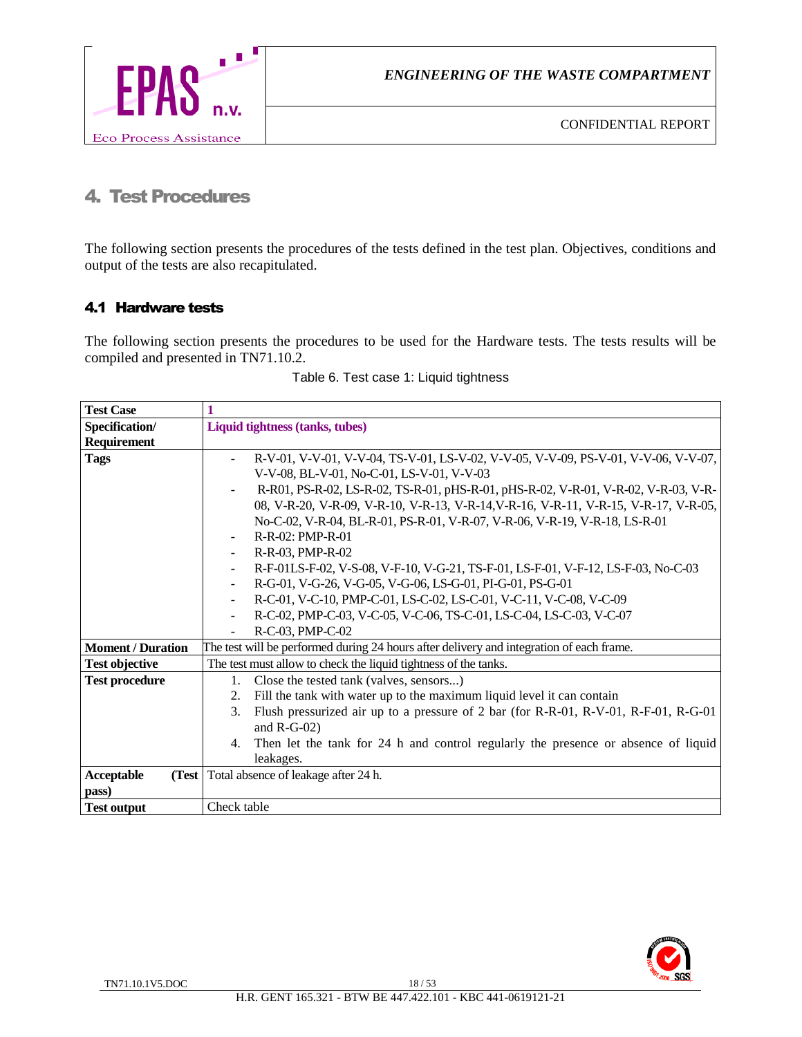# 4. Test Procedures

The following section presents the procedures of the tests defined in the test plan. Objectives, conditions and output of the tests are also recapitulated.

## 4.1 Hardware tests

The following section presents the procedures to be used for the Hardware tests. The tests results will be compiled and presented in TN71.10.2.

Table 6. Test case 1: Liquid tightness

| **Test Case** | **1** |
|---|---|
| **Specification/ Requirement** | **Liquid tightness (tanks, tubes)** |
| **Tags** | - R-V-01, V-V-01, V-V-04, TS-V-01, LS-V-02, V-V-05, V-V-09, PS-V-01, V-V-06, V-V-07, V-V-08, BL-V-01, No-C-01, LS-V-01, V-V-03<br>- R-R01, PS-R-02, LS-R-02, TS-R-01, pHS-R-01, pHS-R-02, V-R-01, V-R-02, V-R-03, V-R-08, V-R-20, V-R-09, V-R-10, V-R-13, V-R-14,V-R-16, V-R-11, V-R-15, V-R-17, V-R-05, No-C-02, V-R-04, BL-R-01, PS-R-01, V-R-07, V-R-06, V-R-19, V-R-18, LS-R-01<br>- R-R-02: PMP-R-01<br>- R-R-03, PMP-R-02<br>- R-F-01LS-F-02, V-S-08, V-F-10, V-G-21, TS-F-01, LS-F-01, V-F-12, LS-F-03, No-C-03<br>- R-G-01, V-G-26, V-G-05, V-G-06, LS-G-01, PI-G-01, PS-G-01<br>- R-C-01, V-C-10, PMP-C-01, LS-C-02, LS-C-01, V-C-11, V-C-08, V-C-09<br>- R-C-02, PMP-C-03, V-C-05, V-C-06, TS-C-01, LS-C-04, LS-C-03, V-C-07<br>- R-C-03, PMP-C-02 |
| **Moment / Duration** | The test will be performed during 24 hours after delivery and integration of each frame. |
| **Test objective** | The test must allow to check the liquid tightness of the tanks. |
| **Test procedure** | 1. Close the tested tank (valves, sensors...)<br>2. Fill the tank with water up to the maximum liquid level it can contain<br>3. Flush pressurized air up to a pressure of 2 bar (for R-R-01, R-V-01, R-F-01, R-G-01 and R-G-02)<br>4. Then let the tank for 24 h and control regularly the presence or absence of liquid leakages. |
| **Acceptable (Test pass)** | Total absence of leakage after 24 h. |
| **Test output** | Check table |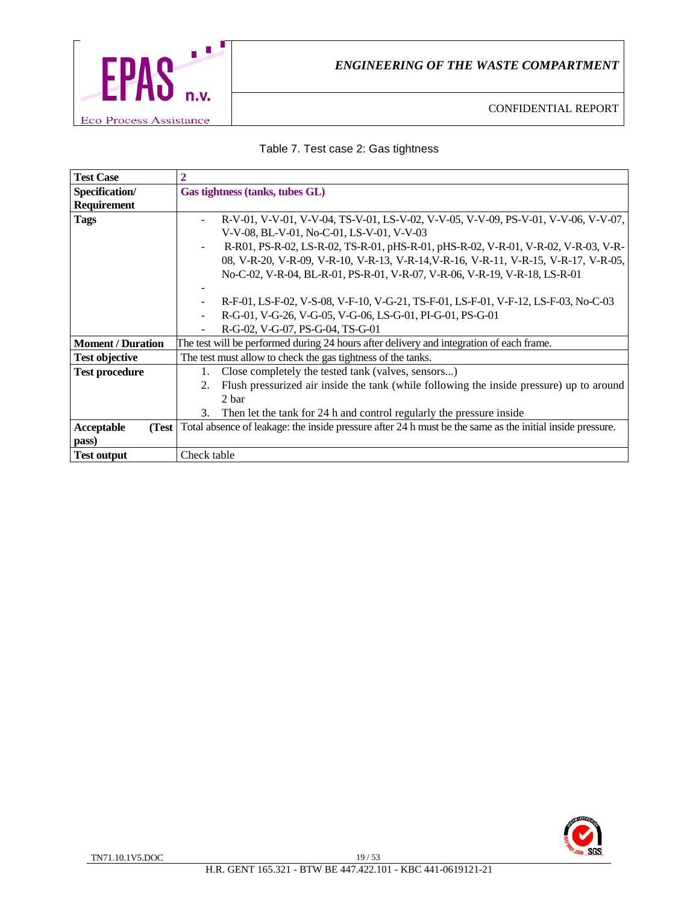Table 7. Test case 2: Gas tightness

| **Test Case** | **2** |
|---|---|
| **Specification/ Requirement** | **Gas tightness (tanks, tubes GL)** |
| **Tags** | - R-V-01, V-V-01, V-V-04, TS-V-01, LS-V-02, V-V-05, V-V-09, PS-V-01, V-V-06, V-V-07, V-V-08, BL-V-01, No-C-01, LS-V-01, V-V-03<br>- R-R01, PS-R-02, LS-R-02, TS-R-01, pHS-R-01, pHS-R-02, V-R-01, V-R-02, V-R-03, V-R-08, V-R-20, V-R-09, V-R-10, V-R-13, V-R-14,V-R-16, V-R-11, V-R-15, V-R-17, V-R-05, No-C-02, V-R-04, BL-R-01, PS-R-01, V-R-07, V-R-06, V-R-19, V-R-18, LS-R-01<br>-<br>- R-F-01, LS-F-02, V-S-08, V-F-10, V-G-21, TS-F-01, LS-F-01, V-F-12, LS-F-03, No-C-03<br>- R-G-01, V-G-26, V-G-05, V-G-06, LS-G-01, PI-G-01, PS-G-01<br>- R-G-02, V-G-07, PS-G-04, TS-G-01 |
| **Moment / Duration** | The test will be performed during 24 hours after delivery and integration of each frame. |
| **Test objective** | The test must allow to check the gas tightness of the tanks. |
| **Test procedure** | 1. Close completely the tested tank (valves, sensors...)<br>2. Flush pressurized air inside the tank (while following the inside pressure) up to around 2 bar<br>3. Then let the tank for 24 h and control regularly the pressure inside |
| **Acceptable (Test pass)** | Total absence of leakage: the inside pressure after 24 h must be the same as the initial inside pressure. |
| **Test output** | Check table |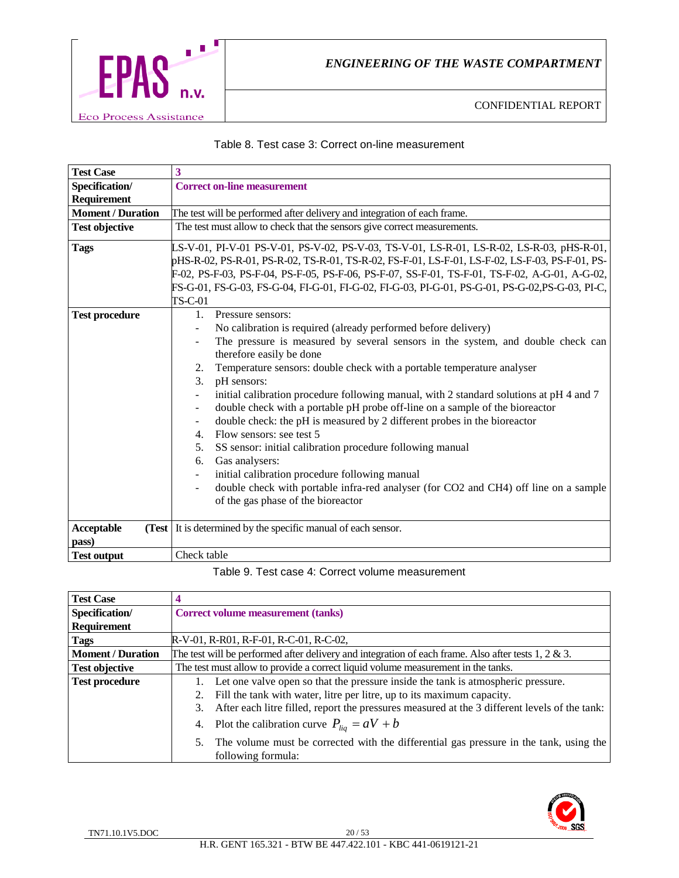Table 8. Test case 3: Correct on-line measurement

| Test Case | 3 |
|---|---|
| Specification/ Requirement | **Correct on-line measurement** |
| Moment / Duration | The test will be performed after delivery and integration of each frame. |
| Test objective | The test must allow to check that the sensors give correct measurements. |
| Tags | LS-V-01, PI-V-01 PS-V-01, PS-V-02, PS-V-03, TS-V-01, LS-R-01, LS-R-02, LS-R-03, pHS-R-01, pHS-R-02, PS-R-01, PS-R-02, TS-R-01, TS-R-02, FS-F-01, LS-F-01, LS-F-02, LS-F-03, PS-F-01, PS-F-02, PS-F-03, PS-F-04, PS-F-05, PS-F-06, PS-F-07, SS-F-01, TS-F-01, TS-F-02, A-G-01, A-G-02, FS-G-01, FS-G-03, FS-G-04, FI-G-01, FI-G-02, FI-G-03, PI-G-01, PS-G-01, PS-G-02,PS-G-03, PI-C, TS-C-01 |
| Test procedure | 1. Pressure sensors:<br>- No calibration is required (already performed before delivery)<br>- The pressure is measured by several sensors in the system, and double check can therefore easily be done<br>2. Temperature sensors: double check with a portable temperature analyser<br>3. pH sensors:<br>- initial calibration procedure following manual, with 2 standard solutions at pH 4 and 7<br>- double check with a portable pH probe off-line on a sample of the bioreactor<br>- double check: the pH is measured by 2 different probes in the bioreactor<br>4. Flow sensors: see test 5<br>5. SS sensor: initial calibration procedure following manual<br>6. Gas analysers:<br>- initial calibration procedure following manual<br>- double check with portable infra-red analyser (for CO2 and CH4) off line on a sample of the gas phase of the bioreactor |
| Acceptable (Test pass) | It is determined by the specific manual of each sensor. |
| Test output | Check table |

Table 9. Test case 4: Correct volume measurement

| Test Case | 4 |
|---|---|
| Specification/ Requirement | **Correct volume measurement (tanks)** |
| Tags | R-V-01, R-R01, R-F-01, R-C-01, R-C-02, |
| Moment / Duration | The test will be performed after delivery and integration of each frame. Also after tests 1, 2 & 3. |
| Test objective | The test must allow to provide a correct liquid volume measurement in the tanks. |
| Test procedure | 1. Let one valve open so that the pressure inside the tank is atmospheric pressure.<br>2. Fill the tank with water, litre per litre, up to its maximum capacity.<br>3. After each litre filled, report the pressures measured at the 3 different levels of the tank:<br>4. Plot the calibration curve $P_{liq} = aV + b$<br>5. The volume must be corrected with the differential gas pressure in the tank, using the following formula: |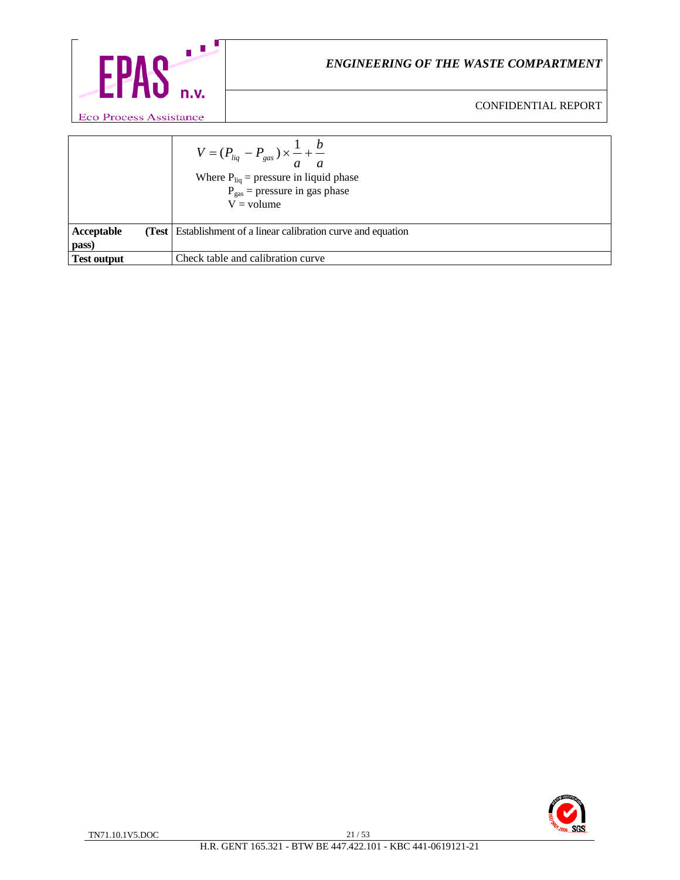| | |
|---|---|
| | $$V = (P_{liq} - P_{gas}) \times \frac{1}{a} + \frac{b}{a}$$ Where $P_{liq}$ = pressure in liquid phase<br>$P_{gas}$ = pressure in gas phase<br>V = volume |
| **Acceptable (Test pass)** | Establishment of a linear calibration curve and equation |
| **Test output** | Check table and calibration curve |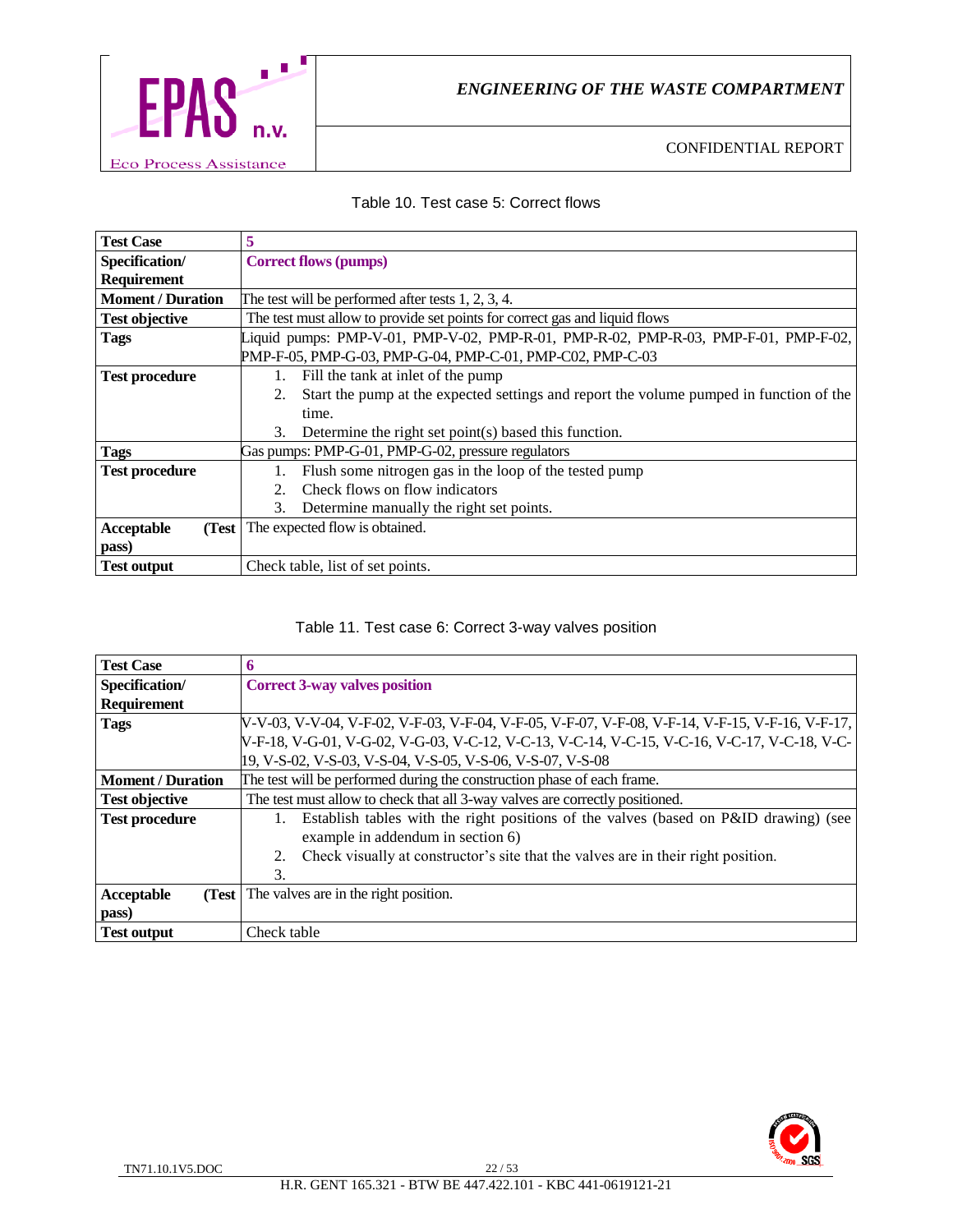Table 10. Test case 5: Correct flows

| Test Case | 5 |
|---|---|
| Specification/ Requirement | **Correct flows (pumps)** |
| Moment / Duration | The test will be performed after tests 1, 2, 3, 4. |
| Test objective | The test must allow to provide set points for correct gas and liquid flows |
| Tags | Liquid pumps: PMP-V-01, PMP-V-02, PMP-R-01, PMP-R-02, PMP-R-03, PMP-F-01, PMP-F-02, PMP-F-05, PMP-G-03, PMP-G-04, PMP-C-01, PMP-C02, PMP-C-03 |
| Test procedure | 1. Fill the tank at inlet of the pump<br>2. Start the pump at the expected settings and report the volume pumped in function of the time.<br>3. Determine the right set point(s) based this function. |
| Tags | Gas pumps: PMP-G-01, PMP-G-02, pressure regulators |
| Test procedure | 1. Flush some nitrogen gas in the loop of the tested pump<br>2. Check flows on flow indicators<br>3. Determine manually the right set points. |
| Acceptable (Test pass) | The expected flow is obtained. |
| Test output | Check table, list of set points. |

Table 11. Test case 6: Correct 3-way valves position

| Test Case | 6 |
|---|---|
| Specification/ Requirement | **Correct 3-way valves position** |
| Tags | V-V-03, V-V-04, V-F-02, V-F-03, V-F-04, V-F-05, V-F-07, V-F-08, V-F-14, V-F-15, V-F-16, V-F-17, V-F-18, V-G-01, V-G-02, V-G-03, V-C-12, V-C-13, V-C-14, V-C-15, V-C-16, V-C-17, V-C-18, V-C-19, V-S-02, V-S-03, V-S-04, V-S-05, V-S-06, V-S-07, V-S-08 |
| Moment / Duration | The test will be performed during the construction phase of each frame. |
| Test objective | The test must allow to check that all 3-way valves are correctly positioned. |
| Test procedure | 1. Establish tables with the right positions of the valves (based on P&ID drawing) (see example in addendum in section 6)<br>2. Check visually at constructor's site that the valves are in their right position.<br>3. |
| Acceptable (Test pass) | The valves are in the right position. |
| Test output | Check table |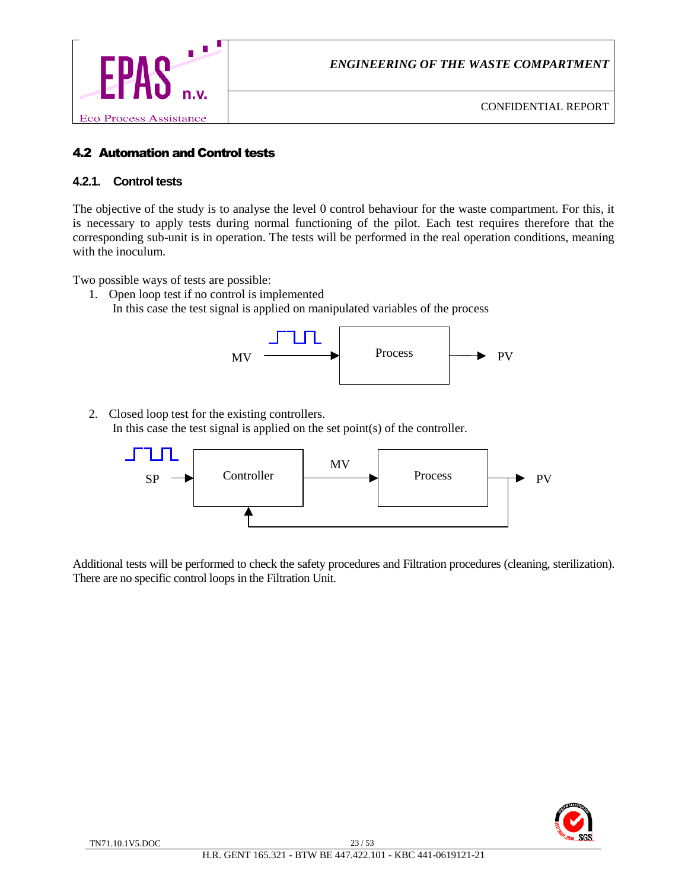## 4.2 Automation and Control tests

### 4.2.1. Control tests

The objective of the study is to analyse the level 0 control behaviour for the waste compartment. For this, it is necessary to apply tests during normal functioning of the pilot. Each test requires therefore that the corresponding sub-unit is in operation. The tests will be performed in the real operation conditions, meaning with the inoculum.

Two possible ways of tests are possible:

1. Open loop test if no control is implemented
   In this case the test signal is applied on manipulated variables of the process

   MV → Process → PV

2. Closed loop test for the existing controllers.
   In this case the test signal is applied on the set point(s) of the controller.

   SP → Controller → MV → Process → PV (with feedback from PV to Controller)

Additional tests will be performed to check the safety procedures and Filtration procedures (cleaning, sterilization). There are no specific control loops in the Filtration Unit.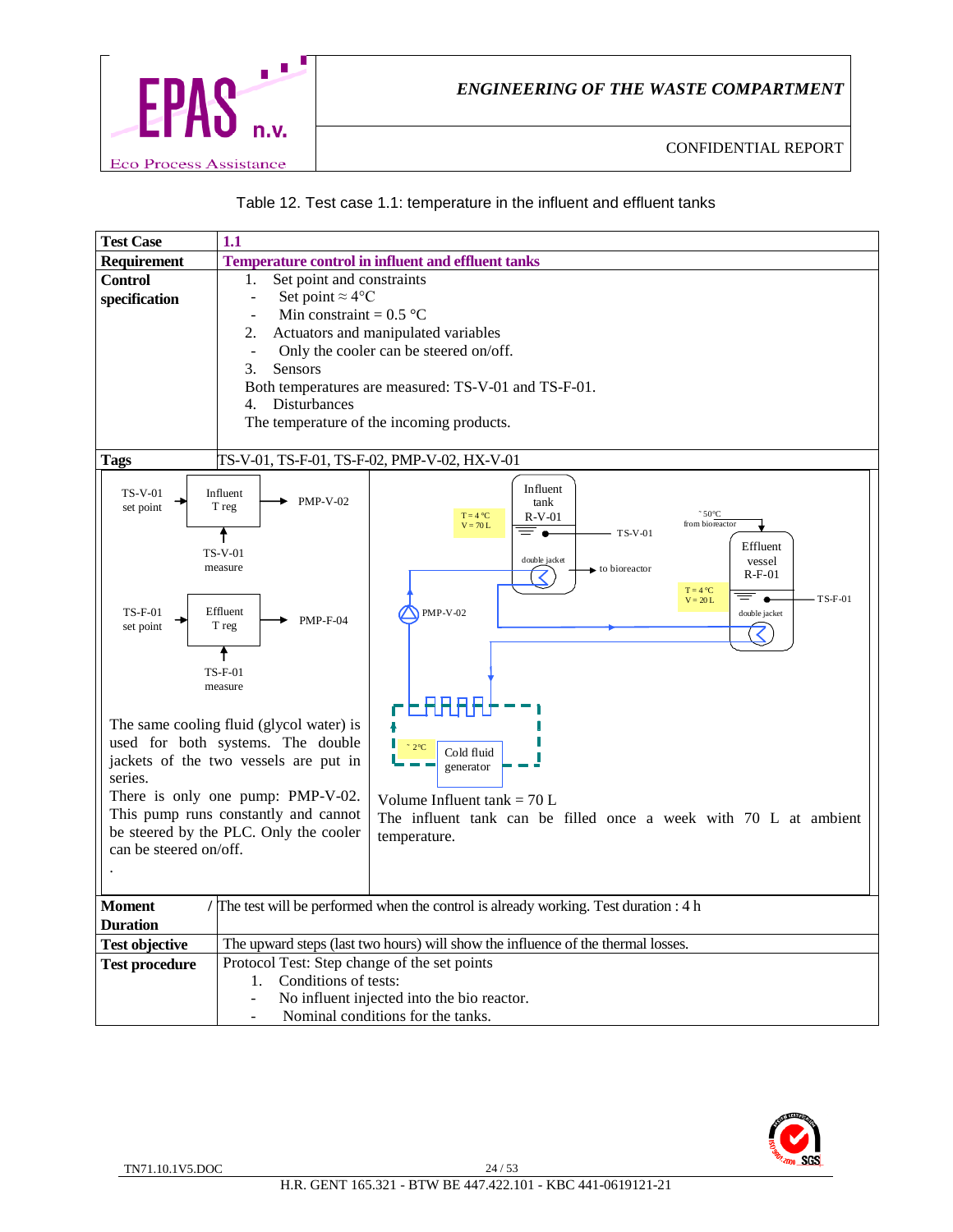Table 12. Test case 1.1: temperature in the influent and effluent tanks

| **Test Case** | **1.1** |
|---|---|
| **Requirement** | **Temperature control in influent and effluent tanks** |
| **Control specification** | 1. Set point and constraints<br>- Set point ≈ 4°C<br>- Min constraint = 0.5 °C<br>2. Actuators and manipulated variables<br>- Only the cooler can be steered on/off.<br>3. Sensors<br>Both temperatures are measured: TS-V-01 and TS-F-01.<br>4. Disturbances<br>The temperature of the incoming products. |
| **Tags** | TS-V-01, TS-F-01, TS-F-02, PMP-V-02, HX-V-01 |
| TS-V-01 set point → Influent T reg → PMP-V-02; TS-V-01 measure<br>TS-F-01 set point → Effluent T reg → PMP-F-04; TS-F-01 measure<br><br>The same cooling fluid (glycol water) is used for both systems. The double jackets of the two vessels are put in series.<br>There is only one pump: PMP-V-02. This pump runs constantly and cannot be steered by the PLC. Only the cooler can be steered on/off.<br>. | Influent tank R-V-01 (T = 4 °C, V = 70 L), TS-V-01, double jacket, to bioreactor; Effluent vessel R-F-01 (T = 4 °C, V = 20 L), ~50°C from bioreactor, TS-F-01, double jacket; PMP-V-02; Cold fluid generator (~2°C)<br><br>Volume Influent tank = 70 L<br>The influent tank can be filled once a week with 70 L at ambient temperature. |
| **Moment / Duration** | The test will be performed when the control is already working. Test duration : 4 h |
| **Test objective** | The upward steps (last two hours) will show the influence of the thermal losses. |
| **Test procedure** | Protocol Test: Step change of the set points<br>1. Conditions of tests:<br>- No influent injected into the bio reactor.<br>- Nominal conditions for the tanks. |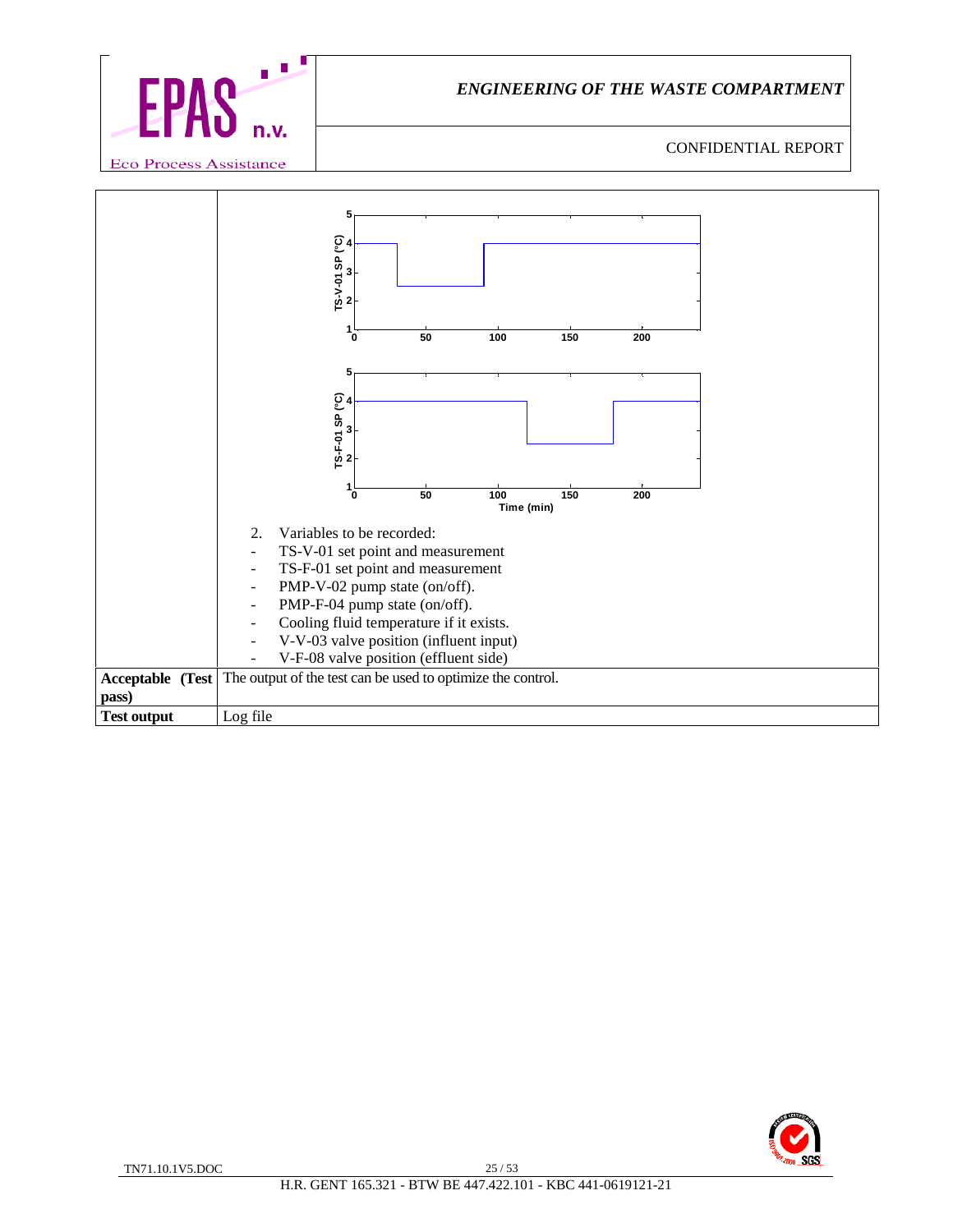| | |
|---|---|
| | 2. Variables to be recorded:<br>- TS-V-01 set point and measurement<br>- TS-F-01 set point and measurement<br>- PMP-V-02 pump state (on/off).<br>- PMP-F-04 pump state (on/off).<br>- Cooling fluid temperature if it exists.<br>- V-V-03 valve position (influent input)<br>- V-F-08 valve position (effluent side) |
| **Acceptable (Test pass)** | The output of the test can be used to optimize the control. |
| **Test output** | Log file |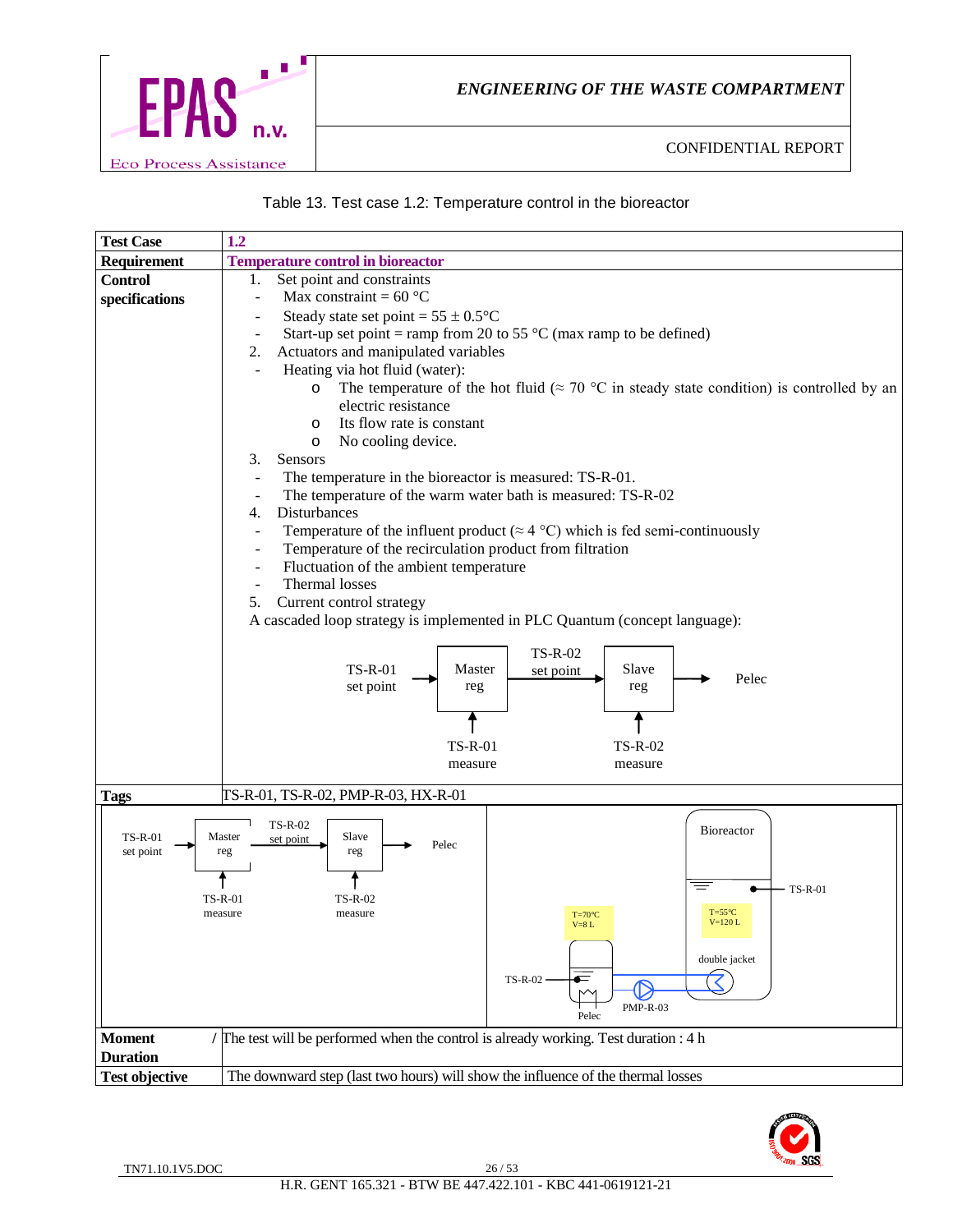Table 13. Test case 1.2: Temperature control in the bioreactor

| **Test Case** | **1.2** |
|---|---|
| **Requirement** | **Temperature control in bioreactor** |
| **Control specifications** | 1. Set point and constraints<br>- Max constraint = 60 °C<br>- Steady state set point = 55 ± 0.5°C<br>- Start-up set point = ramp from 20 to 55 °C (max ramp to be defined)<br>2. Actuators and manipulated variables<br>- Heating via hot fluid (water):<br>o The temperature of the hot fluid (≈ 70 °C in steady state condition) is controlled by an electric resistance<br>o Its flow rate is constant<br>o No cooling device.<br>3. Sensors<br>- The temperature in the bioreactor is measured: TS-R-01.<br>- The temperature of the warm water bath is measured: TS-R-02<br>4. Disturbances<br>- Temperature of the influent product (≈ 4 °C) which is fed semi-continuously<br>- Temperature of the recirculation product from filtration<br>- Fluctuation of the ambient temperature<br>- Thermal losses<br>5. Current control strategy<br>A cascaded loop strategy is implemented in PLC Quantum (concept language):<br>TS-R-01 set point → Master reg → TS-R-02 set point → Slave reg → Pelec<br>(Master reg ← TS-R-01 measure; Slave reg ← TS-R-02 measure) |
| **Tags** | TS-R-01, TS-R-02, PMP-R-03, HX-R-01 |
| | TS-R-01 set point → Master reg → TS-R-02 set point → Slave reg → Pelec (Master reg ← TS-R-01 measure; Slave reg ← TS-R-02 measure)<br><br>Bioreactor: T=55°C, V=120 L, double jacket, TS-R-01; Warm water bath: T=70°C, V=8 L, TS-R-02, Pelec; PMP-R-03 |
| **Moment / Duration** | The test will be performed when the control is already working. Test duration : 4 h |
| **Test objective** | The downward step (last two hours) will show the influence of the thermal losses |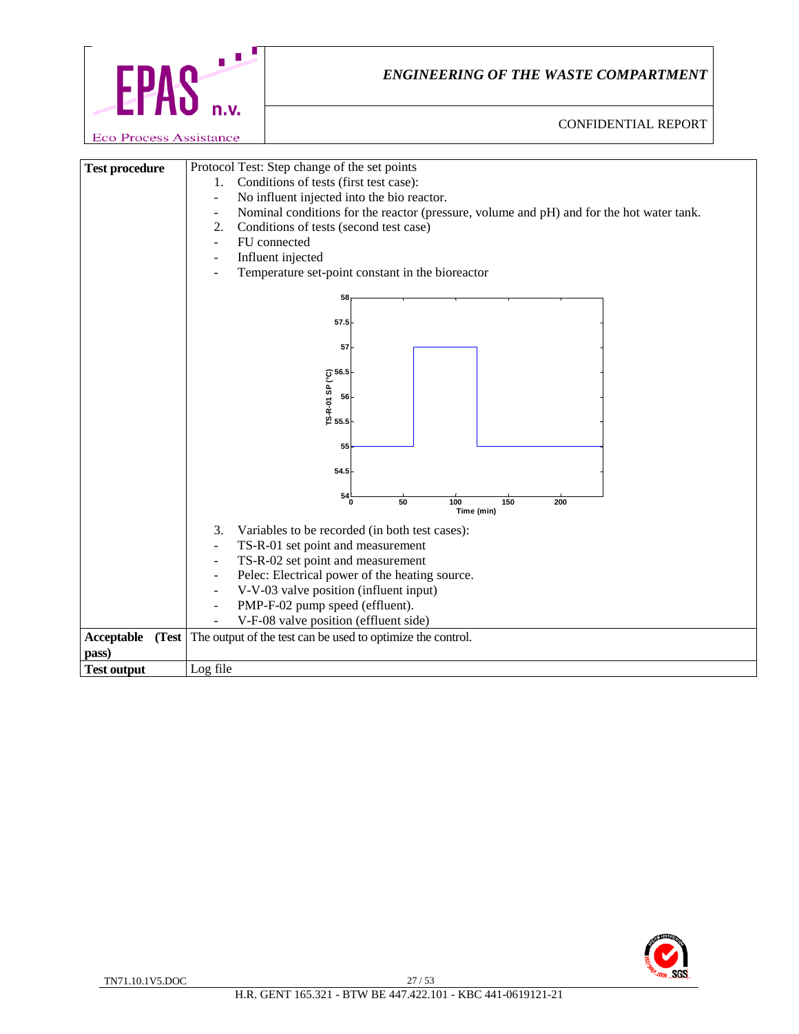| Test procedure | Protocol Test: Step change of the set points<br>1. Conditions of tests (first test case):<br>- No influent injected into the bio reactor.<br>- Nominal conditions for the reactor (pressure, volume and pH) and for the hot water tank.<br>2. Conditions of tests (second test case)<br>- FU connected<br>- Influent injected<br>- Temperature set-point constant in the bioreactor<br><br>3. Variables to be recorded (in both test cases):<br>- TS-R-01 set point and measurement<br>- TS-R-02 set point and measurement<br>- Pelec: Electrical power of the heating source.<br>- V-V-03 valve position (influent input)<br>- PMP-F-02 pump speed (effluent).<br>- V-F-08 valve position (effluent side) |
|---|---|
| Acceptable (Test pass) | The output of the test can be used to optimize the control. |
| Test output | Log file |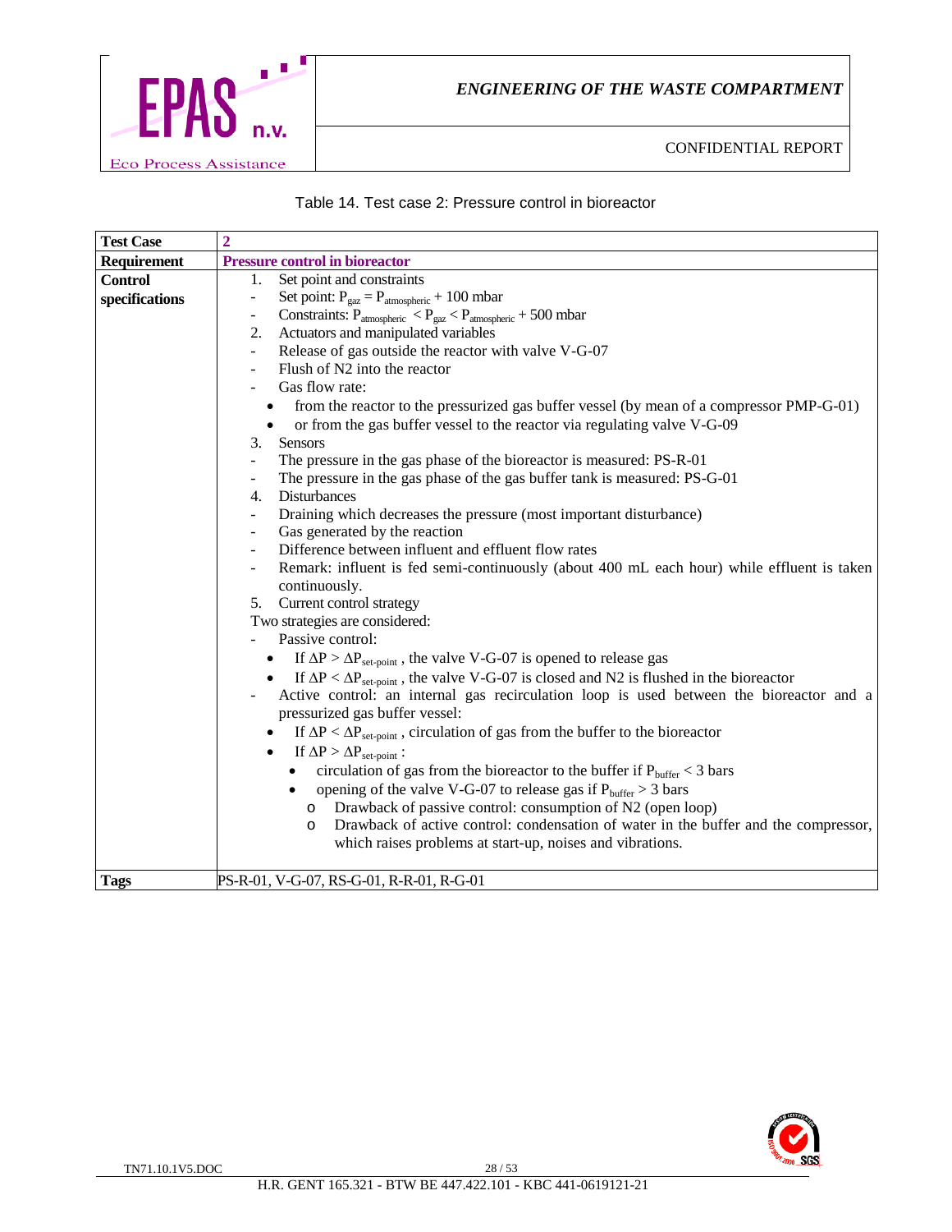Table 14. Test case 2: Pressure control in bioreactor

| **Test Case** | **2** |
|---|---|
| **Requirement** | **Pressure control in bioreactor** |
| **Control specifications** | 1. Set point and constraints<br>- Set point: $P_{gaz} = P_{atmospheric} + 100$ mbar<br>- Constraints: $P_{atmospheric} < P_{gaz} < P_{atmospheric} + 500$ mbar<br>2. Actuators and manipulated variables<br>- Release of gas outside the reactor with valve V-G-07<br>- Flush of N2 into the reactor<br>- Gas flow rate:<br>• from the reactor to the pressurized gas buffer vessel (by mean of a compressor PMP-G-01)<br>• or from the gas buffer vessel to the reactor via regulating valve V-G-09<br>3. Sensors<br>- The pressure in the gas phase of the bioreactor is measured: PS-R-01<br>- The pressure in the gas phase of the gas buffer tank is measured: PS-G-01<br>4. Disturbances<br>- Draining which decreases the pressure (most important disturbance)<br>- Gas generated by the reaction<br>- Difference between influent and effluent flow rates<br>- Remark: influent is fed semi-continuously (about 400 mL each hour) while effluent is taken continuously.<br>5. Current control strategy<br>Two strategies are considered:<br>- Passive control:<br>• If $\Delta P > \Delta P_{set\text{-}point}$ , the valve V-G-07 is opened to release gas<br>• If $\Delta P < \Delta P_{set\text{-}point}$ , the valve V-G-07 is closed and N2 is flushed in the bioreactor<br>- Active control: an internal gas recirculation loop is used between the bioreactor and a pressurized gas buffer vessel:<br>• If $\Delta P < \Delta P_{set\text{-}point}$ , circulation of gas from the buffer to the bioreactor<br>• If $\Delta P > \Delta P_{set\text{-}point}$ :<br>&nbsp;&nbsp;• circulation of gas from the bioreactor to the buffer if $P_{buffer} < 3$ bars<br>&nbsp;&nbsp;• opening of the valve V-G-07 to release gas if $P_{buffer} > 3$ bars<br>&nbsp;&nbsp;&nbsp;&nbsp;o Drawback of passive control: consumption of N2 (open loop)<br>&nbsp;&nbsp;&nbsp;&nbsp;o Drawback of active control: condensation of water in the buffer and the compressor, which raises problems at start-up, noises and vibrations. |
| **Tags** | PS-R-01, V-G-07, RS-G-01, R-R-01, R-G-01 |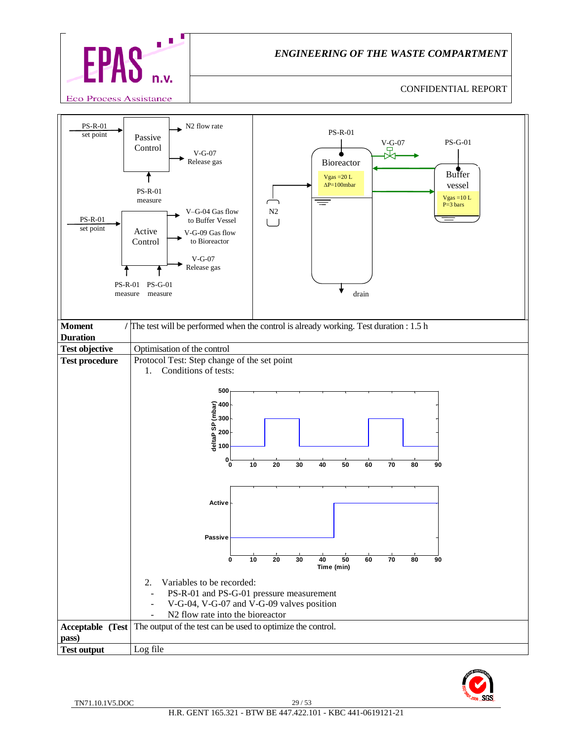| | |
|---|---|
| **Moment / Duration** | The test will be performed when the control is already working. Test duration : 1.5 h |
| **Test objective** | Optimisation of the control |
| **Test procedure** | Protocol Test: Step change of the set point<br>1. Conditions of tests:<br>2. Variables to be recorded:<br>- PS-R-01 and PS-G-01 pressure measurement<br>- V-G-04, V-G-07 and V-G-09 valves position<br>- N2 flow rate into the bioreactor |
| **Acceptable (Test pass)** | The output of the test can be used to optimize the control. |
| **Test output** | Log file |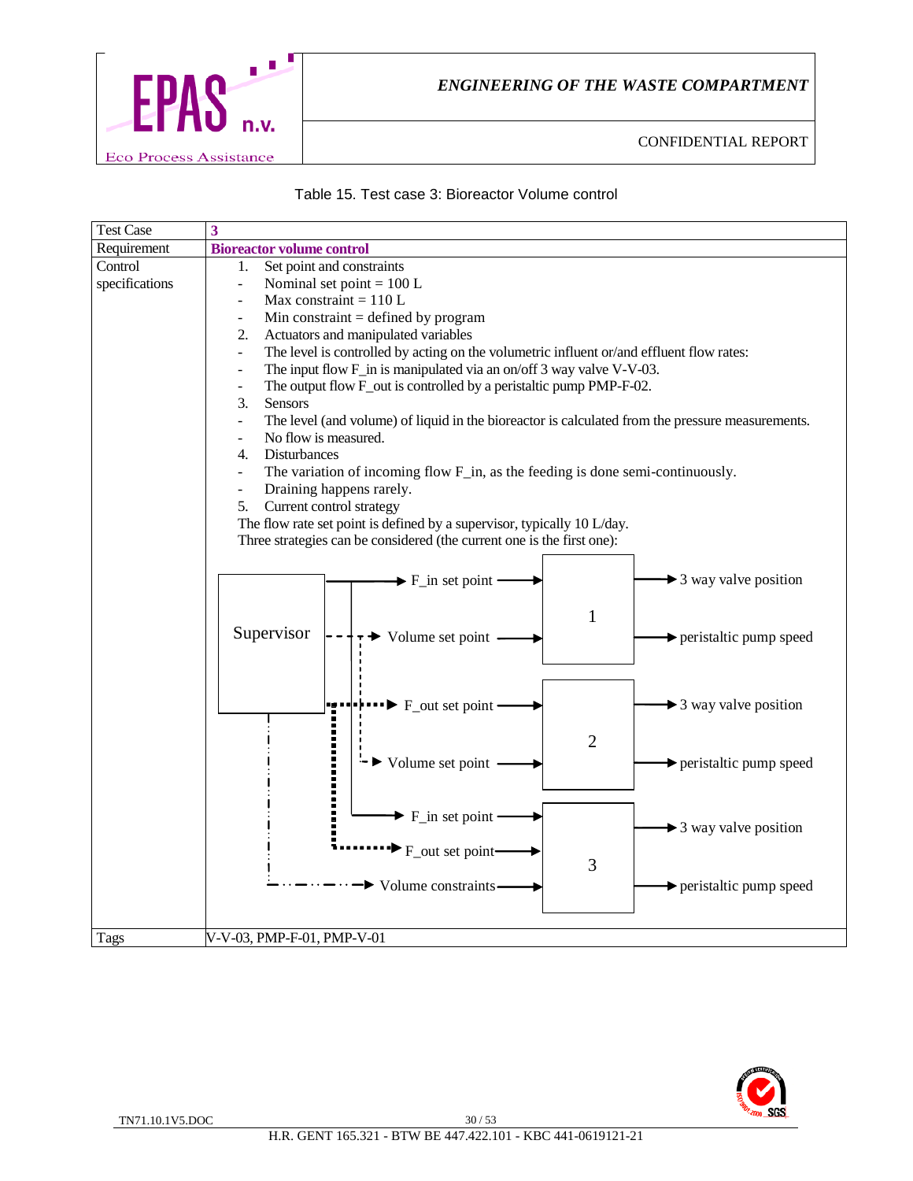Table 15. Test case 3: Bioreactor Volume control

| Test Case | **3** |
|---|---|
| Requirement | **Bioreactor volume control** |
| Control specifications | 1. Set point and constraints<br>- Nominal set point = 100 L<br>- Max constraint = 110 L<br>- Min constraint = defined by program<br>2. Actuators and manipulated variables<br>- The level is controlled by acting on the volumetric influent or/and effluent flow rates:<br>- The input flow F_in is manipulated via an on/off 3 way valve V-V-03.<br>- The output flow F_out is controlled by a peristaltic pump PMP-F-02.<br>3. Sensors<br>- The level (and volume) of liquid in the bioreactor is calculated from the pressure measurements.<br>- No flow is measured.<br>4. Disturbances<br>- The variation of incoming flow F_in, as the feeding is done semi-continuously.<br>- Draining happens rarely.<br>5. Current control strategy<br>The flow rate set point is defined by a supervisor, typically 10 L/day.<br>Three strategies can be considered (the current one is the first one):<br><br>Supervisor → Strategy 1: F_in set point, Volume set point → 3 way valve position, peristaltic pump speed<br>Supervisor → Strategy 2: F_out set point, Volume set point → 3 way valve position, peristaltic pump speed<br>Supervisor → Strategy 3: F_in set point, F_out set point, Volume constraints → 3 way valve position, peristaltic pump speed |
| Tags | V-V-03, PMP-F-01, PMP-V-01 |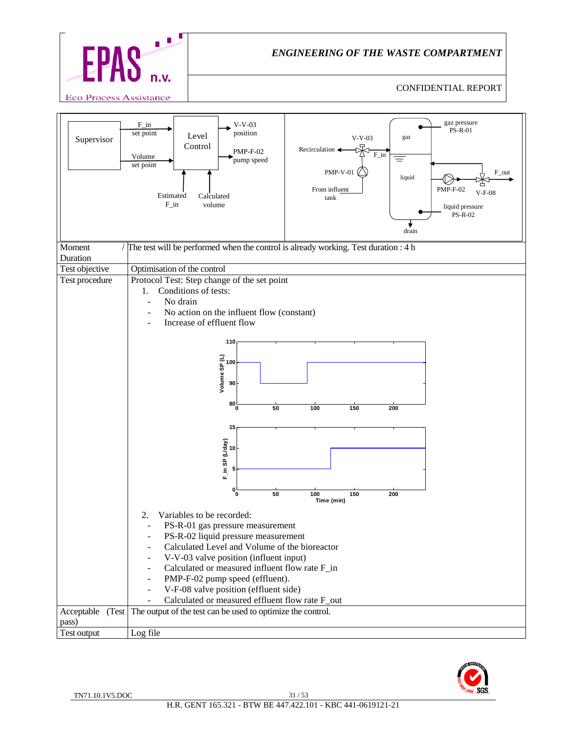| | |
|---|---|
| Moment / Duration | The test will be performed when the control is already working. Test duration : 4 h |
| Test objective | Optimisation of the control |
| Test procedure | Protocol Test: Step change of the set point<br>1. Conditions of tests:<br>- No drain<br>- No action on the influent flow (constant)<br>- Increase of effluent flow<br><br>2. Variables to be recorded:<br>- PS-R-01 gas pressure measurement<br>- PS-R-02 liquid pressure measurement<br>- Calculated Level and Volume of the bioreactor<br>- V-V-03 valve position (influent input)<br>- Calculated or measured influent flow rate F_in<br>- PMP-F-02 pump speed (effluent).<br>- V-F-08 valve position (effluent side)<br>- Calculated or measured effluent flow rate F_out |
| Acceptable (Test pass) | The output of the test can be used to optimize the control. |
| Test output | Log file |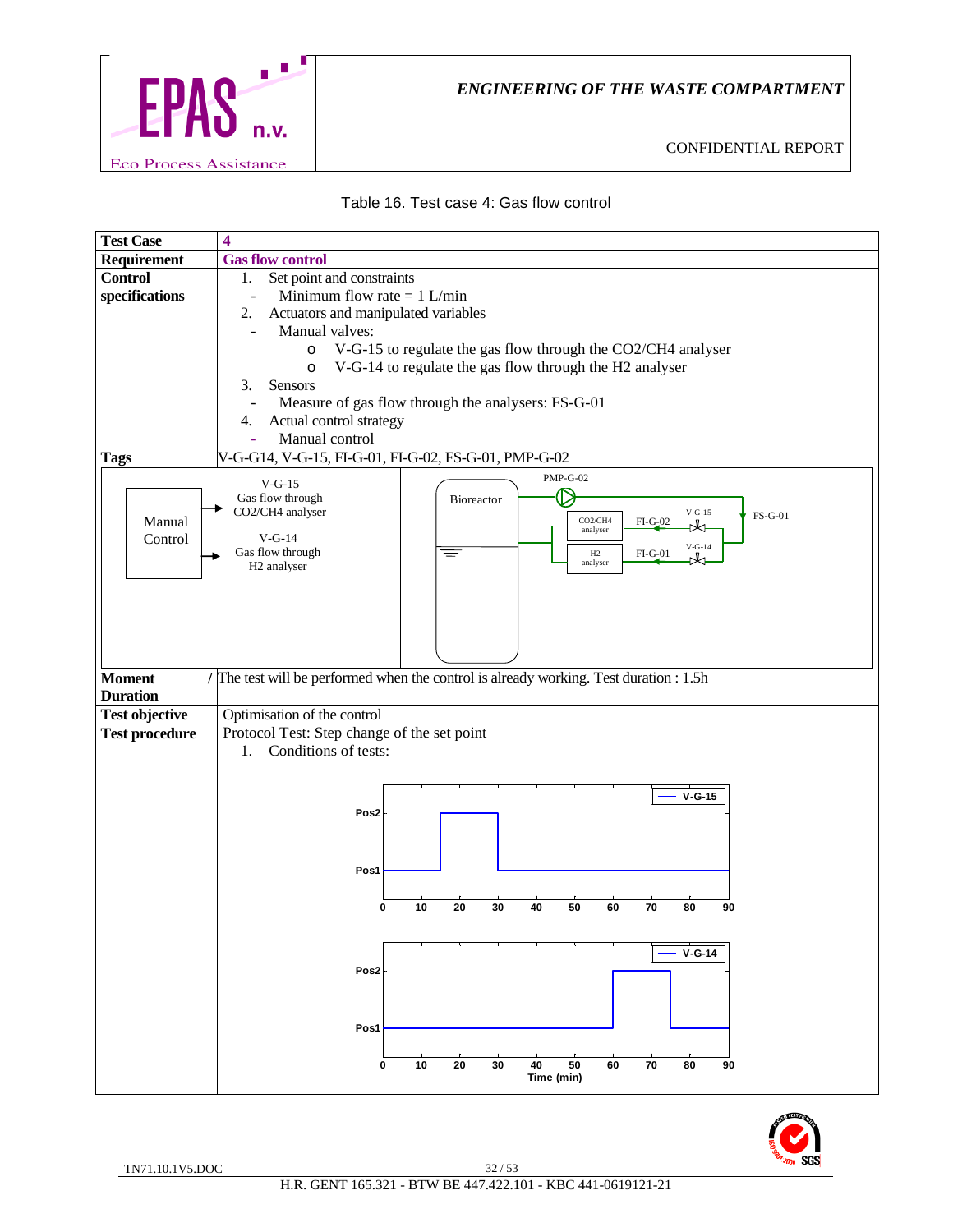Table 16. Test case 4: Gas flow control

| Test Case | 4 |
|---|---|
| Requirement | **Gas flow control** |
| Control specifications | 1. Set point and constraints<br>- Minimum flow rate = 1 L/min<br>2. Actuators and manipulated variables<br>- Manual valves:<br>o V-G-15 to regulate the gas flow through the $CO_2/CH_4$ analyser<br>o V-G-14 to regulate the gas flow through the $H_2$ analyser<br>3. Sensors<br>- Measure of gas flow through the analysers: FS-G-01<br>4. Actual control strategy<br>- Manual control |
| Tags | V-G-G14, V-G-15, FI-G-01, FI-G-02, FS-G-01, PMP-G-02 |
| | Manual Control → V-G-15 Gas flow through CO2/CH4 analyser; → V-G-14 Gas flow through H2 analyser. Bioreactor, PMP-G-02, CO2/CH4 analyser, FI-G-02, V-G-15, FS-G-01, H2 analyser, FI-G-01, V-G-14 |
| Moment / Duration | The test will be performed when the control is already working. Test duration : 1.5h |
| Test objective | Optimisation of the control |
| Test procedure | Protocol Test: Step change of the set point<br>1. Conditions of tests:<br>V-G-15: Pos1 from 0 to 15 min, Pos2 from 15 to 30 min, Pos1 from 30 to 90 min<br>V-G-14: Pos1 from 0 to 60 min, Pos2 from 60 to 75 min, Pos1 from 75 to 90 min<br>Time (min) |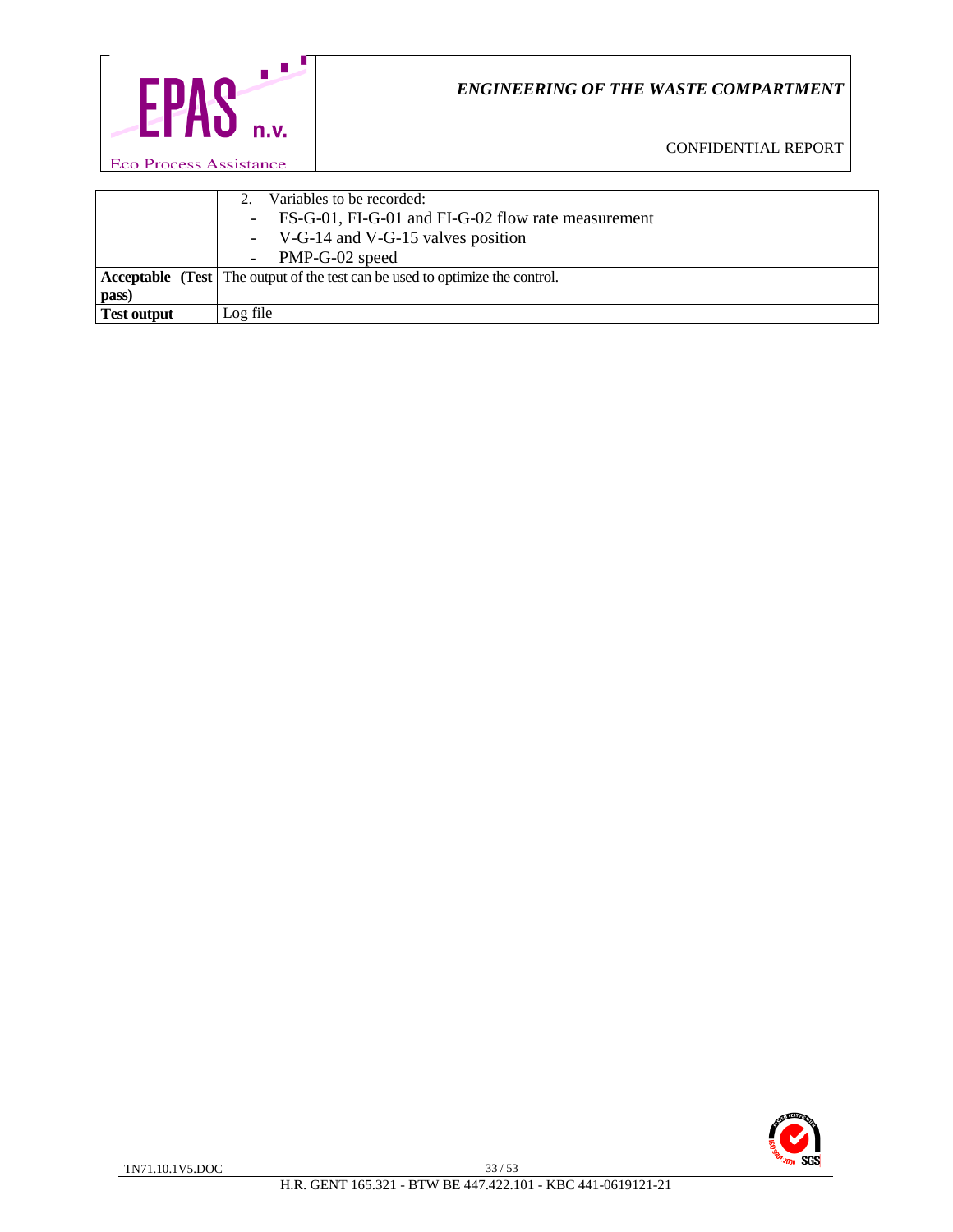|  |  |
|---|---|
|  | 2. Variables to be recorded:<br>- FS-G-01, FI-G-01 and FI-G-02 flow rate measurement<br>- V-G-14 and V-G-15 valves position<br>- PMP-G-02 speed |
| **Acceptable (Test pass)** | The output of the test can be used to optimize the control. |
| **Test output** | Log file |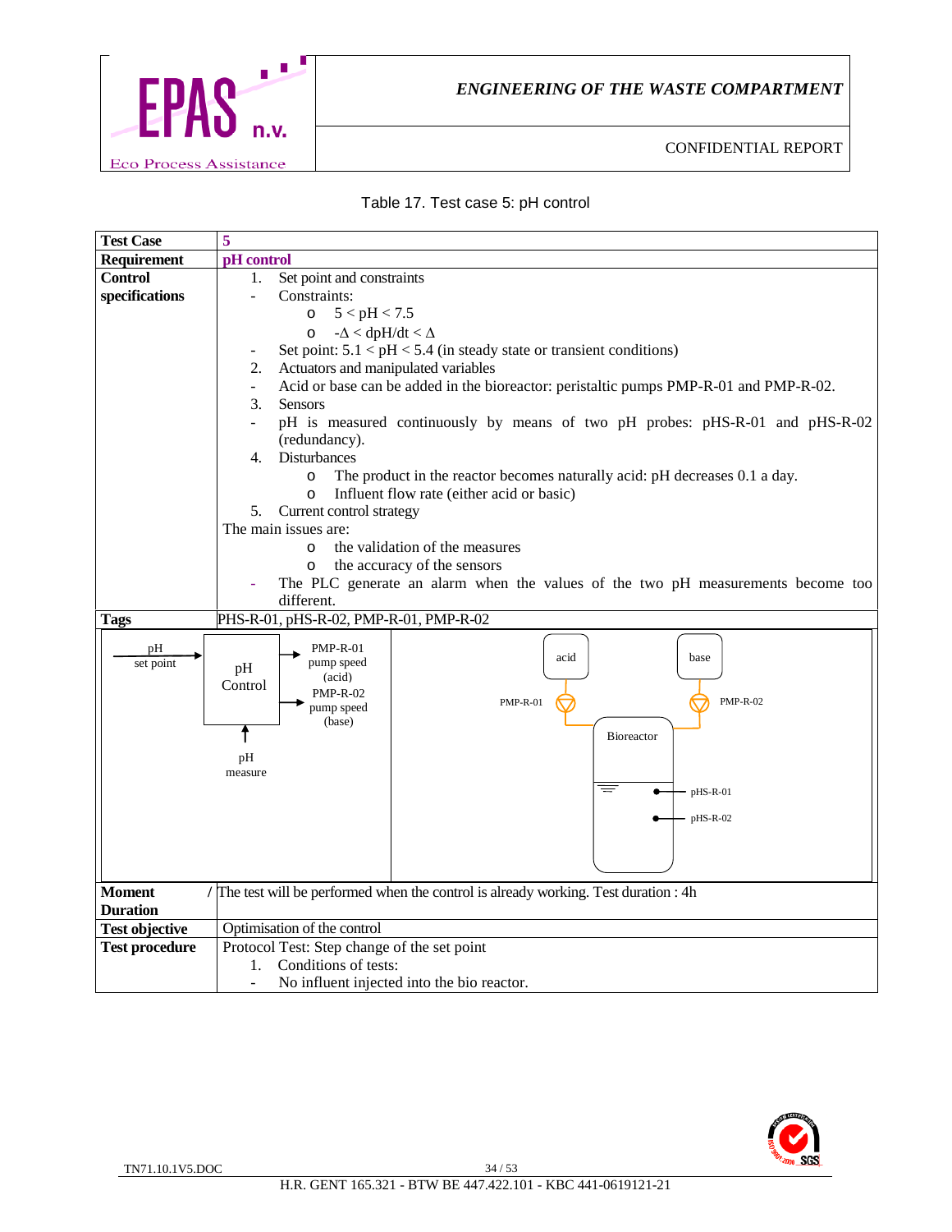Table 17. Test case 5: pH control

| Test Case | 5 |
|---|---|
| **Requirement** | **pH control** |
| **Control specifications** | 1. Set point and constraints<br>- Constraints:<br>o $5 < pH < 7.5$<br>o $-\Delta < dpH/dt < \Delta$<br>- Set point: $5.1 < pH < 5.4$ (in steady state or transient conditions)<br>2. Actuators and manipulated variables<br>- Acid or base can be added in the bioreactor: peristaltic pumps PMP-R-01 and PMP-R-02.<br>3. Sensors<br>- pH is measured continuously by means of two pH probes: pHS-R-01 and pHS-R-02 (redundancy).<br>4. Disturbances<br>o The product in the reactor becomes naturally acid: pH decreases 0.1 a day.<br>o Influent flow rate (either acid or basic)<br>5. Current control strategy<br>The main issues are:<br>o the validation of the measures<br>o the accuracy of the sensors<br>- The PLC generate an alarm when the values of the two pH measurements become too different. |
| **Tags** | PHS-R-01, pHS-R-02, PMP-R-01, PMP-R-02 |
| | pH set point → pH Control → PMP-R-01 pump speed (acid); PMP-R-02 pump speed (base); pH measure → pH Control. Diagram: acid → PMP-R-01 → Bioreactor ← PMP-R-02 ← base; pHS-R-01, pHS-R-02 |
| **Moment / Duration** | The test will be performed when the control is already working. Test duration : 4h |
| **Test objective** | Optimisation of the control |
| **Test procedure** | Protocol Test: Step change of the set point<br>1. Conditions of tests:<br>- No influent injected into the bio reactor. |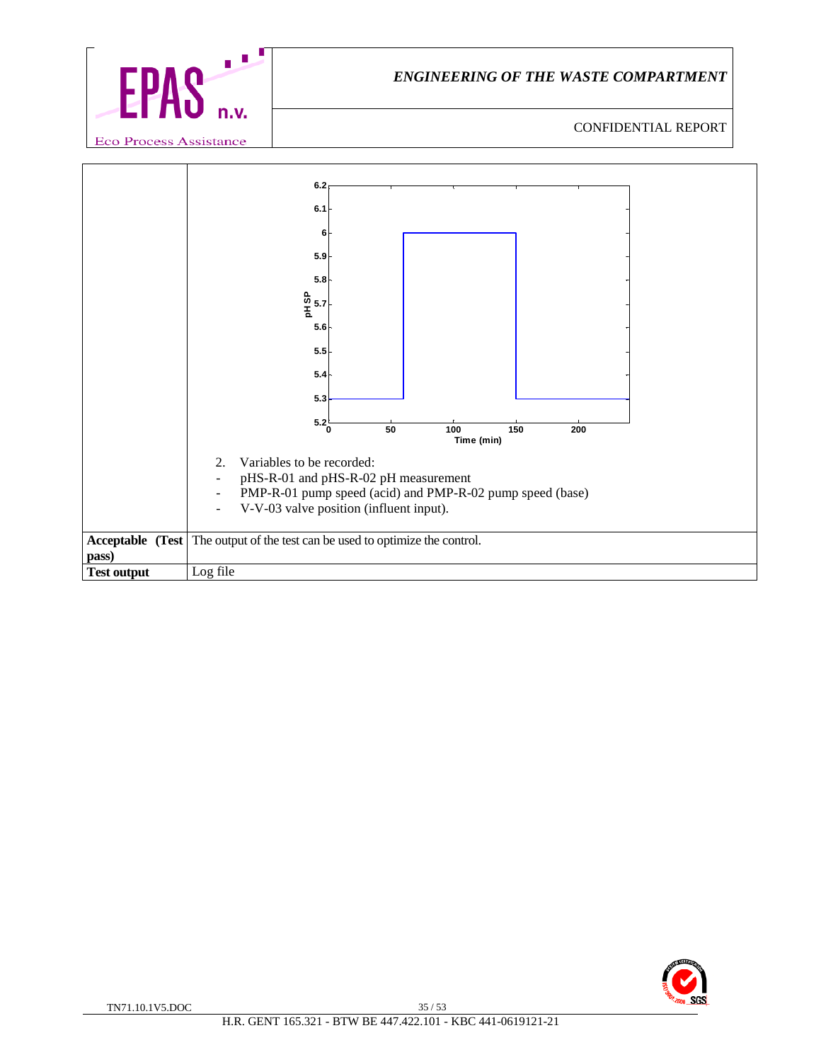| | |
|---|---|
| | 2. Variables to be recorded:<br>- pHS-R-01 and pHS-R-02 pH measurement<br>- PMP-R-01 pump speed (acid) and PMP-R-02 pump speed (base)<br>- V-V-03 valve position (influent input). |
| **Acceptable (Test pass)** | The output of the test can be used to optimize the control. |
| **Test output** | Log file |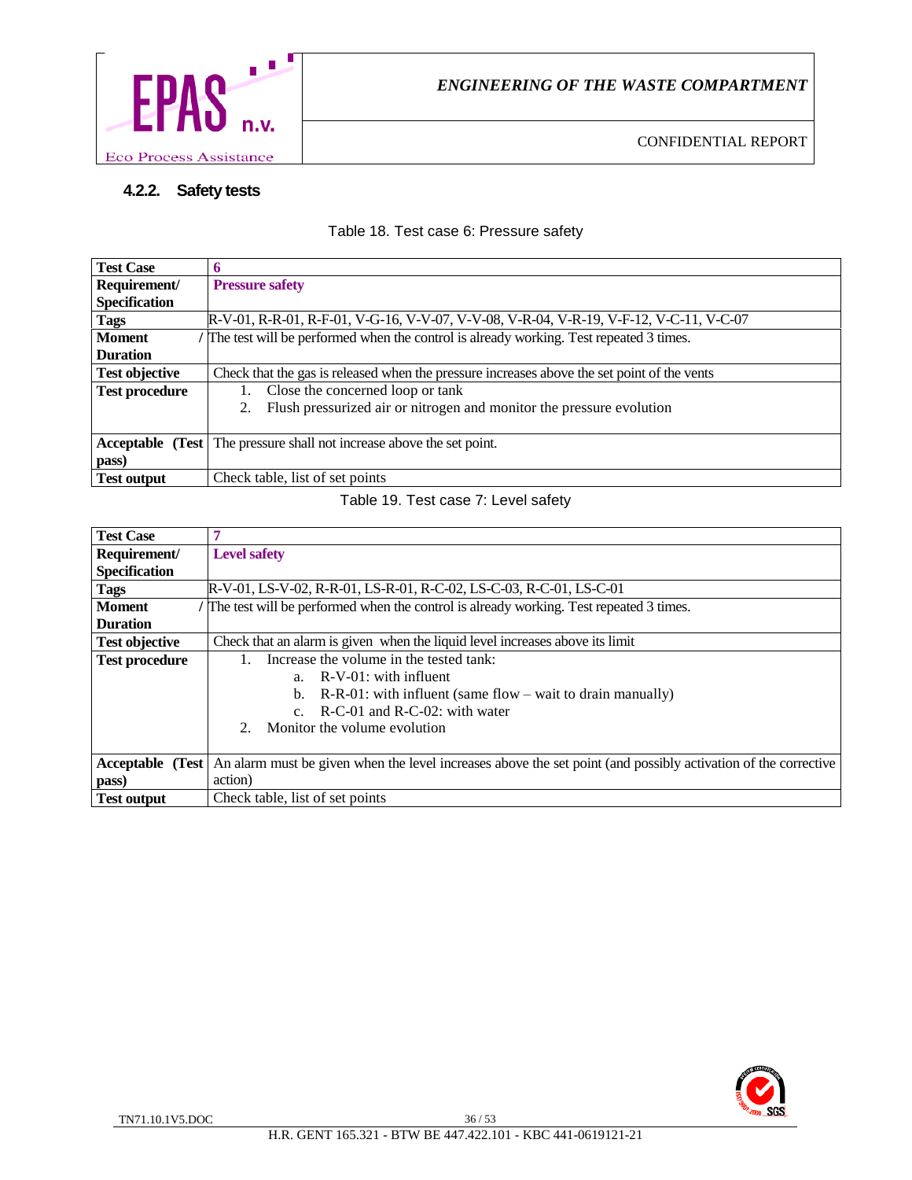### 4.2.2. Safety tests

Table 18. Test case 6: Pressure safety

| **Test Case** | **6** |
|---|---|
| **Requirement/ Specification** | **Pressure safety** |
| **Tags** | R-V-01, R-R-01, R-F-01, V-G-16, V-V-07, V-V-08, V-R-04, V-R-19, V-F-12, V-C-11, V-C-07 |
| **Moment / Duration** | The test will be performed when the control is already working. Test repeated 3 times. |
| **Test objective** | Check that the gas is released when the pressure increases above the set point of the vents |
| **Test procedure** | 1. Close the concerned loop or tank<br>2. Flush pressurized air or nitrogen and monitor the pressure evolution |
| **Acceptable (Test pass)** | The pressure shall not increase above the set point. |
| **Test output** | Check table, list of set points |

Table 19. Test case 7: Level safety

| **Test Case** | **7** |
|---|---|
| **Requirement/ Specification** | **Level safety** |
| **Tags** | R-V-01, LS-V-02, R-R-01, LS-R-01, R-C-02, LS-C-03, R-C-01, LS-C-01 |
| **Moment / Duration** | The test will be performed when the control is already working. Test repeated 3 times. |
| **Test objective** | Check that an alarm is given when the liquid level increases above its limit |
| **Test procedure** | 1. Increase the volume in the tested tank:<br>a. R-V-01: with influent<br>b. R-R-01: with influent (same flow – wait to drain manually)<br>c. R-C-01 and R-C-02: with water<br>2. Monitor the volume evolution |
| **Acceptable (Test pass)** | An alarm must be given when the level increases above the set point (and possibly activation of the corrective action) |
| **Test output** | Check table, list of set points |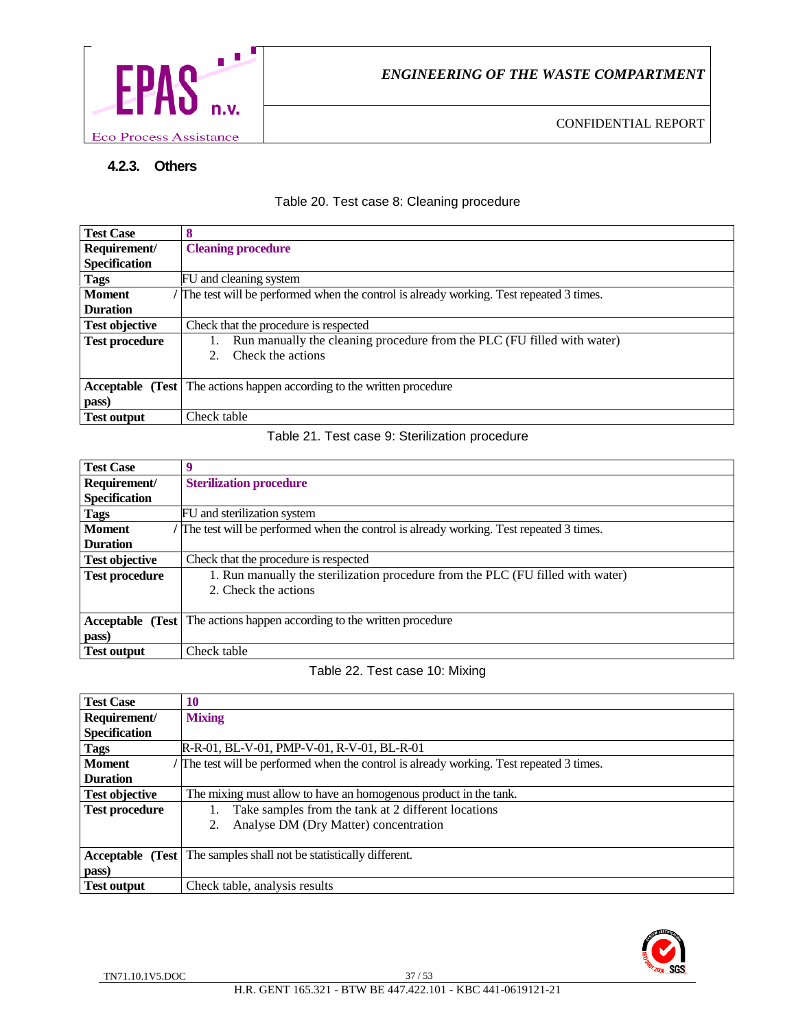### 4.2.3. Others

Table 20. Test case 8: Cleaning procedure

| Test Case | 8 |
|---|---|
| Requirement/ Specification | **Cleaning procedure** |
| Tags | FU and cleaning system |
| Moment / Duration | The test will be performed when the control is already working. Test repeated 3 times. |
| Test objective | Check that the procedure is respected |
| Test procedure | 1. Run manually the cleaning procedure from the PLC (FU filled with water)<br>2. Check the actions |
| Acceptable (Test pass) | The actions happen according to the written procedure |
| Test output | Check table |

Table 21. Test case 9: Sterilization procedure

| Test Case | 9 |
|---|---|
| Requirement/ Specification | **Sterilization procedure** |
| Tags | FU and sterilization system |
| Moment / Duration | The test will be performed when the control is already working. Test repeated 3 times. |
| Test objective | Check that the procedure is respected |
| Test procedure | 1. Run manually the sterilization procedure from the PLC (FU filled with water)<br>2. Check the actions |
| Acceptable (Test pass) | The actions happen according to the written procedure |
| Test output | Check table |

Table 22. Test case 10: Mixing

| Test Case | 10 |
|---|---|
| Requirement/ Specification | **Mixing** |
| Tags | R-R-01, BL-V-01, PMP-V-01, R-V-01, BL-R-01 |
| Moment / Duration | The test will be performed when the control is already working. Test repeated 3 times. |
| Test objective | The mixing must allow to have an homogenous product in the tank. |
| Test procedure | 1. Take samples from the tank at 2 different locations<br>2. Analyse DM (Dry Matter) concentration |
| Acceptable (Test pass) | The samples shall not be statistically different. |
| Test output | Check table, analysis results |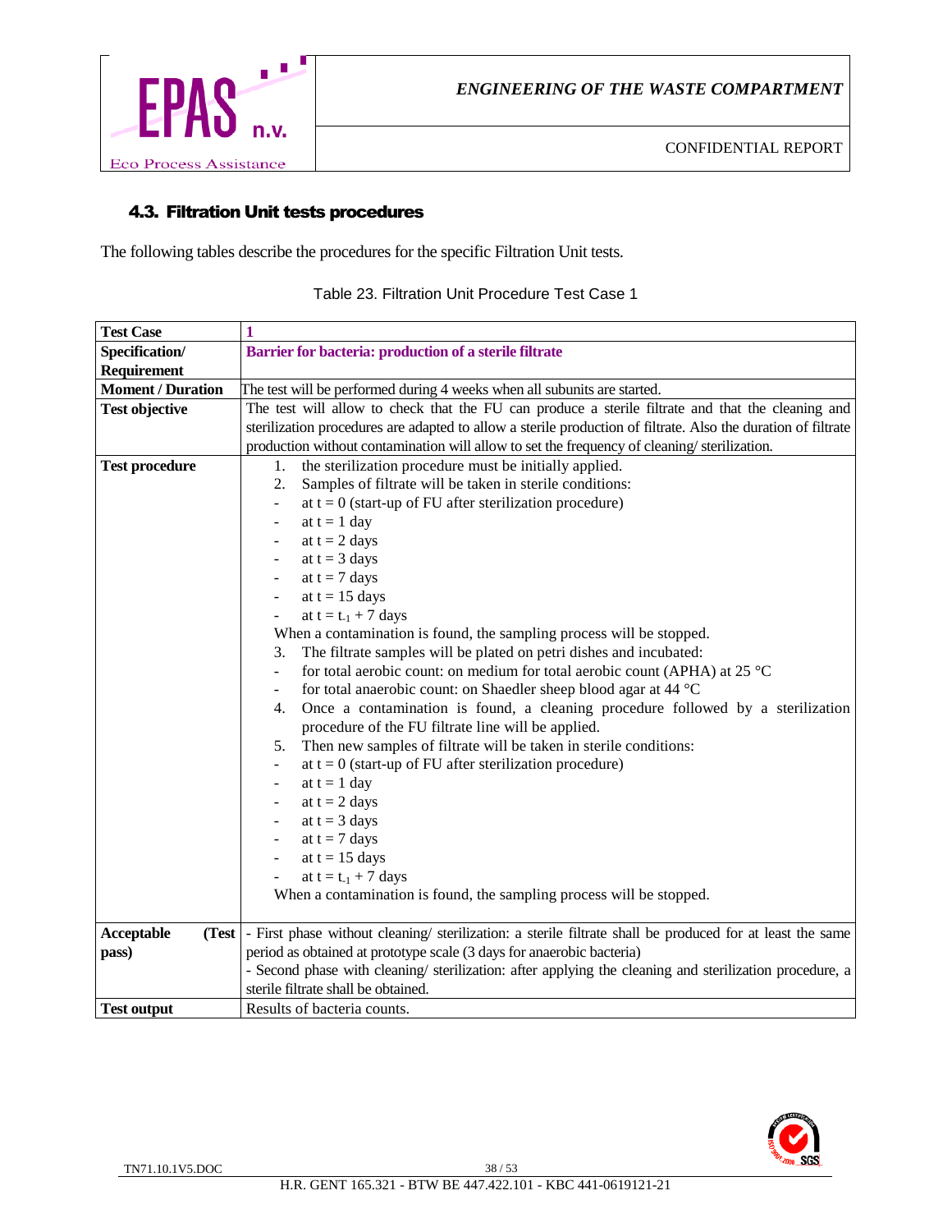### 4.3. Filtration Unit tests procedures

The following tables describe the procedures for the specific Filtration Unit tests.

Table 23. Filtration Unit Procedure Test Case 1

| Test Case | 1 |
|---|---|
| **Specification/ Requirement** | **Barrier for bacteria: production of a sterile filtrate** |
| **Moment / Duration** | The test will be performed during 4 weeks when all subunits are started. |
| **Test objective** | The test will allow to check that the FU can produce a sterile filtrate and that the cleaning and sterilization procedures are adapted to allow a sterile production of filtrate. Also the duration of filtrate production without contamination will allow to set the frequency of cleaning/ sterilization. |
| **Test procedure** | 1. the sterilization procedure must be initially applied.<br>2. Samples of filtrate will be taken in sterile conditions:<br>- at t = 0 (start-up of FU after sterilization procedure)<br>- at t = 1 day<br>- at t = 2 days<br>- at t = 3 days<br>- at t = 7 days<br>- at t = 15 days<br>- at $t = t_{-1} + 7$ days<br>When a contamination is found, the sampling process will be stopped.<br>3. The filtrate samples will be plated on petri dishes and incubated:<br>- for total aerobic count: on medium for total aerobic count (APHA) at 25 °C<br>- for total anaerobic count: on Shaedler sheep blood agar at 44 °C<br>4. Once a contamination is found, a cleaning procedure followed by a sterilization procedure of the FU filtrate line will be applied.<br>5. Then new samples of filtrate will be taken in sterile conditions:<br>- at t = 0 (start-up of FU after sterilization procedure)<br>- at t = 1 day<br>- at t = 2 days<br>- at t = 3 days<br>- at t = 7 days<br>- at t = 15 days<br>- at $t = t_{-1} + 7$ days<br>When a contamination is found, the sampling process will be stopped. |
| **Acceptable (Test pass)** | - First phase without cleaning/ sterilization: a sterile filtrate shall be produced for at least the same period as obtained at prototype scale (3 days for anaerobic bacteria)<br>- Second phase with cleaning/ sterilization: after applying the cleaning and sterilization procedure, a sterile filtrate shall be obtained. |
| **Test output** | Results of bacteria counts. |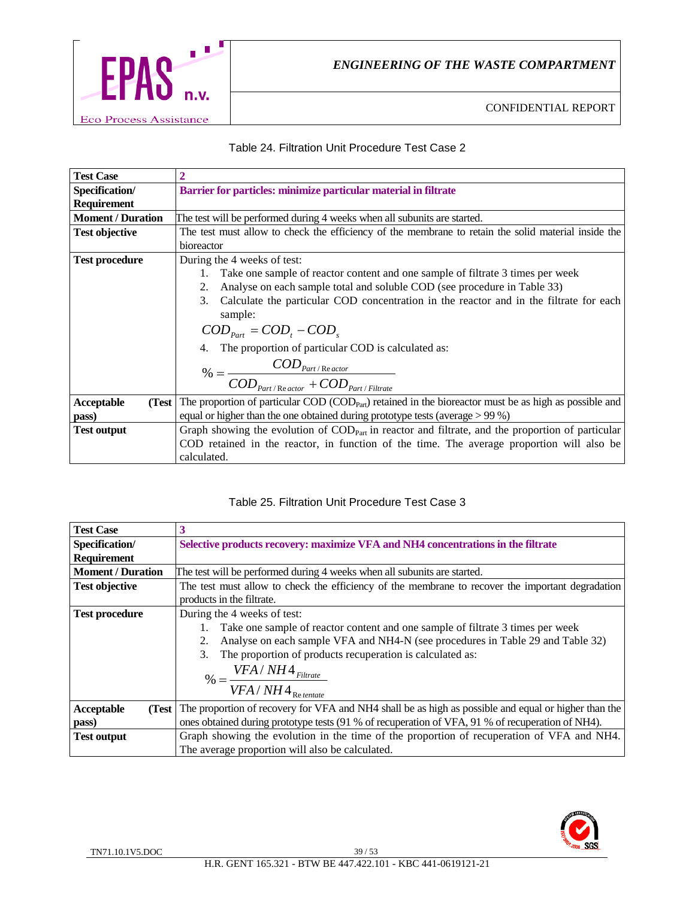Table 24. Filtration Unit Procedure Test Case 2

| **Test Case** | **2** |
|---|---|
| **Specification/ Requirement** | **Barrier for particles: minimize particular material in filtrate** |
| **Moment / Duration** | The test will be performed during 4 weeks when all subunits are started. |
| **Test objective** | The test must allow to check the efficiency of the membrane to retain the solid material inside the bioreactor |
| **Test procedure** | During the 4 weeks of test:<br>1. Take one sample of reactor content and one sample of filtrate 3 times per week<br>2. Analyse on each sample total and soluble COD (see procedure in Table 33)<br>3. Calculate the particular COD concentration in the reactor and in the filtrate for each sample:<br>$COD_{Part} = COD_t - COD_s$<br>4. The proportion of particular COD is calculated as:<br>$\% = \frac{COD_{Part/Reactor}}{COD_{Part/Reactor} + COD_{Part/Filtrate}}$ |
| **Acceptable (Test pass)** | The proportion of particular COD ($COD_{Part}$) retained in the bioreactor must be as high as possible and equal or higher than the one obtained during prototype tests (average > 99 %) |
| **Test output** | Graph showing the evolution of $COD_{Part}$ in reactor and filtrate, and the proportion of particular COD retained in the reactor, in function of the time. The average proportion will also be calculated. |

Table 25. Filtration Unit Procedure Test Case 3

| **Test Case** | **3** |
|---|---|
| **Specification/ Requirement** | **Selective products recovery: maximize VFA and NH4 concentrations in the filtrate** |
| **Moment / Duration** | The test will be performed during 4 weeks when all subunits are started. |
| **Test objective** | The test must allow to check the efficiency of the membrane to recover the important degradation products in the filtrate. |
| **Test procedure** | During the 4 weeks of test:<br>1. Take one sample of reactor content and one sample of filtrate 3 times per week<br>2. Analyse on each sample VFA and NH4-N (see procedures in Table 29 and Table 32)<br>3. The proportion of products recuperation is calculated as:<br>$\% = \frac{VFA/NH4_{Filtrate}}{VFA/NH4_{Retentate}}$ |
| **Acceptable (Test pass)** | The proportion of recovery for VFA and NH4 shall be as high as possible and equal or higher than the ones obtained during prototype tests (91 % of recuperation of VFA, 91 % of recuperation of NH4). |
| **Test output** | Graph showing the evolution in the time of the proportion of recuperation of VFA and NH4. The average proportion will also be calculated. |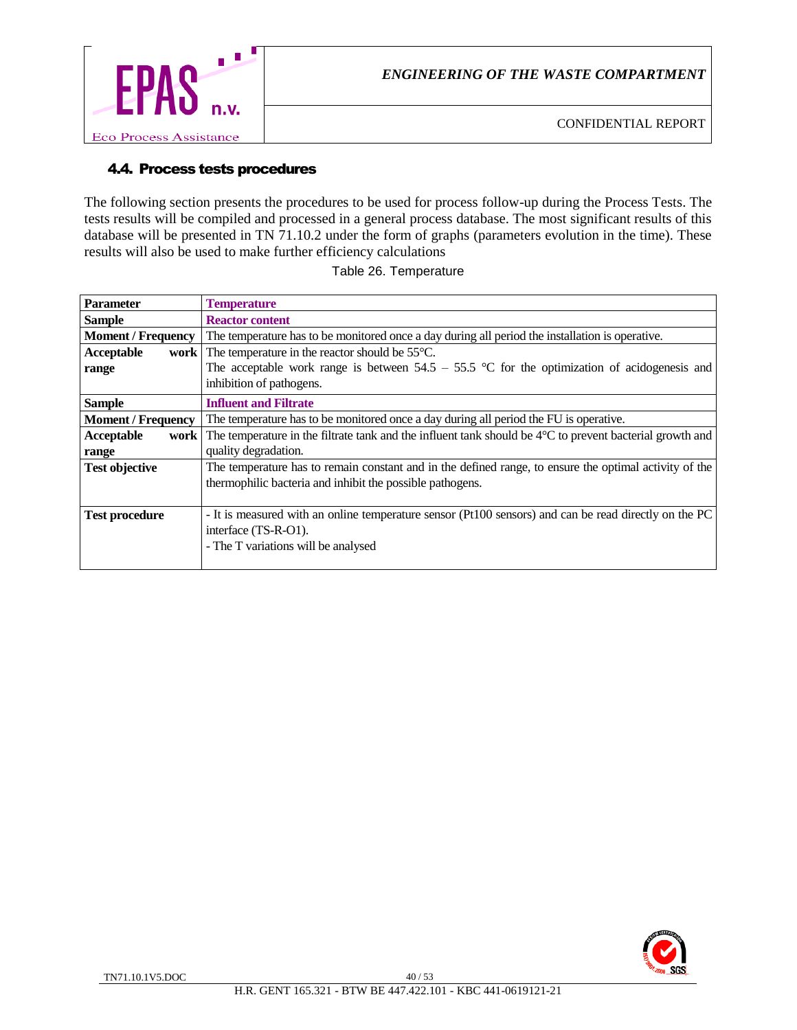### 4.4. Process tests procedures

The following section presents the procedures to be used for process follow-up during the Process Tests. The tests results will be compiled and processed in a general process database. The most significant results of this database will be presented in TN 71.10.2 under the form of graphs (parameters evolution in the time). These results will also be used to make further efficiency calculations

Table 26. Temperature

| **Parameter** | **Temperature** |
|---|---|
| **Sample** | **Reactor content** |
| **Moment / Frequency** | The temperature has to be monitored once a day during all period the installation is operative. |
| **Acceptable work range** | The temperature in the reactor should be 55°C.<br>The acceptable work range is between 54.5 – 55.5 °C for the optimization of acidogenesis and inhibition of pathogens. |
| **Sample** | **Influent and Filtrate** |
| **Moment / Frequency** | The temperature has to be monitored once a day during all period the FU is operative. |
| **Acceptable work range** | The temperature in the filtrate tank and the influent tank should be 4°C to prevent bacterial growth and quality degradation. |
| **Test objective** | The temperature has to remain constant and in the defined range, to ensure the optimal activity of the thermophilic bacteria and inhibit the possible pathogens. |
| **Test procedure** | - It is measured with an online temperature sensor (Pt100 sensors) and can be read directly on the PC interface (TS-R-O1).<br>- The T variations will be analysed |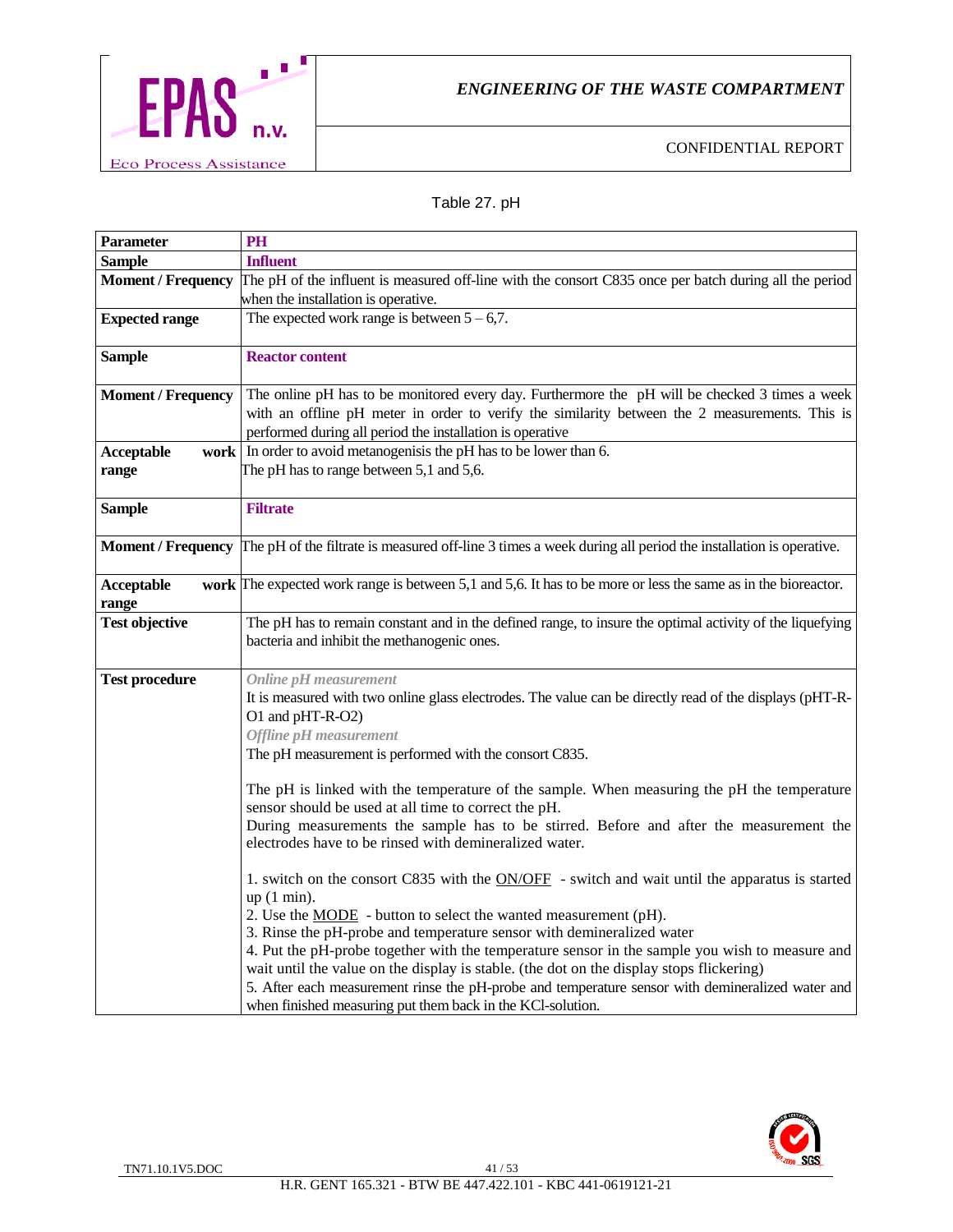Table 27. pH

| Parameter | PH |
|---|---|
| **Sample** | **Influent** |
| **Moment / Frequency** | The pH of the influent is measured off-line with the consort C835 once per batch during all the period when the installation is operative. |
| **Expected range** | The expected work range is between 5 – 6,7. |
| **Sample** | **Reactor content** |
| **Moment / Frequency** | The online pH has to be monitored every day. Furthermore the pH will be checked 3 times a week with an offline pH meter in order to verify the similarity between the 2 measurements. This is performed during all period the installation is operative |
| **Acceptable work range** | In order to avoid metanogenisis the pH has to be lower than 6.<br>The pH has to range between 5,1 and 5,6. |
| **Sample** | **Filtrate** |
| **Moment / Frequency** | The pH of the filtrate is measured off-line 3 times a week during all period the installation is operative. |
| **Acceptable work range** | The expected work range is between 5,1 and 5,6. It has to be more or less the same as in the bioreactor. |
| **Test objective** | The pH has to remain constant and in the defined range, to insure the optimal activity of the liquefying bacteria and inhibit the methanogenic ones. |
| **Test procedure** | ***Online pH measurement***<br>It is measured with two online glass electrodes. The value can be directly read of the displays (pHT-R-O1 and pHT-R-O2)<br>***Offline pH measurement***<br>The pH measurement is performed with the consort C835.<br><br>The pH is linked with the temperature of the sample. When measuring the pH the temperature sensor should be used at all time to correct the pH.<br>During measurements the sample has to be stirred. Before and after the measurement the electrodes have to be rinsed with demineralized water.<br><br>1. switch on the consort C835 with the ON/OFF - switch and wait until the apparatus is started up (1 min).<br>2. Use the MODE - button to select the wanted measurement (pH).<br>3. Rinse the pH-probe and temperature sensor with demineralized water<br>4. Put the pH-probe together with the temperature sensor in the sample you wish to measure and wait until the value on the display is stable. (the dot on the display stops flickering)<br>5. After each measurement rinse the pH-probe and temperature sensor with demineralized water and when finished measuring put them back in the KCl-solution. |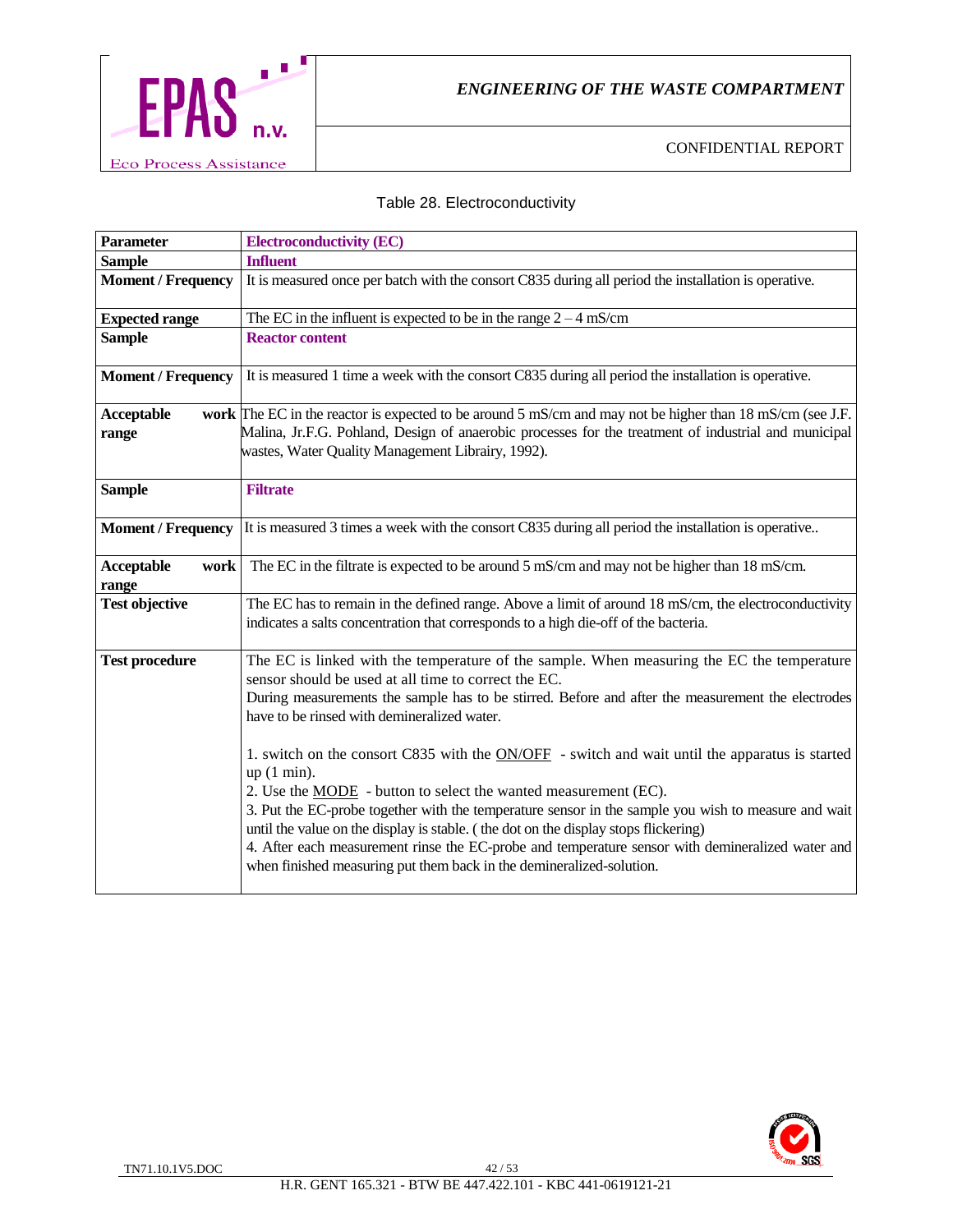Table 28. Electroconductivity

| Parameter | Electroconductivity (EC) |
|---|---|
| **Sample** | **Influent** |
| **Moment / Frequency** | It is measured once per batch with the consort C835 during all period the installation is operative. |
| **Expected range** | The EC in the influent is expected to be in the range 2 – 4 mS/cm |
| **Sample** | **Reactor content** |
| **Moment / Frequency** | It is measured 1 time a week with the consort C835 during all period the installation is operative. |
| **Acceptable work range** | The EC in the reactor is expected to be around 5 mS/cm and may not be higher than 18 mS/cm (see J.F. Malina, Jr.F.G. Pohland, Design of anaerobic processes for the treatment of industrial and municipal wastes, Water Quality Management Librairy, 1992). |
| **Sample** | **Filtrate** |
| **Moment / Frequency** | It is measured 3 times a week with the consort C835 during all period the installation is operative.. |
| **Acceptable work range** | The EC in the filtrate is expected to be around 5 mS/cm and may not be higher than 18 mS/cm. |
| **Test objective** | The EC has to remain in the defined range. Above a limit of around 18 mS/cm, the electroconductivity indicates a salts concentration that corresponds to a high die-off of the bacteria. |
| **Test procedure** | The EC is linked with the temperature of the sample. When measuring the EC the temperature sensor should be used at all time to correct the EC.<br>During measurements the sample has to be stirred. Before and after the measurement the electrodes have to be rinsed with demineralized water.<br><br>1. switch on the consort C835 with the <u>ON/OFF</u> - switch and wait until the apparatus is started up (1 min).<br>2. Use the <u>MODE</u> - button to select the wanted measurement (EC).<br>3. Put the EC-probe together with the temperature sensor in the sample you wish to measure and wait until the value on the display is stable. ( the dot on the display stops flickering)<br>4. After each measurement rinse the EC-probe and temperature sensor with demineralized water and when finished measuring put them back in the demineralized-solution. |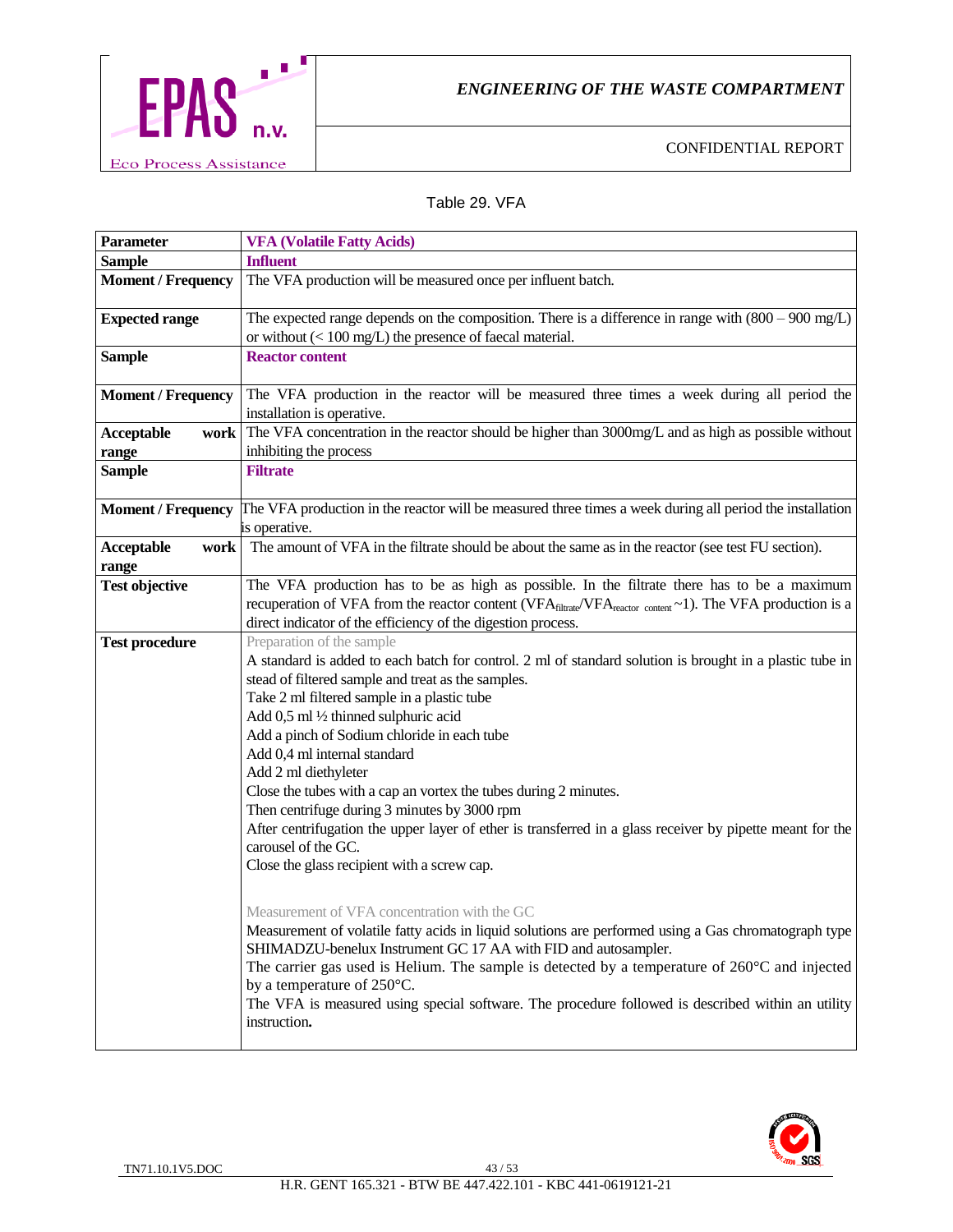Table 29. VFA

| Parameter | VFA (Volatile Fatty Acids) |
|---|---|
| **Sample** | **Influent** |
| **Moment / Frequency** | The VFA production will be measured once per influent batch. |
| **Expected range** | The expected range depends on the composition. There is a difference in range with (800 – 900 mg/L) or without (< 100 mg/L) the presence of faecal material. |
| **Sample** | **Reactor content** |
| **Moment / Frequency** | The VFA production in the reactor will be measured three times a week during all period the installation is operative. |
| **Acceptable work range** | The VFA concentration in the reactor should be higher than 3000mg/L and as high as possible without inhibiting the process |
| **Sample** | **Filtrate** |
| **Moment / Frequency** | The VFA production in the reactor will be measured three times a week during all period the installation is operative. |
| **Acceptable work range** | The amount of VFA in the filtrate should be about the same as in the reactor (see test FU section). |
| **Test objective** | The VFA production has to be as high as possible. In the filtrate there has to be a maximum recuperation of VFA from the reactor content ($VFA_{filtrate}/VFA_{reactor\ content} \sim 1$). The VFA production is a direct indicator of the efficiency of the digestion process. |
| **Test procedure** | Preparation of the sample<br>A standard is added to each batch for control. 2 ml of standard solution is brought in a plastic tube in stead of filtered sample and treat as the samples.<br>Take 2 ml filtered sample in a plastic tube<br>Add 0,5 ml ½ thinned sulphuric acid<br>Add a pinch of Sodium chloride in each tube<br>Add 0,4 ml internal standard<br>Add 2 ml diethyleter<br>Close the tubes with a cap an vortex the tubes during 2 minutes.<br>Then centrifuge during 3 minutes by 3000 rpm<br>After centrifugation the upper layer of ether is transferred in a glass receiver by pipette meant for the carousel of the GC.<br>Close the glass recipient with a screw cap.<br><br>Measurement of VFA concentration with the GC<br>Measurement of volatile fatty acids in liquid solutions are performed using a Gas chromatograph type SHIMADZU-benelux Instrument GC 17 AA with FID and autosampler.<br>The carrier gas used is Helium. The sample is detected by a temperature of 260°C and injected by a temperature of 250°C.<br>The VFA is measured using special software. The procedure followed is described within an utility instruction**.** |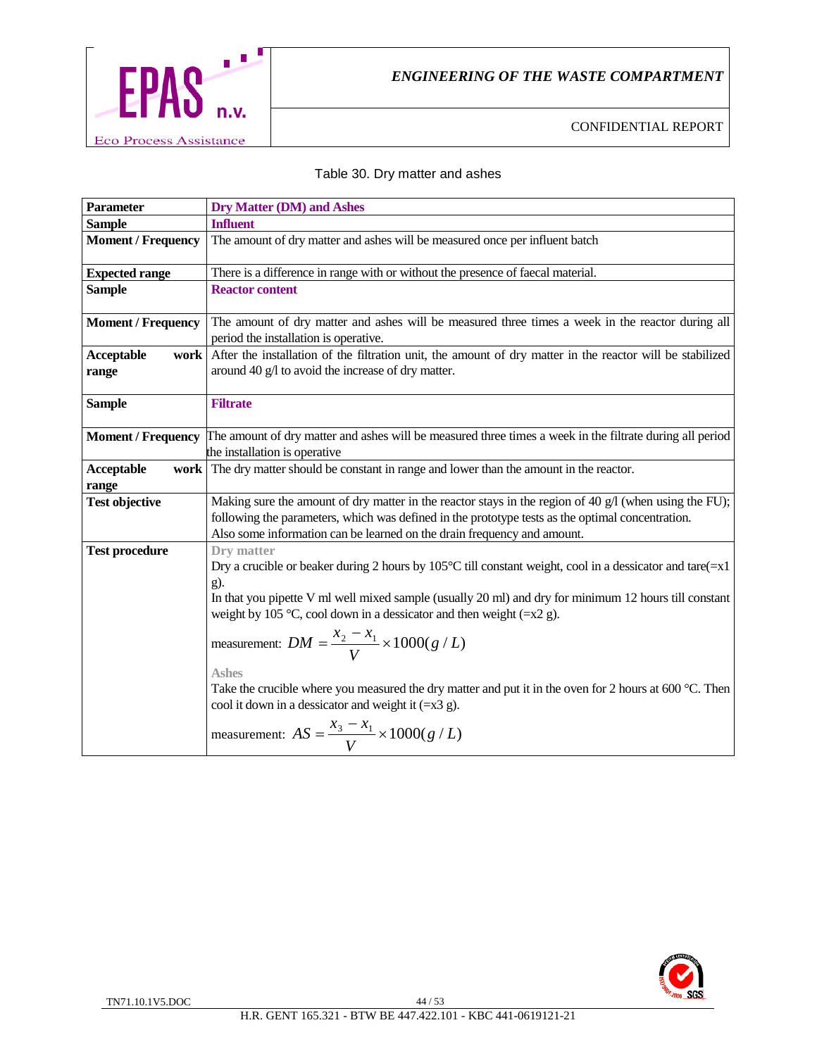Table 30. Dry matter and ashes

| Parameter | Dry Matter (DM) and Ashes |
|---|---|
| **Sample** | **Influent** |
| **Moment / Frequency** | The amount of dry matter and ashes will be measured once per influent batch |
| **Expected range** | There is a difference in range with or without the presence of faecal material. |
| **Sample** | **Reactor content** |
| **Moment / Frequency** | The amount of dry matter and ashes will be measured three times a week in the reactor during all period the installation is operative. |
| **Acceptable work range** | After the installation of the filtration unit, the amount of dry matter in the reactor will be stabilized around 40 g/l to avoid the increase of dry matter. |
| **Sample** | **Filtrate** |
| **Moment / Frequency** | The amount of dry matter and ashes will be measured three times a week in the filtrate during all period the installation is operative |
| **Acceptable work range** | The dry matter should be constant in range and lower than the amount in the reactor. |
| **Test objective** | Making sure the amount of dry matter in the reactor stays in the region of 40 g/l (when using the FU); following the parameters, which was defined in the prototype tests as the optimal concentration. Also some information can be learned on the drain frequency and amount. |
| **Test procedure** | **Dry matter**<br>Dry a crucible or beaker during 2 hours by 105°C till constant weight, cool in a dessicator and tare(=x1 g).<br>In that you pipette V ml well mixed sample (usually 20 ml) and dry for minimum 12 hours till constant weight by 105 °C, cool down in a dessicator and then weight (=x2 g).<br>measurement: $DM = \frac{x_2 - x_1}{V} \times 1000 (g/L)$<br>**Ashes**<br>Take the crucible where you measured the dry matter and put it in the oven for 2 hours at 600 °C. Then cool it down in a dessicator and weight it (=x3 g).<br>measurement: $AS = \frac{x_3 - x_1}{V} \times 1000 (g/L)$ |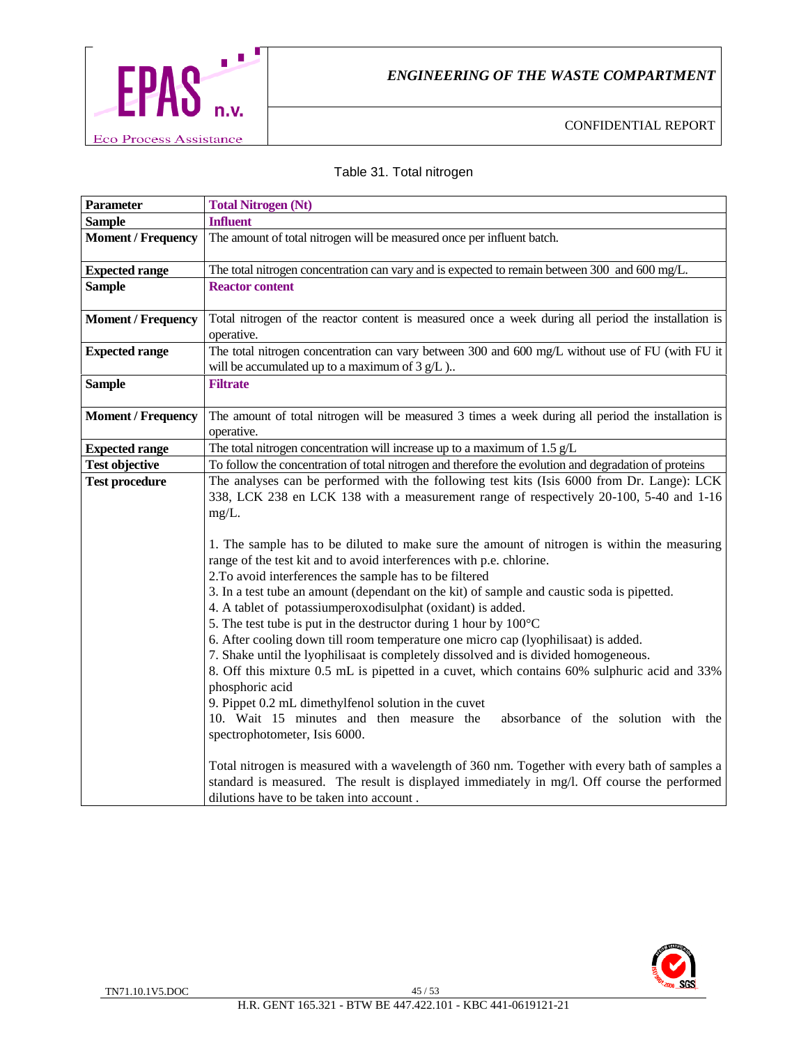Table 31. Total nitrogen

| **Parameter** | **Total Nitrogen (Nt)** |
|---|---|
| **Sample** | **Influent** |
| **Moment / Frequency** | The amount of total nitrogen will be measured once per influent batch. |
| **Expected range** | The total nitrogen concentration can vary and is expected to remain between 300 and 600 mg/L. |
| **Sample** | **Reactor content** |
| **Moment / Frequency** | Total nitrogen of the reactor content is measured once a week during all period the installation is operative. |
| **Expected range** | The total nitrogen concentration can vary between 300 and 600 mg/L without use of FU (with FU it will be accumulated up to a maximum of 3 g/L ).. |
| **Sample** | **Filtrate** |
| **Moment / Frequency** | The amount of total nitrogen will be measured 3 times a week during all period the installation is operative. |
| **Expected range** | The total nitrogen concentration will increase up to a maximum of 1.5 g/L |
| **Test objective** | To follow the concentration of total nitrogen and therefore the evolution and degradation of proteins |
| **Test procedure** | The analyses can be performed with the following test kits (Isis 6000 from Dr. Lange): LCK 338, LCK 238 en LCK 138 with a measurement range of respectively 20-100, 5-40 and 1-16 mg/L.<br><br>1. The sample has to be diluted to make sure the amount of nitrogen is within the measuring range of the test kit and to avoid interferences with p.e. chlorine.<br>2.To avoid interferences the sample has to be filtered<br>3. In a test tube an amount (dependant on the kit) of sample and caustic soda is pipetted.<br>4. A tablet of potassiumperoxodisulphat (oxidant) is added.<br>5. The test tube is put in the destructor during 1 hour by 100°C<br>6. After cooling down till room temperature one micro cap (lyophilisaat) is added.<br>7. Shake until the lyophilisaat is completely dissolved and is divided homogeneous.<br>8. Off this mixture 0.5 mL is pipetted in a cuvet, which contains 60% sulphuric acid and 33% phosphoric acid<br>9. Pippet 0.2 mL dimethylfenol solution in the cuvet<br>10. Wait 15 minutes and then measure the absorbance of the solution with the spectrophotometer, Isis 6000.<br><br>Total nitrogen is measured with a wavelength of 360 nm. Together with every bath of samples a standard is measured. The result is displayed immediately in mg/l. Off course the performed dilutions have to be taken into account . |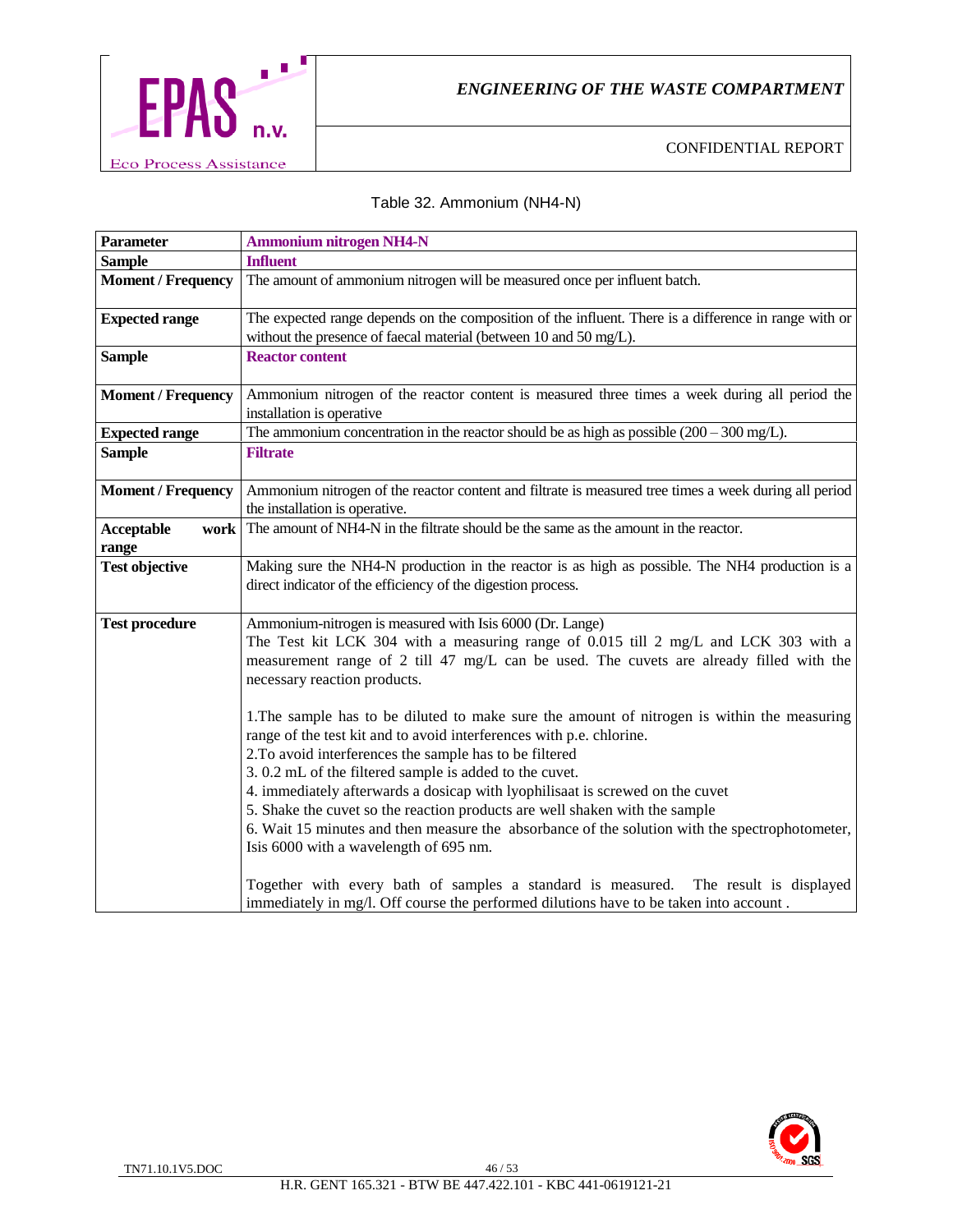Table 32. Ammonium (NH4-N)

| Parameter | **Ammonium nitrogen NH4-N** |
|---|---|
| **Sample** | **Influent** |
| **Moment / Frequency** | The amount of ammonium nitrogen will be measured once per influent batch. |
| **Expected range** | The expected range depends on the composition of the influent. There is a difference in range with or without the presence of faecal material (between 10 and 50 mg/L). |
| **Sample** | **Reactor content** |
| **Moment / Frequency** | Ammonium nitrogen of the reactor content is measured three times a week during all period the installation is operative |
| **Expected range** | The ammonium concentration in the reactor should be as high as possible (200 – 300 mg/L). |
| **Sample** | **Filtrate** |
| **Moment / Frequency** | Ammonium nitrogen of the reactor content and filtrate is measured tree times a week during all period the installation is operative. |
| **Acceptable work range** | The amount of NH4-N in the filtrate should be the same as the amount in the reactor. |
| **Test objective** | Making sure the NH4-N production in the reactor is as high as possible. The NH4 production is a direct indicator of the efficiency of the digestion process. |
| **Test procedure** | Ammonium-nitrogen is measured with Isis 6000 (Dr. Lange)<br>The Test kit LCK 304 with a measuring range of 0.015 till 2 mg/L and LCK 303 with a measurement range of 2 till 47 mg/L can be used. The cuvets are already filled with the necessary reaction products.<br><br>1.The sample has to be diluted to make sure the amount of nitrogen is within the measuring range of the test kit and to avoid interferences with p.e. chlorine.<br>2.To avoid interferences the sample has to be filtered<br>3. 0.2 mL of the filtered sample is added to the cuvet.<br>4. immediately afterwards a dosicap with lyophilisaat is screwed on the cuvet<br>5. Shake the cuvet so the reaction products are well shaken with the sample<br>6. Wait 15 minutes and then measure the absorbance of the solution with the spectrophotometer, Isis 6000 with a wavelength of 695 nm.<br><br>Together with every bath of samples a standard is measured. The result is displayed immediately in mg/l. Off course the performed dilutions have to be taken into account . |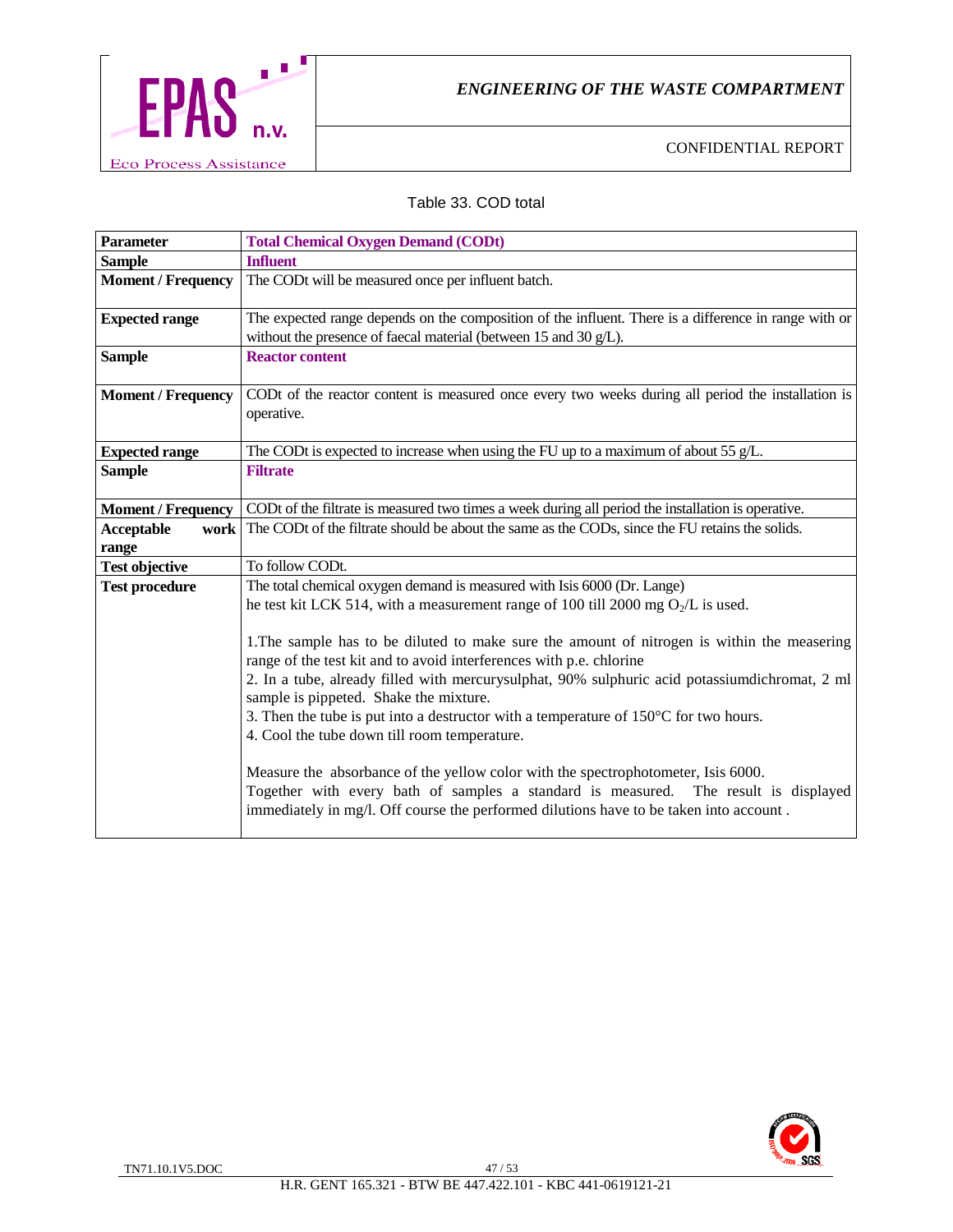Table 33. COD total

| Parameter | Total Chemical Oxygen Demand (CODt) |
|---|---|
| Sample | **Influent** |
| Moment / Frequency | The CODt will be measured once per influent batch. |
| Expected range | The expected range depends on the composition of the influent. There is a difference in range with or without the presence of faecal material (between 15 and 30 g/L). |
| Sample | **Reactor content** |
| Moment / Frequency | CODt of the reactor content is measured once every two weeks during all period the installation is operative. |
| Expected range | The CODt is expected to increase when using the FU up to a maximum of about 55 g/L. |
| Sample | **Filtrate** |
| Moment / Frequency | CODt of the filtrate is measured two times a week during all period the installation is operative. |
| Acceptable work range | The CODt of the filtrate should be about the same as the CODs, since the FU retains the solids. |
| Test objective | To follow CODt. |
| Test procedure | The total chemical oxygen demand is measured with Isis 6000 (Dr. Lange)<br>he test kit LCK 514, with a measurement range of 100 till 2000 mg $O_2$/L is used.<br><br>1.The sample has to be diluted to make sure the amount of nitrogen is within the measering range of the test kit and to avoid interferences with p.e. chlorine<br>2. In a tube, already filled with mercurysulphat, 90% sulphuric acid potassiumdichromat, 2 ml sample is pippeted. Shake the mixture.<br>3. Then the tube is put into a destructor with a temperature of 150°C for two hours.<br>4. Cool the tube down till room temperature.<br><br>Measure the absorbance of the yellow color with the spectrophotometer, Isis 6000.<br>Together with every bath of samples a standard is measured. The result is displayed immediately in mg/l. Off course the performed dilutions have to be taken into account . |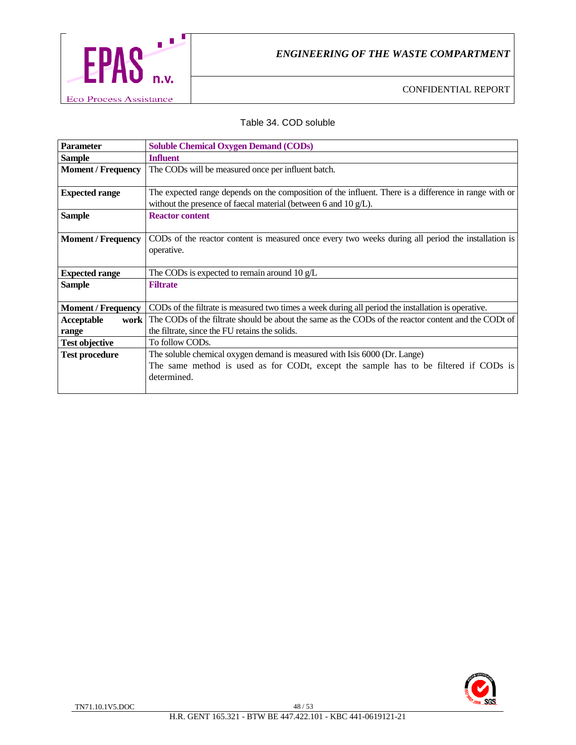Table 34. COD soluble

| **Parameter** | **Soluble Chemical Oxygen Demand (CODs)** |
|---|---|
| **Sample** | **Influent** |
| **Moment / Frequency** | The CODs will be measured once per influent batch. |
| **Expected range** | The expected range depends on the composition of the influent. There is a difference in range with or without the presence of faecal material (between 6 and 10 g/L). |
| **Sample** | **Reactor content** |
| **Moment / Frequency** | CODs of the reactor content is measured once every two weeks during all period the installation is operative. |
| **Expected range** | The CODs is expected to remain around 10 g/L |
| **Sample** | **Filtrate** |
| **Moment / Frequency** | CODs of the filtrate is measured two times a week during all period the installation is operative. |
| **Acceptable work range** | The CODs of the filtrate should be about the same as the CODs of the reactor content and the CODt of the filtrate, since the FU retains the solids. |
| **Test objective** | To follow CODs. |
| **Test procedure** | The soluble chemical oxygen demand is measured with Isis 6000 (Dr. Lange)<br>The same method is used as for CODt, except the sample has to be filtered if CODs is determined. |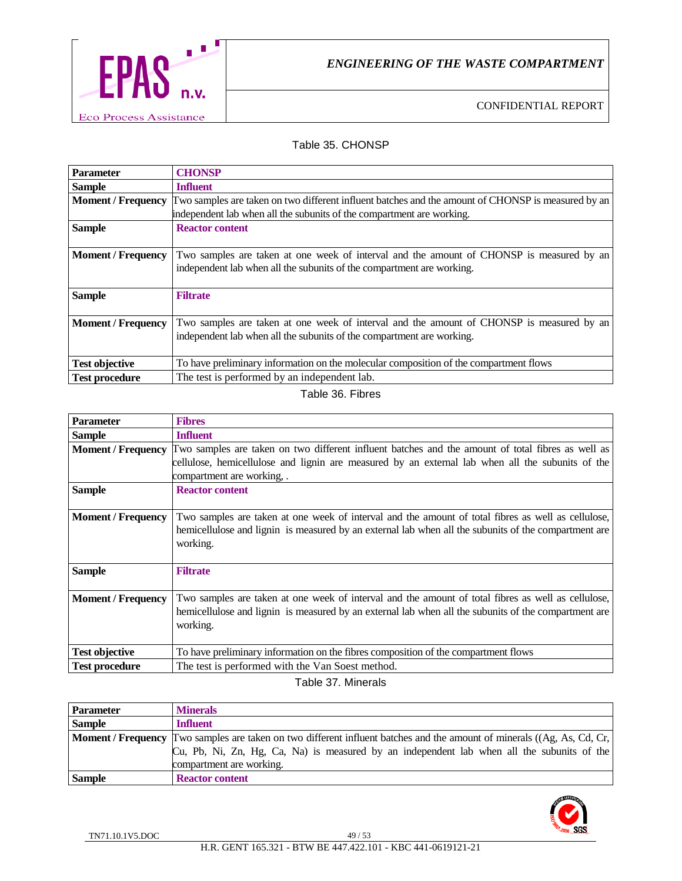Table 35. CHONSP

| Parameter | CHONSP |
|---|---|
| Sample | Influent |
| Moment / Frequency | Two samples are taken on two different influent batches and the amount of CHONSP is measured by an independent lab when all the subunits of the compartment are working. |
| Sample | Reactor content |
| Moment / Frequency | Two samples are taken at one week of interval and the amount of CHONSP is measured by an independent lab when all the subunits of the compartment are working. |
| Sample | Filtrate |
| Moment / Frequency | Two samples are taken at one week of interval and the amount of CHONSP is measured by an independent lab when all the subunits of the compartment are working. |
| Test objective | To have preliminary information on the molecular composition of the compartment flows |
| Test procedure | The test is performed by an independent lab. |

Table 36. Fibres

| Parameter | Fibres |
|---|---|
| Sample | Influent |
| Moment / Frequency | Two samples are taken on two different influent batches and the amount of total fibres as well as cellulose, hemicellulose and lignin are measured by an external lab when all the subunits of the compartment are working, . |
| Sample | Reactor content |
| Moment / Frequency | Two samples are taken at one week of interval and the amount of total fibres as well as cellulose, hemicellulose and lignin is measured by an external lab when all the subunits of the compartment are working. |
| Sample | Filtrate |
| Moment / Frequency | Two samples are taken at one week of interval and the amount of total fibres as well as cellulose, hemicellulose and lignin is measured by an external lab when all the subunits of the compartment are working. |
| Test objective | To have preliminary information on the fibres composition of the compartment flows |
| Test procedure | The test is performed with the Van Soest method. |

Table 37. Minerals

| Parameter | Minerals |
|---|---|
| Sample | Influent |
| Moment / Frequency | Two samples are taken on two different influent batches and the amount of minerals ((Ag, As, Cd, Cr, Cu, Pb, Ni, Zn, Hg, Ca, Na) is measured by an independent lab when all the subunits of the compartment are working. |
| Sample | Reactor content |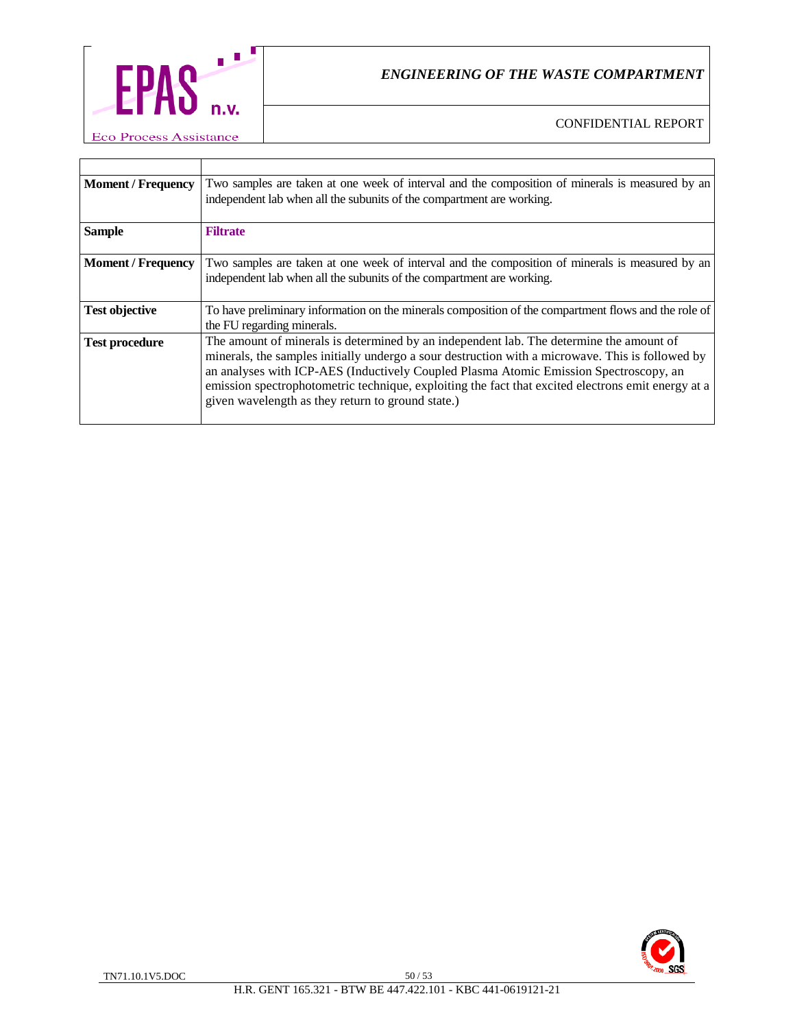| | |
|---|---|
| **Moment / Frequency** | Two samples are taken at one week of interval and the composition of minerals is measured by an independent lab when all the subunits of the compartment are working. |
| **Sample** | **Filtrate** |
| **Moment / Frequency** | Two samples are taken at one week of interval and the composition of minerals is measured by an independent lab when all the subunits of the compartment are working. |
| **Test objective** | To have preliminary information on the minerals composition of the compartment flows and the role of the FU regarding minerals. |
| **Test procedure** | The amount of minerals is determined by an independent lab. The determine the amount of minerals, the samples initially undergo a sour destruction with a microwave. This is followed by an analyses with ICP-AES (Inductively Coupled Plasma Atomic Emission Spectroscopy, an emission spectrophotometric technique, exploiting the fact that excited electrons emit energy at a given wavelength as they return to ground state.) |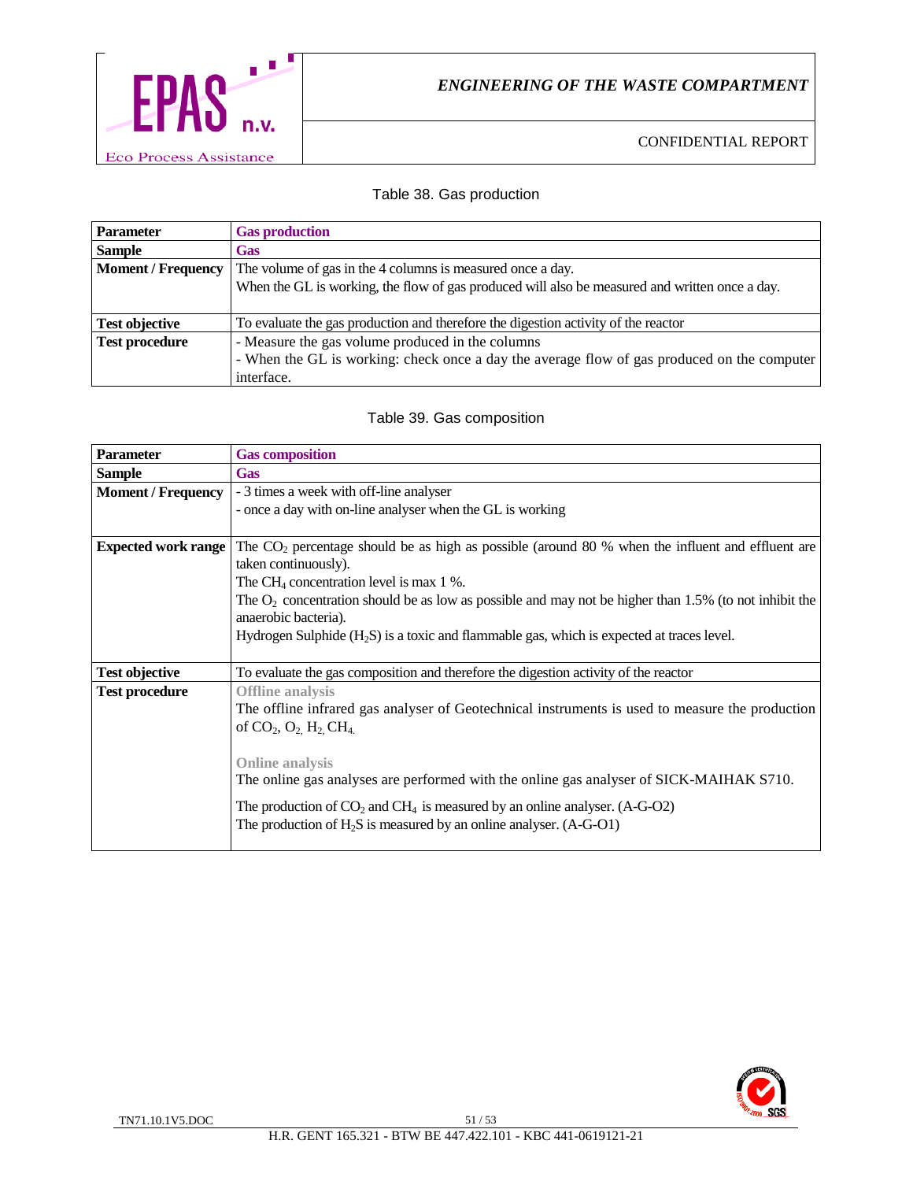Table 38. Gas production

| Parameter | Gas production |
|---|---|
| **Sample** | **Gas** |
| **Moment / Frequency** | The volume of gas in the 4 columns is measured once a day.<br>When the GL is working, the flow of gas produced will also be measured and written once a day. |
| **Test objective** | To evaluate the gas production and therefore the digestion activity of the reactor |
| **Test procedure** | - Measure the gas volume produced in the columns<br>- When the GL is working: check once a day the average flow of gas produced on the computer interface. |

Table 39. Gas composition

| Parameter | Gas composition |
|---|---|
| **Sample** | **Gas** |
| **Moment / Frequency** | - 3 times a week with off-line analyser<br>- once a day with on-line analyser when the GL is working |
| **Expected work range** | The $CO_2$ percentage should be as high as possible (around 80 % when the influent and effluent are taken continuously).<br>The $CH_4$ concentration level is max 1 %.<br>The $O_2$ concentration should be as low as possible and may not be higher than 1.5% (to not inhibit the anaerobic bacteria).<br>Hydrogen Sulphide ($H_2S$) is a toxic and flammable gas, which is expected at traces level. |
| **Test objective** | To evaluate the gas composition and therefore the digestion activity of the reactor |
| **Test procedure** | **Offline analysis**<br>The offline infrared gas analyser of Geotechnical instruments is used to measure the production of $CO_2$, $O_2$, $H_2$, $CH_4$.<br><br>**Online analysis**<br>The online gas analyses are performed with the online gas analyser of SICK-MAIHAK S710.<br>The production of $CO_2$ and $CH_4$ is measured by an online analyser. (A-G-O2)<br>The production of $H_2S$ is measured by an online analyser. (A-G-O1) |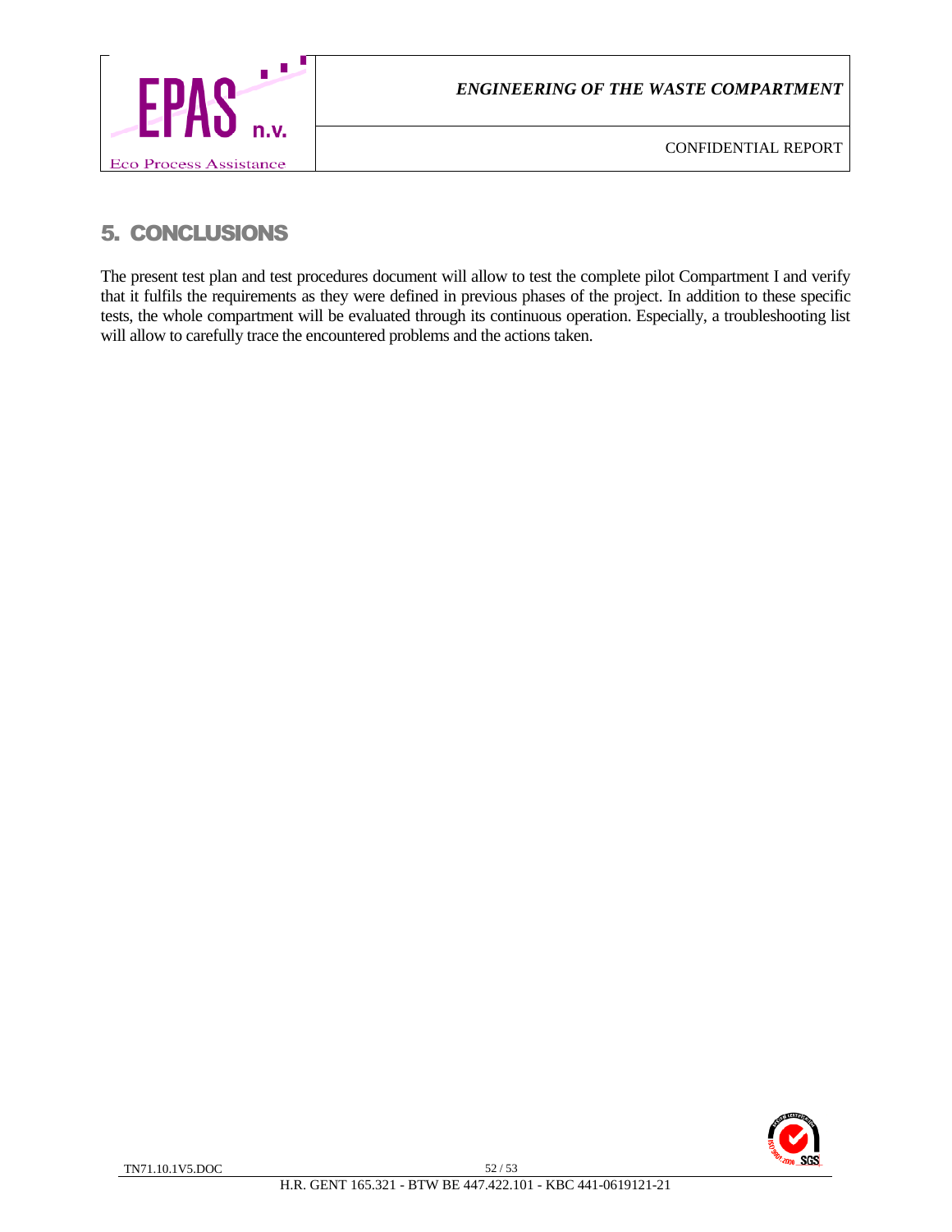# 5. CONCLUSIONS

The present test plan and test procedures document will allow to test the complete pilot Compartment I and verify that it fulfils the requirements as they were defined in previous phases of the project. In addition to these specific tests, the whole compartment will be evaluated through its continuous operation. Especially, a troubleshooting list will allow to carefully trace the encountered problems and the actions taken.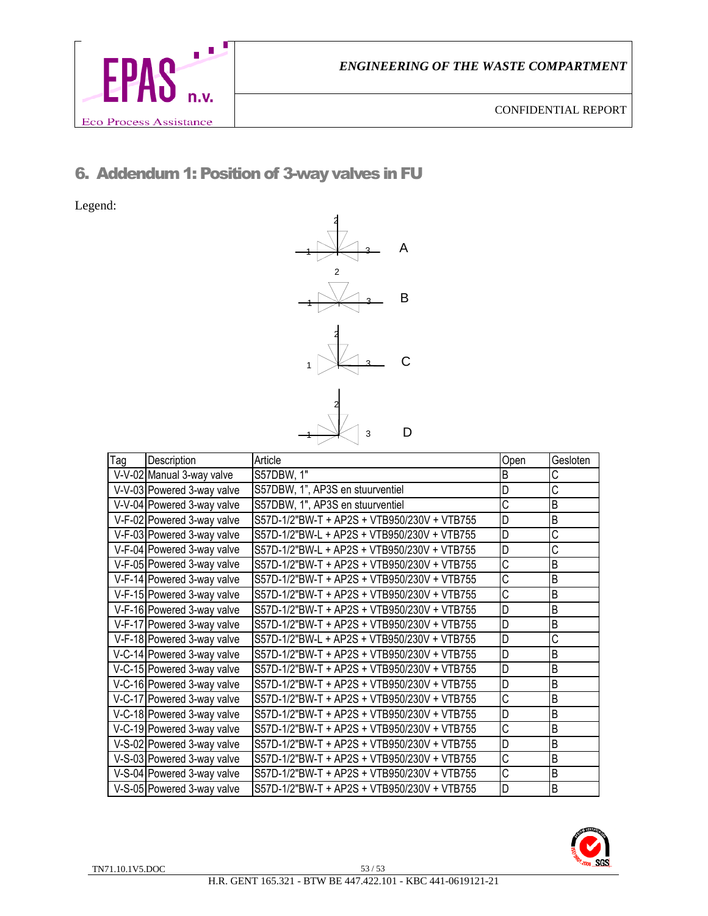## 6. Addendum 1: Position of 3-way valves in FU

Legend:

2
1 3 A
2
1 3 B
2
1 3 C
2
1 3 D

| Tag | Description | Article | Open | Gesloten |
|---|---|---|---|---|
| V-V-02 | Manual 3-way valve | S57DBW, 1" | B | C |
| V-V-03 | Powered 3-way valve | S57DBW, 1", AP3S en stuurventiel | D | C |
| V-V-04 | Powered 3-way valve | S57DBW, 1", AP3S en stuurventiel | C | B |
| V-F-02 | Powered 3-way valve | S57D-1/2"BW-T + AP2S + VTB950/230V + VTB755 | D | B |
| V-F-03 | Powered 3-way valve | S57D-1/2"BW-L + AP2S + VTB950/230V + VTB755 | D | C |
| V-F-04 | Powered 3-way valve | S57D-1/2"BW-L + AP2S + VTB950/230V + VTB755 | D | C |
| V-F-05 | Powered 3-way valve | S57D-1/2"BW-T + AP2S + VTB950/230V + VTB755 | C | B |
| V-F-14 | Powered 3-way valve | S57D-1/2"BW-T + AP2S + VTB950/230V + VTB755 | C | B |
| V-F-15 | Powered 3-way valve | S57D-1/2"BW-T + AP2S + VTB950/230V + VTB755 | C | B |
| V-F-16 | Powered 3-way valve | S57D-1/2"BW-T + AP2S + VTB950/230V + VTB755 | D | B |
| V-F-17 | Powered 3-way valve | S57D-1/2"BW-T + AP2S + VTB950/230V + VTB755 | D | B |
| V-F-18 | Powered 3-way valve | S57D-1/2"BW-L + AP2S + VTB950/230V + VTB755 | D | C |
| V-C-14 | Powered 3-way valve | S57D-1/2"BW-T + AP2S + VTB950/230V + VTB755 | D | B |
| V-C-15 | Powered 3-way valve | S57D-1/2"BW-T + AP2S + VTB950/230V + VTB755 | D | B |
| V-C-16 | Powered 3-way valve | S57D-1/2"BW-T + AP2S + VTB950/230V + VTB755 | D | B |
| V-C-17 | Powered 3-way valve | S57D-1/2"BW-T + AP2S + VTB950/230V + VTB755 | C | B |
| V-C-18 | Powered 3-way valve | S57D-1/2"BW-T + AP2S + VTB950/230V + VTB755 | D | B |
| V-C-19 | Powered 3-way valve | S57D-1/2"BW-T + AP2S + VTB950/230V + VTB755 | C | B |
| V-S-02 | Powered 3-way valve | S57D-1/2"BW-T + AP2S + VTB950/230V + VTB755 | D | B |
| V-S-03 | Powered 3-way valve | S57D-1/2"BW-T + AP2S + VTB950/230V + VTB755 | C | B |
| V-S-04 | Powered 3-way valve | S57D-1/2"BW-T + AP2S + VTB950/230V + VTB755 | C | B |
| V-S-05 | Powered 3-way valve | S57D-1/2"BW-T + AP2S + VTB950/230V + VTB755 | D | B |